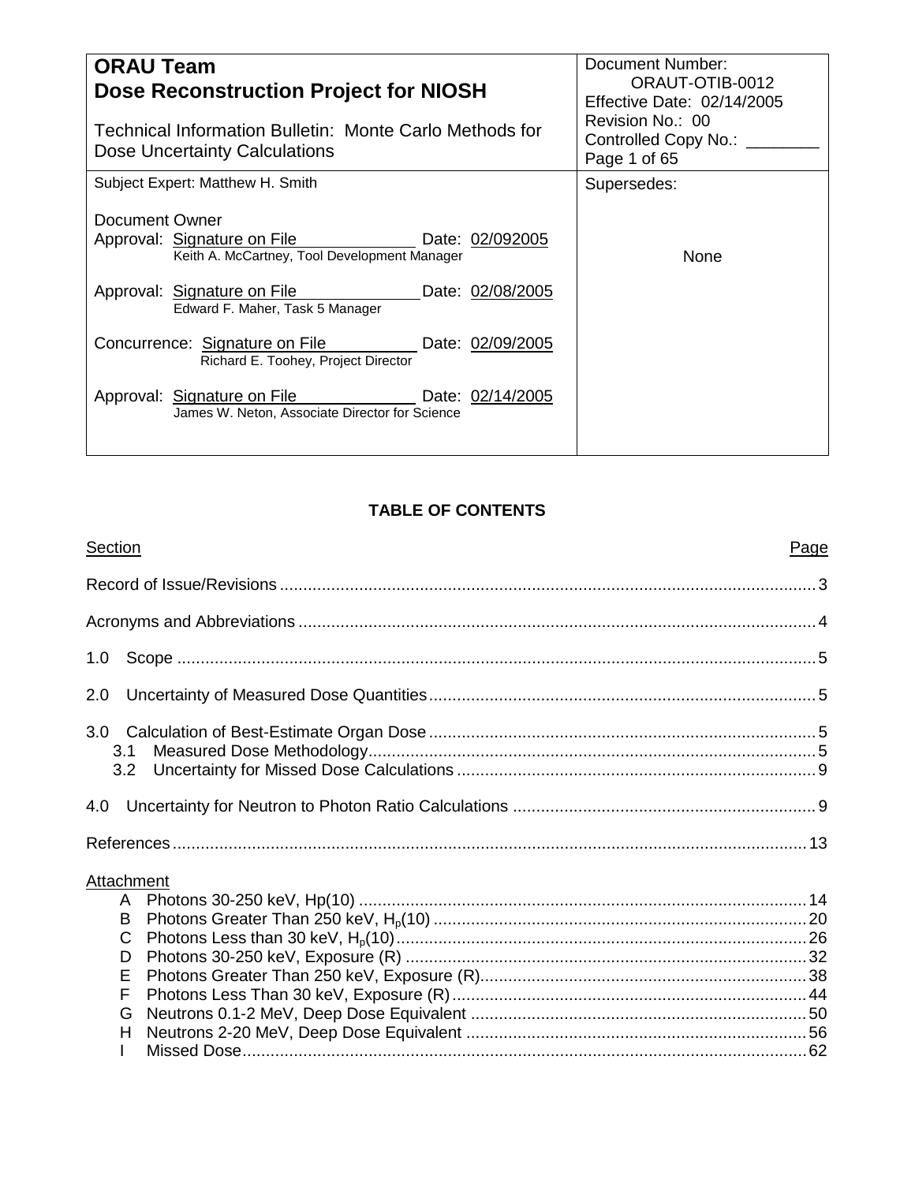| **ORAU Team**<br>**Dose Reconstruction Project for NIOSH**<br><br>Technical Information Bulletin: Monte Carlo Methods for Dose Uncertainty Calculations | Document Number: ORAUT-OTIB-0012<br>Effective Date: 02/14/2005<br>Revision No.: 00<br>Controlled Copy No.: ________<br>Page 1 of 65 |
|---|---|
| Subject Expert: Matthew H. Smith<br><br>Document Owner<br>Approval: Signature on File Date: 02/092005<br>Keith A. McCartney, Tool Development Manager<br><br>Approval: Signature on File Date: 02/08/2005<br>Edward F. Maher, Task 5 Manager<br><br>Concurrence: Signature on File Date: 02/09/2005<br>Richard E. Toohey, Project Director<br><br>Approval: Signature on File Date: 02/14/2005<br>James W. Neton, Associate Director for Science | Supersedes:<br><br>None |

**TABLE OF CONTENTS**

| Section | Page |
|---|---|
| Record of Issue/Revisions | 3 |
| Acronyms and Abbreviations | 4 |
| 1.0 Scope | 5 |
| 2.0 Uncertainty of Measured Dose Quantities | 5 |
| 3.0 Calculation of Best-Estimate Organ Dose | 5 |
| 3.1 Measured Dose Methodology | 5 |
| 3.2 Uncertainty for Missed Dose Calculations | 9 |
| 4.0 Uncertainty for Neutron to Photon Ratio Calculations | 9 |
| References | 13 |
| Attachment | |
| A Photons 30-250 keV, Hp(10) | 14 |
| B Photons Greater Than 250 keV, $H_p(10)$ | 20 |
| C Photons Less than 30 keV, $H_p(10)$ | 26 |
| D Photons 30-250 keV, Exposure (R) | 32 |
| E Photons Greater Than 250 keV, Exposure (R) | 38 |
| F Photons Less Than 30 keV, Exposure (R) | 44 |
| G Neutrons 0.1-2 MeV, Deep Dose Equivalent | 50 |
| H Neutrons 2-20 MeV, Deep Dose Equivalent | 56 |
| I Missed Dose | 62 |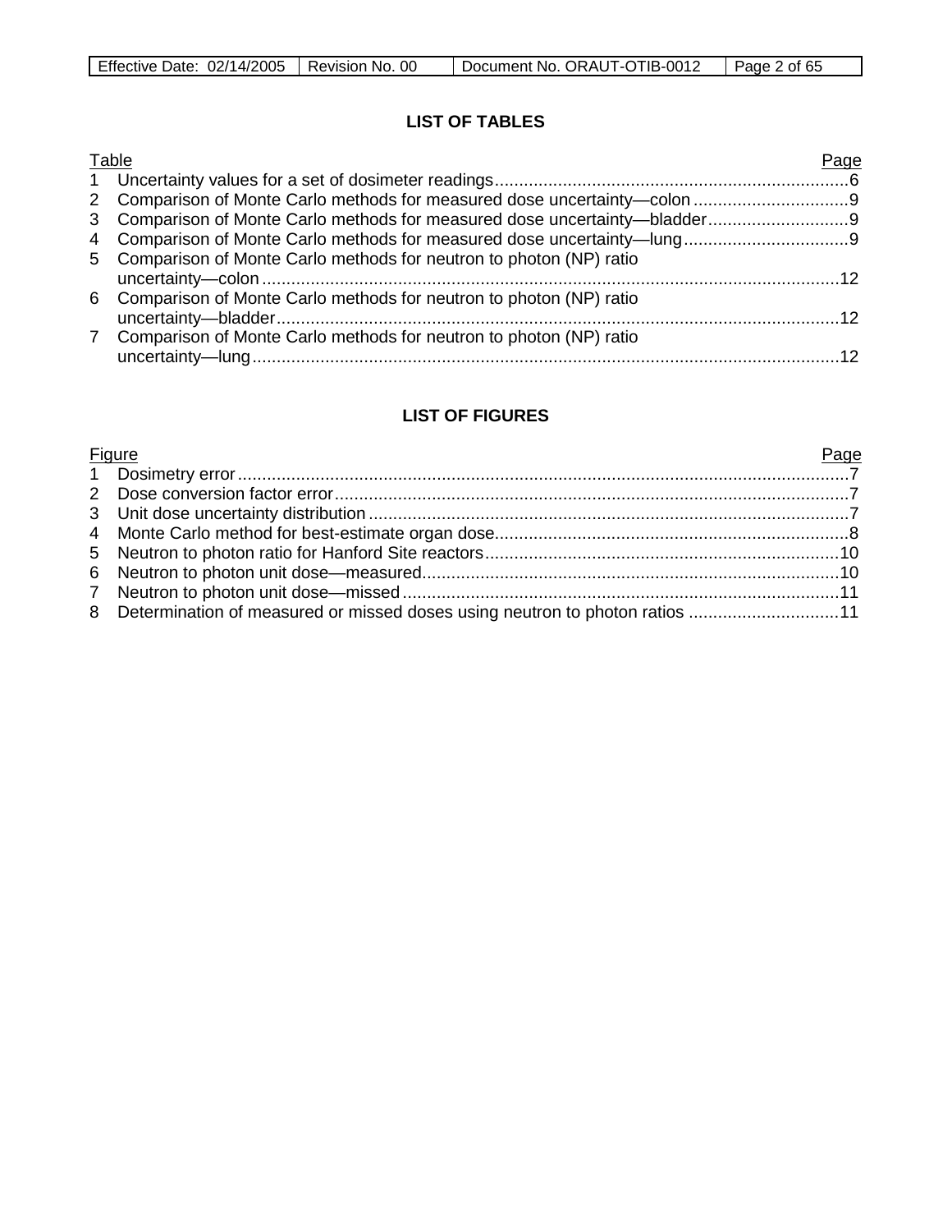## LIST OF TABLES

| Table | | Page |
|---|---|---|
| 1 | Uncertainty values for a set of dosimeter readings | 6 |
| 2 | Comparison of Monte Carlo methods for measured dose uncertainty—colon | 9 |
| 3 | Comparison of Monte Carlo methods for measured dose uncertainty—bladder | 9 |
| 4 | Comparison of Monte Carlo methods for measured dose uncertainty—lung | 9 |
| 5 | Comparison of Monte Carlo methods for neutron to photon (NP) ratio uncertainty—colon | 12 |
| 6 | Comparison of Monte Carlo methods for neutron to photon (NP) ratio uncertainty—bladder | 12 |
| 7 | Comparison of Monte Carlo methods for neutron to photon (NP) ratio uncertainty—lung | 12 |

## LIST OF FIGURES

| Figure | | Page |
|---|---|---|
| 1 | Dosimetry error | 7 |
| 2 | Dose conversion factor error | 7 |
| 3 | Unit dose uncertainty distribution | 7 |
| 4 | Monte Carlo method for best-estimate organ dose | 8 |
| 5 | Neutron to photon ratio for Hanford Site reactors | 10 |
| 6 | Neutron to photon unit dose—measured | 10 |
| 7 | Neutron to photon unit dose—missed | 11 |
| 8 | Determination of measured or missed doses using neutron to photon ratios | 11 |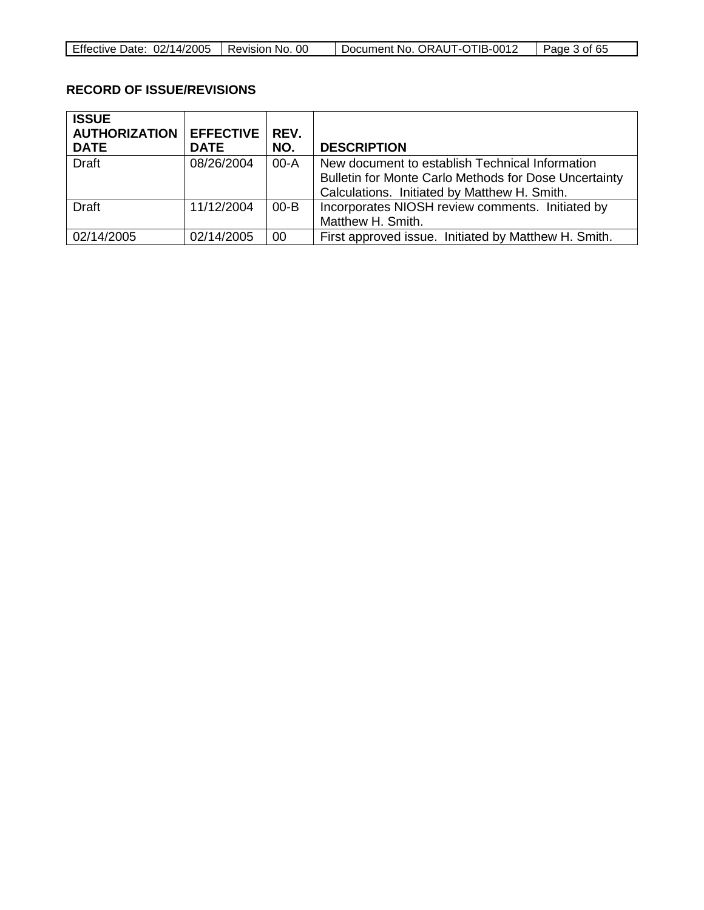## RECORD OF ISSUE/REVISIONS

| ISSUE AUTHORIZATION DATE | EFFECTIVE DATE | REV. NO. | DESCRIPTION |
|---|---|---|---|
| Draft | 08/26/2004 | 00-A | New document to establish Technical Information Bulletin for Monte Carlo Methods for Dose Uncertainty Calculations. Initiated by Matthew H. Smith. |
| Draft | 11/12/2004 | 00-B | Incorporates NIOSH review comments. Initiated by Matthew H. Smith. |
| 02/14/2005 | 02/14/2005 | 00 | First approved issue. Initiated by Matthew H. Smith. |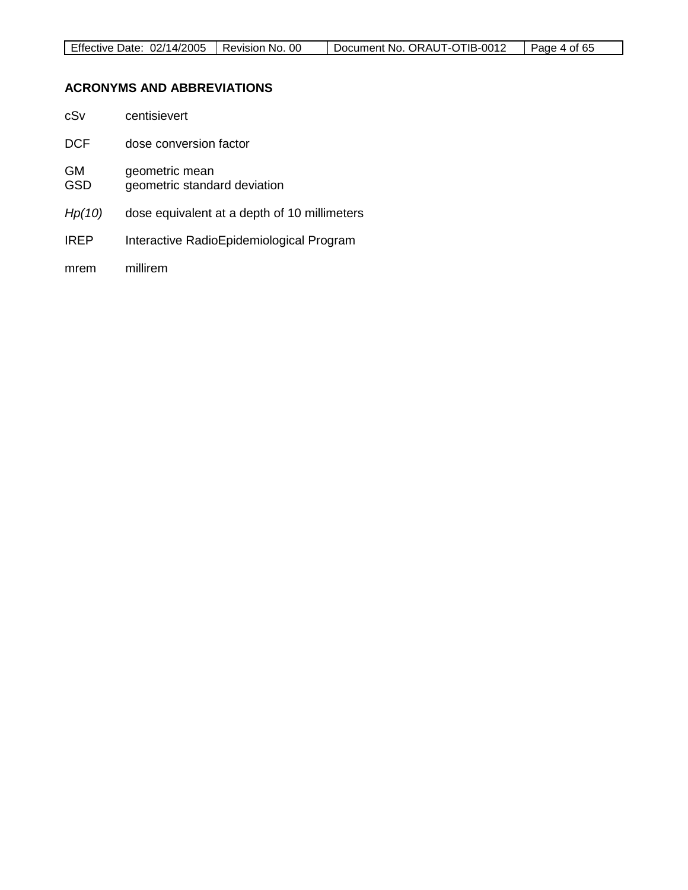## ACRONYMS AND ABBREVIATIONS

cSv centisievert

DCF dose conversion factor

GM geometric mean
GSD geometric standard deviation

*Hp(10)* dose equivalent at a depth of 10 millimeters

IREP Interactive RadioEpidemiological Program

mrem millirem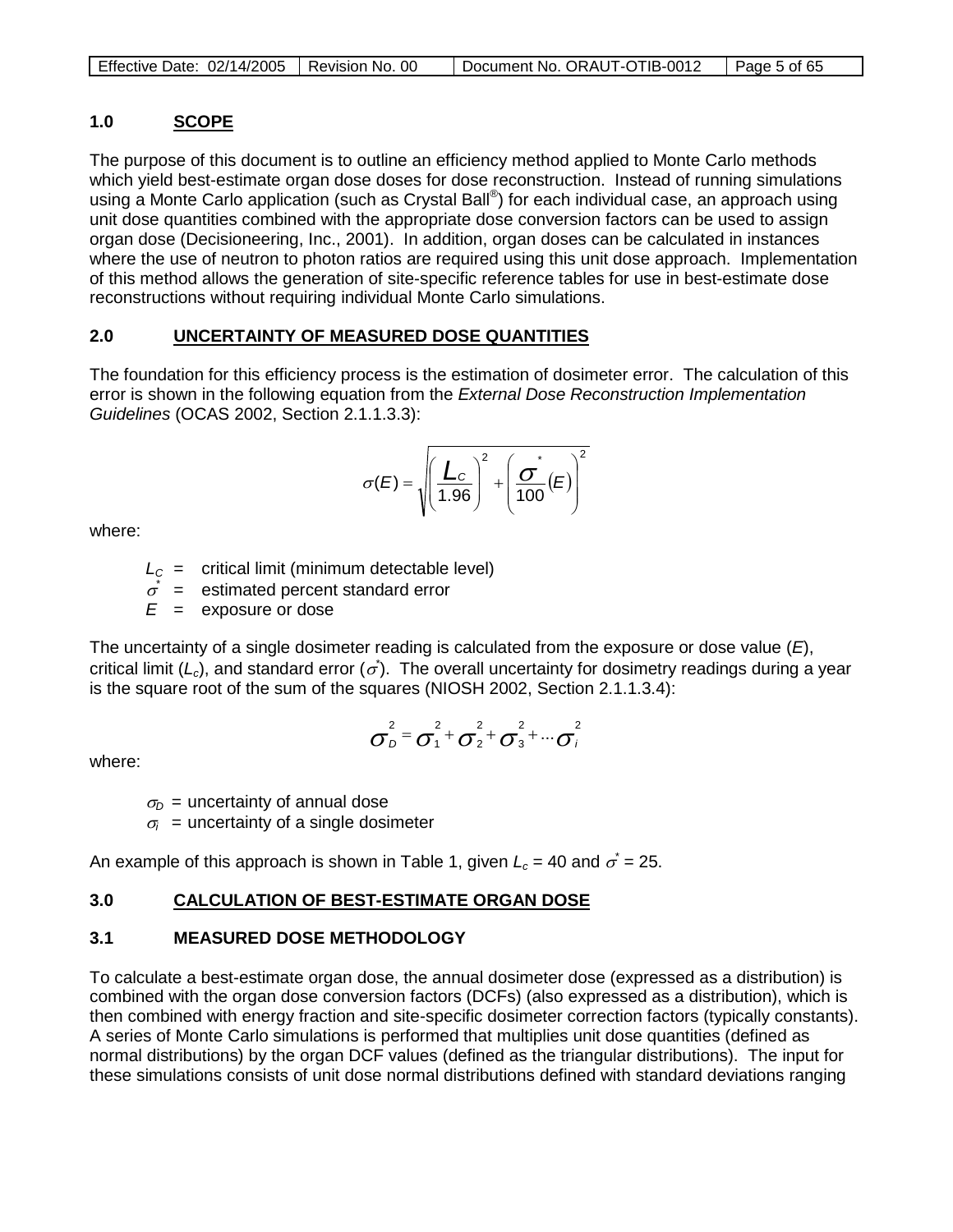## 1.0 SCOPE

The purpose of this document is to outline an efficiency method applied to Monte Carlo methods which yield best-estimate organ dose doses for dose reconstruction. Instead of running simulations using a Monte Carlo application (such as Crystal Ball®) for each individual case, an approach using unit dose quantities combined with the appropriate dose conversion factors can be used to assign organ dose (Decisioneering, Inc., 2001). In addition, organ doses can be calculated in instances where the use of neutron to photon ratios are required using this unit dose approach. Implementation of this method allows the generation of site-specific reference tables for use in best-estimate dose reconstructions without requiring individual Monte Carlo simulations.

## 2.0 UNCERTAINTY OF MEASURED DOSE QUANTITIES

The foundation for this efficiency process is the estimation of dosimeter error. The calculation of this error is shown in the following equation from the *External Dose Reconstruction Implementation Guidelines* (OCAS 2002, Section 2.1.1.3.3):

$$\sigma(E) = \sqrt{\left(\frac{L_C}{1.96}\right)^2 + \left(\frac{\sigma^*}{100}(E)\right)^2}$$

where:

$L_C$ = critical limit (minimum detectable level)
$\sigma^*$ = estimated percent standard error
$E$ = exposure or dose

The uncertainty of a single dosimeter reading is calculated from the exposure or dose value ($E$), critical limit ($L_c$), and standard error ($\sigma^*$). The overall uncertainty for dosimetry readings during a year is the square root of the sum of the squares (NIOSH 2002, Section 2.1.1.3.4):

$$\sigma_D^2 = \sigma_1^2 + \sigma_2^2 + \sigma_3^2 + \cdots \sigma_i^2$$

where:

$\sigma_D$ = uncertainty of annual dose
$\sigma_i$ = uncertainty of a single dosimeter

An example of this approach is shown in Table 1, given $L_c$ = 40 and $\sigma^*$ = 25.

## 3.0 CALCULATION OF BEST-ESTIMATE ORGAN DOSE

### 3.1 MEASURED DOSE METHODOLOGY

To calculate a best-estimate organ dose, the annual dosimeter dose (expressed as a distribution) is combined with the organ dose conversion factors (DCFs) (also expressed as a distribution), which is then combined with energy fraction and site-specific dosimeter correction factors (typically constants). A series of Monte Carlo simulations is performed that multiplies unit dose quantities (defined as normal distributions) by the organ DCF values (defined as the triangular distributions). The input for these simulations consists of unit dose normal distributions defined with standard deviations ranging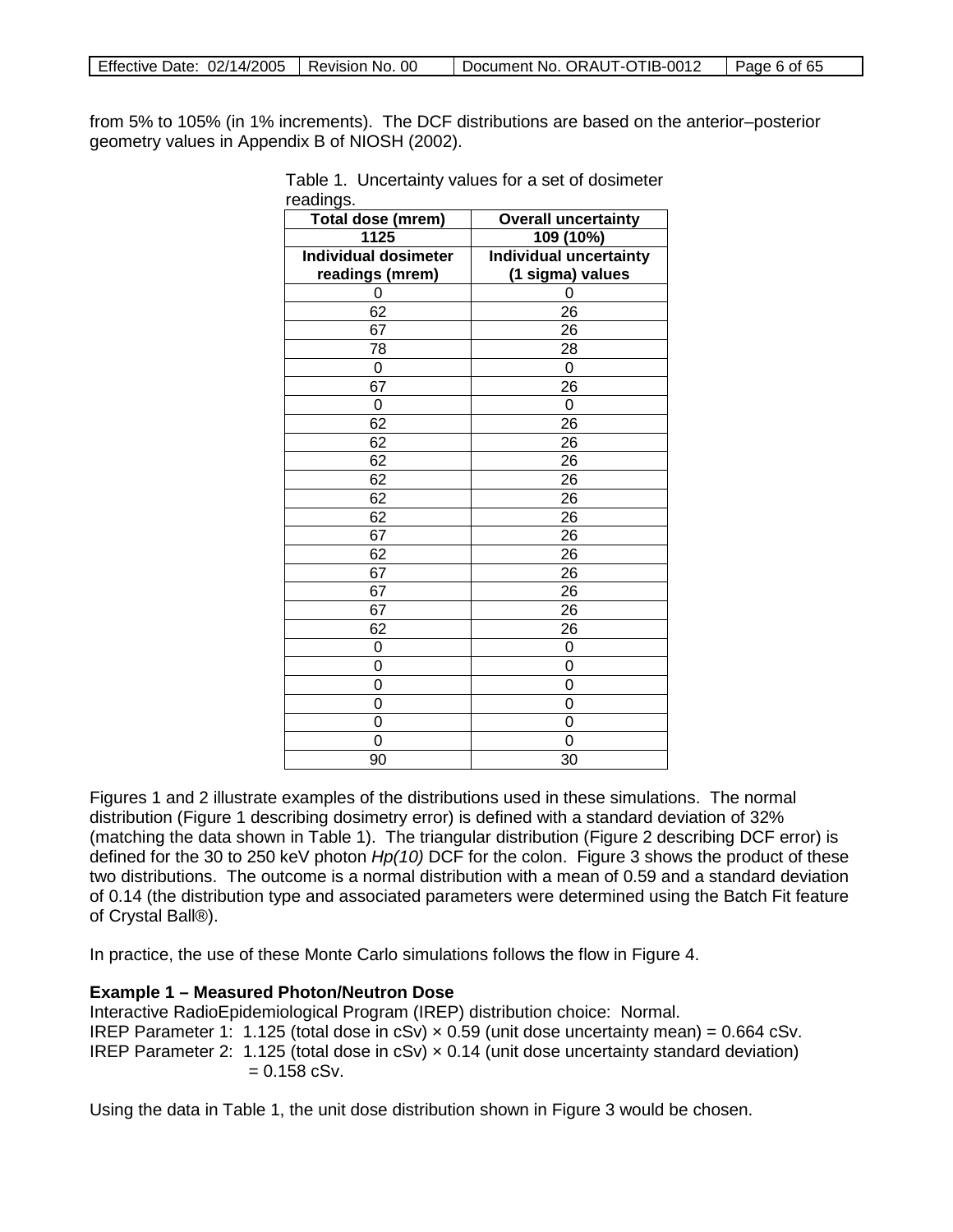from 5% to 105% (in 1% increments). The DCF distributions are based on the anterior–posterior geometry values in Appendix B of NIOSH (2002).

Table 1. Uncertainty values for a set of dosimeter readings.

| Total dose (mrem) | Overall uncertainty |
|---|---|
| **1125** | **109 (10%)** |
| **Individual dosimeter readings (mrem)** | **Individual uncertainty (1 sigma) values** |
| 0 | 0 |
| 62 | 26 |
| 67 | 26 |
| 78 | 28 |
| 0 | 0 |
| 67 | 26 |
| 0 | 0 |
| 62 | 26 |
| 62 | 26 |
| 62 | 26 |
| 62 | 26 |
| 62 | 26 |
| 62 | 26 |
| 67 | 26 |
| 62 | 26 |
| 67 | 26 |
| 67 | 26 |
| 67 | 26 |
| 62 | 26 |
| 0 | 0 |
| 0 | 0 |
| 0 | 0 |
| 0 | 0 |
| 0 | 0 |
| 0 | 0 |
| 90 | 30 |

Figures 1 and 2 illustrate examples of the distributions used in these simulations. The normal distribution (Figure 1 describing dosimetry error) is defined with a standard deviation of 32% (matching the data shown in Table 1). The triangular distribution (Figure 2 describing DCF error) is defined for the 30 to 250 keV photon *Hp(10)* DCF for the colon. Figure 3 shows the product of these two distributions. The outcome is a normal distribution with a mean of 0.59 and a standard deviation of 0.14 (the distribution type and associated parameters were determined using the Batch Fit feature of Crystal Ball®).

In practice, the use of these Monte Carlo simulations follows the flow in Figure 4.

**Example 1 – Measured Photon/Neutron Dose**

Interactive RadioEpidemiological Program (IREP) distribution choice: Normal.

IREP Parameter 1: 1.125 (total dose in cSv) × 0.59 (unit dose uncertainty mean) = 0.664 cSv.

IREP Parameter 2: 1.125 (total dose in cSv) × 0.14 (unit dose uncertainty standard deviation) = 0.158 cSv.

Using the data in Table 1, the unit dose distribution shown in Figure 3 would be chosen.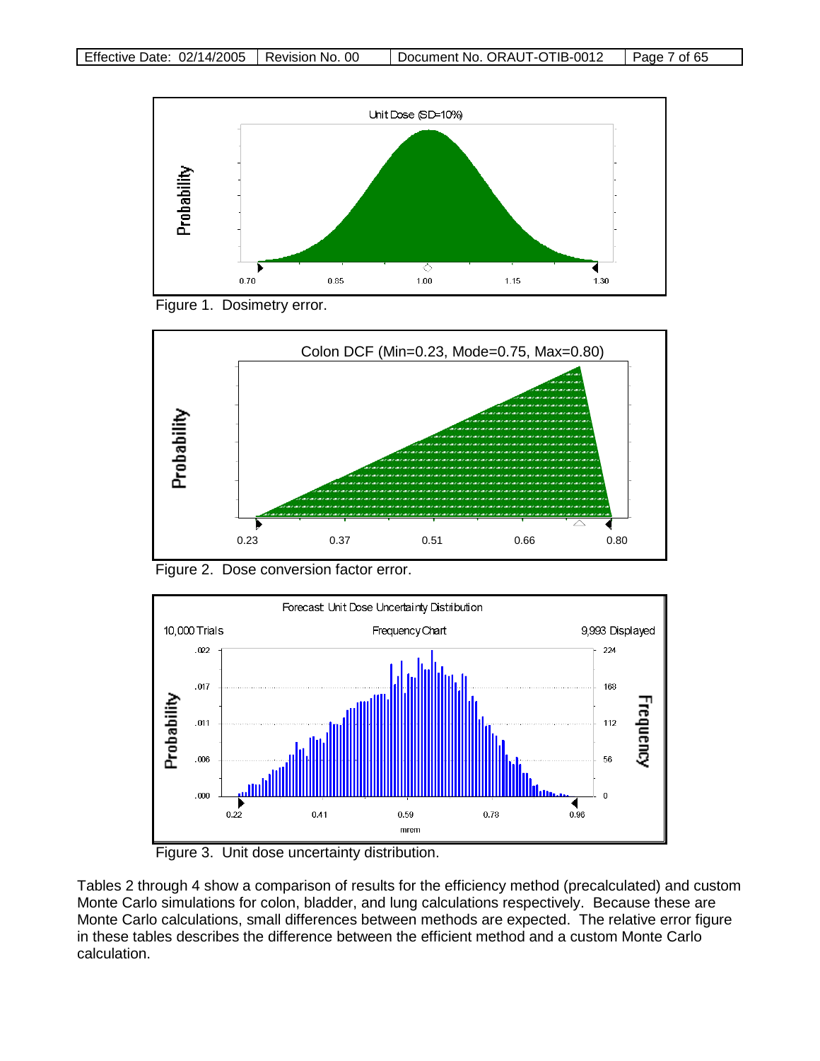Figure 1. Dosimetry error.

Figure 2. Dose conversion factor error.

Figure 3. Unit dose uncertainty distribution.

Tables 2 through 4 show a comparison of results for the efficiency method (precalculated) and custom Monte Carlo simulations for colon, bladder, and lung calculations respectively. Because these are Monte Carlo calculations, small differences between methods are expected. The relative error figure in these tables describes the difference between the efficient method and a custom Monte Carlo calculation.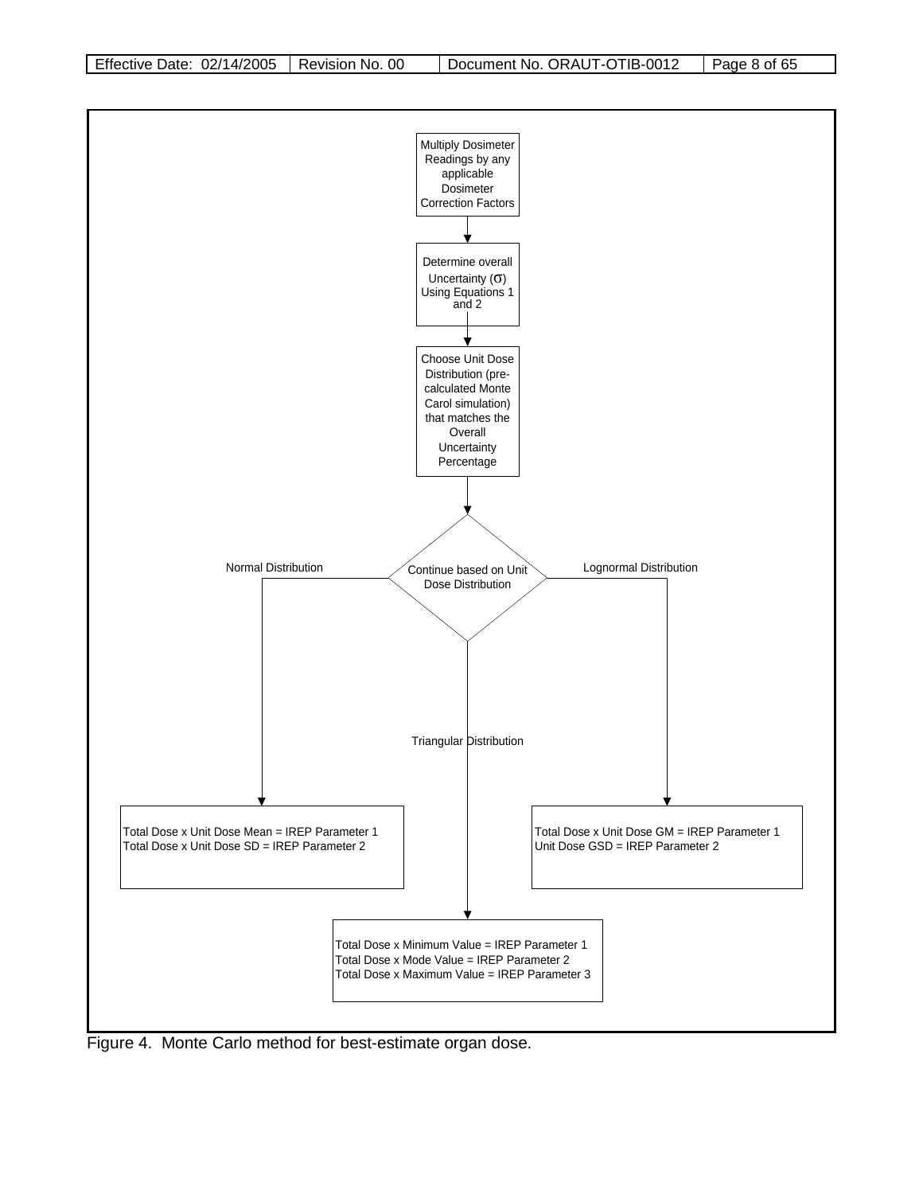Multiply Dosimeter Readings by any applicable Dosimeter Correction Factors

↓

Determine overall Uncertainty (σ) Using Equations 1 and 2

↓

Choose Unit Dose Distribution (pre-calculated Monte Carol simulation) that matches the Overall Uncertainty Percentage

↓

Continue based on Unit Dose Distribution

- Normal Distribution:
  - Total Dose x Unit Dose Mean = IREP Parameter 1
  - Total Dose x Unit Dose SD = IREP Parameter 2
- Triangular Distribution:
  - Total Dose x Minimum Value = IREP Parameter 1
  - Total Dose x Mode Value = IREP Parameter 2
  - Total Dose x Maximum Value = IREP Parameter 3
- Lognormal Distribution:
  - Total Dose x Unit Dose GM = IREP Parameter 1
  - Unit Dose GSD = IREP Parameter 2

Figure 4. Monte Carlo method for best-estimate organ dose.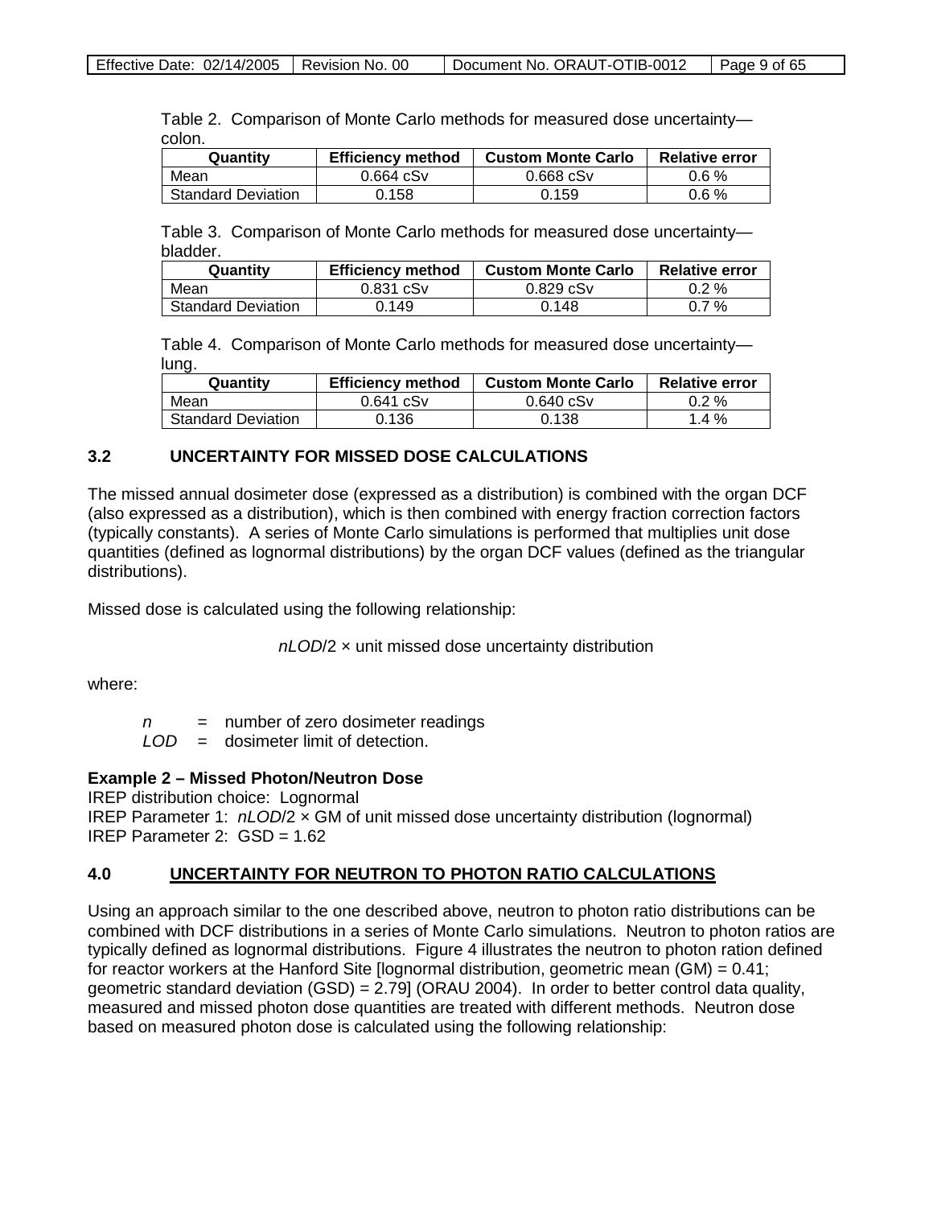Table 2. Comparison of Monte Carlo methods for measured dose uncertainty—colon.

| Quantity | Efficiency method | Custom Monte Carlo | Relative error |
|---|---|---|---|
| Mean | 0.664 cSv | 0.668 cSv | 0.6 % |
| Standard Deviation | 0.158 | 0.159 | 0.6 % |

Table 3. Comparison of Monte Carlo methods for measured dose uncertainty—bladder.

| Quantity | Efficiency method | Custom Monte Carlo | Relative error |
|---|---|---|---|
| Mean | 0.831 cSv | 0.829 cSv | 0.2 % |
| Standard Deviation | 0.149 | 0.148 | 0.7 % |

Table 4. Comparison of Monte Carlo methods for measured dose uncertainty—lung.

| Quantity | Efficiency method | Custom Monte Carlo | Relative error |
|---|---|---|---|
| Mean | 0.641 cSv | 0.640 cSv | 0.2 % |
| Standard Deviation | 0.136 | 0.138 | 1.4 % |

## 3.2 UNCERTAINTY FOR MISSED DOSE CALCULATIONS

The missed annual dosimeter dose (expressed as a distribution) is combined with the organ DCF (also expressed as a distribution), which is then combined with energy fraction correction factors (typically constants). A series of Monte Carlo simulations is performed that multiplies unit dose quantities (defined as lognormal distributions) by the organ DCF values (defined as the triangular distributions).

Missed dose is calculated using the following relationship:

$$nLOD/2 \times \text{unit missed dose uncertainty distribution}$$

where:

$n$ = number of zero dosimeter readings
$LOD$ = dosimeter limit of detection.

**Example 2 – Missed Photon/Neutron Dose**
IREP distribution choice: Lognormal
IREP Parameter 1: $nLOD/2$ × GM of unit missed dose uncertainty distribution (lognormal)
IREP Parameter 2: GSD = 1.62

## 4.0 UNCERTAINTY FOR NEUTRON TO PHOTON RATIO CALCULATIONS

Using an approach similar to the one described above, neutron to photon ratio distributions can be combined with DCF distributions in a series of Monte Carlo simulations. Neutron to photon ratios are typically defined as lognormal distributions. Figure 4 illustrates the neutron to photon ration defined for reactor workers at the Hanford Site [lognormal distribution, geometric mean (GM) = 0.41; geometric standard deviation (GSD) = 2.79] (ORAU 2004). In order to better control data quality, measured and missed photon dose quantities are treated with different methods. Neutron dose based on measured photon dose is calculated using the following relationship: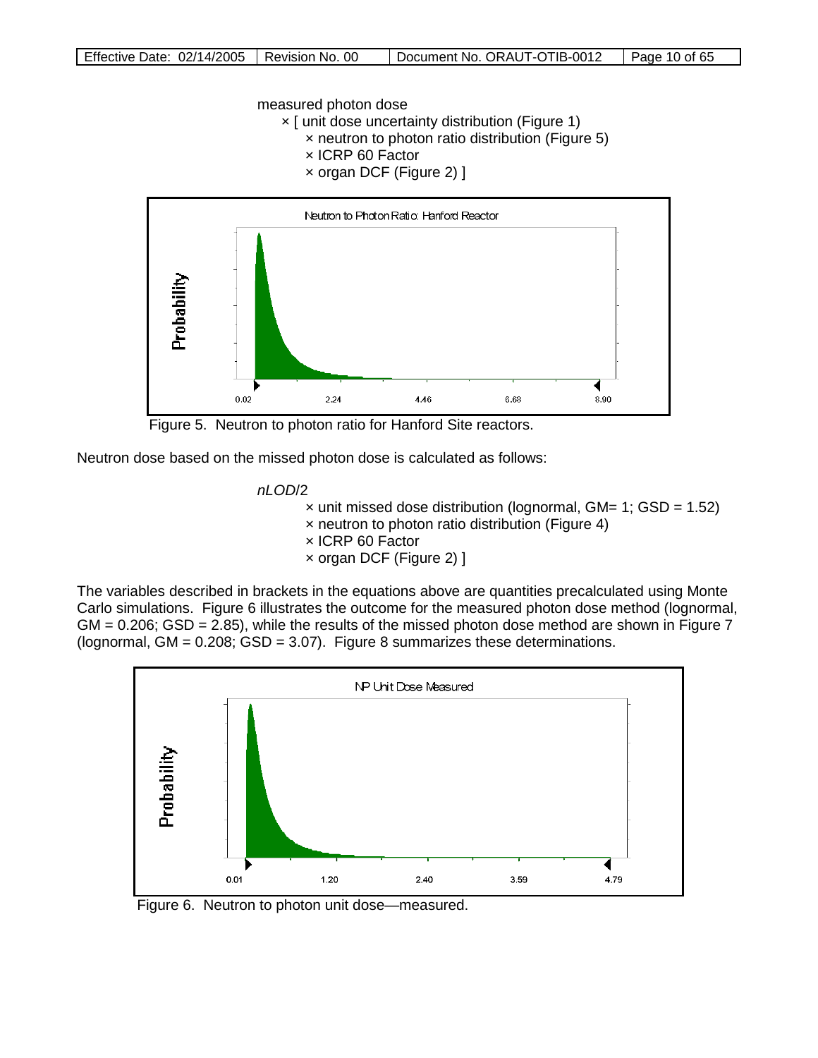measured photon dose
× [ unit dose uncertainty distribution (Figure 1)
× neutron to photon ratio distribution (Figure 5)
× ICRP 60 Factor
× organ DCF (Figure 2) ]

Figure 5. Neutron to photon ratio for Hanford Site reactors.

Neutron dose based on the missed photon dose is calculated as follows:

*nLOD*/2
× unit missed dose distribution (lognormal, GM= 1; GSD = 1.52)
× neutron to photon ratio distribution (Figure 4)
× ICRP 60 Factor
× organ DCF (Figure 2) ]

The variables described in brackets in the equations above are quantities precalculated using Monte Carlo simulations. Figure 6 illustrates the outcome for the measured photon dose method (lognormal, GM = 0.206; GSD = 2.85), while the results of the missed photon dose method are shown in Figure 7 (lognormal, GM = 0.208; GSD = 3.07). Figure 8 summarizes these determinations.

Figure 6. Neutron to photon unit dose—measured.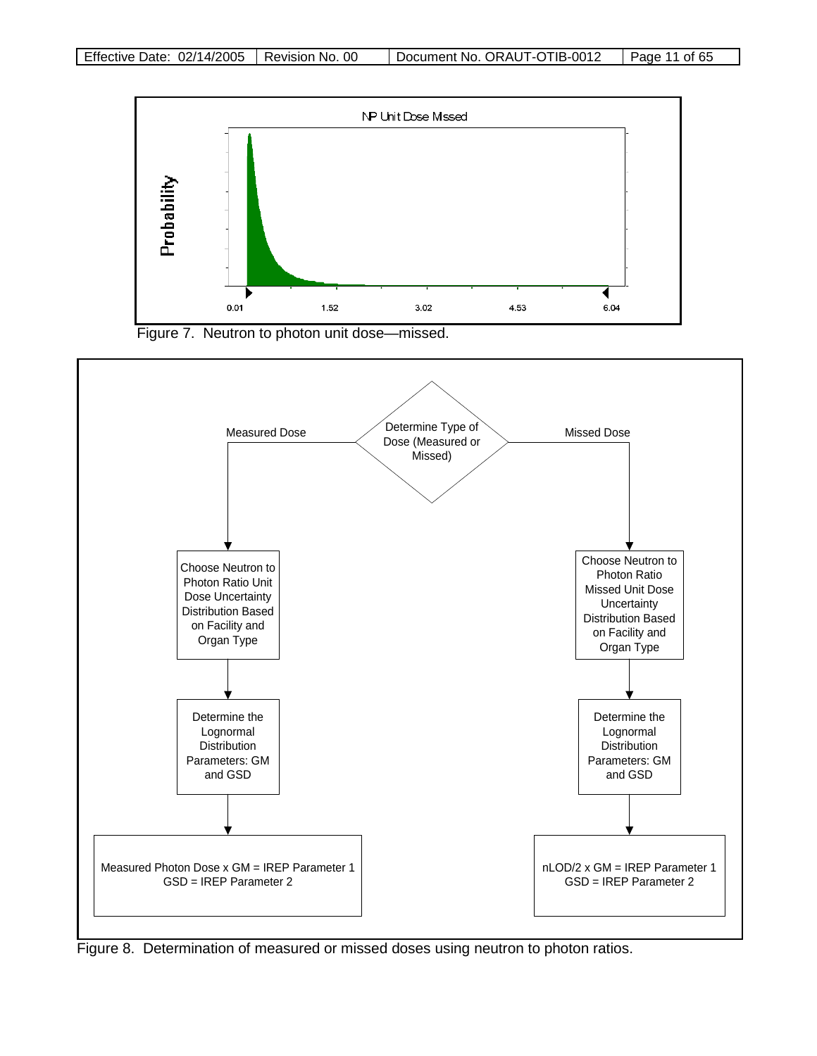Figure 7. Neutron to photon unit dose—missed.

Determine Type of Dose (Measured or Missed)

**Measured Dose:**

1. Choose Neutron to Photon Ratio Unit Dose Uncertainty Distribution Based on Facility and Organ Type
2. Determine the Lognormal Distribution Parameters: GM and GSD
3. Measured Photon Dose x GM = IREP Parameter 1
   GSD = IREP Parameter 2

**Missed Dose:**

1. Choose Neutron to Photon Ratio Missed Unit Dose Uncertainty Distribution Based on Facility and Organ Type
2. Determine the Lognormal Distribution Parameters: GM and GSD
3. nLOD/2 x GM = IREP Parameter 1
   GSD = IREP Parameter 2

Figure 8. Determination of measured or missed doses using neutron to photon ratios.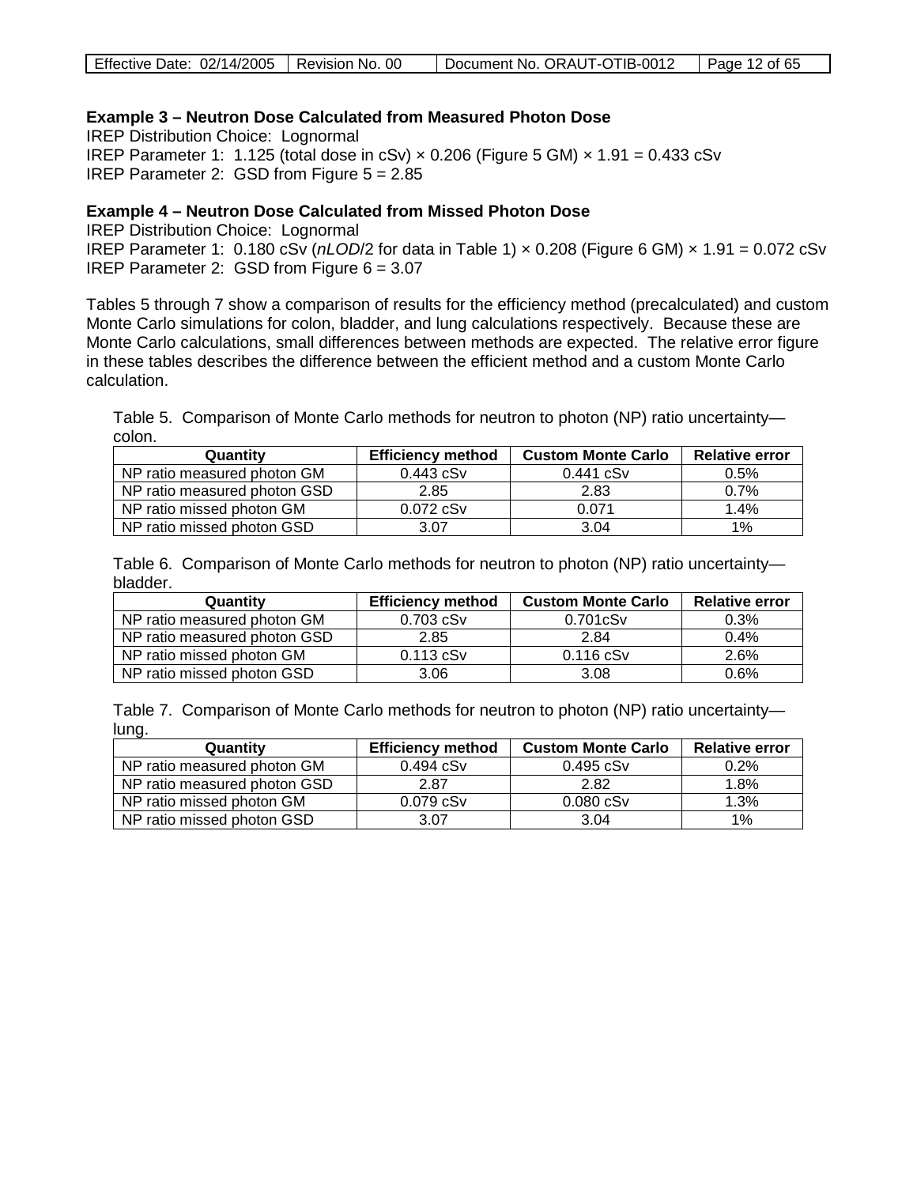**Example 3 – Neutron Dose Calculated from Measured Photon Dose**

IREP Distribution Choice: Lognormal

IREP Parameter 1: 1.125 (total dose in cSv) × 0.206 (Figure 5 GM) × 1.91 = 0.433 cSv

IREP Parameter 2: GSD from Figure 5 = 2.85

**Example 4 – Neutron Dose Calculated from Missed Photon Dose**

IREP Distribution Choice: Lognormal

IREP Parameter 1: 0.180 cSv (*nLOD*/2 for data in Table 1) × 0.208 (Figure 6 GM) × 1.91 = 0.072 cSv

IREP Parameter 2: GSD from Figure 6 = 3.07

Tables 5 through 7 show a comparison of results for the efficiency method (precalculated) and custom Monte Carlo simulations for colon, bladder, and lung calculations respectively. Because these are Monte Carlo calculations, small differences between methods are expected. The relative error figure in these tables describes the difference between the efficient method and a custom Monte Carlo calculation.

Table 5. Comparison of Monte Carlo methods for neutron to photon (NP) ratio uncertainty—colon.

| Quantity | Efficiency method | Custom Monte Carlo | Relative error |
|---|---|---|---|
| NP ratio measured photon GM | 0.443 cSv | 0.441 cSv | 0.5% |
| NP ratio measured photon GSD | 2.85 | 2.83 | 0.7% |
| NP ratio missed photon GM | 0.072 cSv | 0.071 | 1.4% |
| NP ratio missed photon GSD | 3.07 | 3.04 | 1% |

Table 6. Comparison of Monte Carlo methods for neutron to photon (NP) ratio uncertainty—bladder.

| Quantity | Efficiency method | Custom Monte Carlo | Relative error |
|---|---|---|---|
| NP ratio measured photon GM | 0.703 cSv | 0.701cSv | 0.3% |
| NP ratio measured photon GSD | 2.85 | 2.84 | 0.4% |
| NP ratio missed photon GM | 0.113 cSv | 0.116 cSv | 2.6% |
| NP ratio missed photon GSD | 3.06 | 3.08 | 0.6% |

Table 7. Comparison of Monte Carlo methods for neutron to photon (NP) ratio uncertainty—lung.

| Quantity | Efficiency method | Custom Monte Carlo | Relative error |
|---|---|---|---|
| NP ratio measured photon GM | 0.494 cSv | 0.495 cSv | 0.2% |
| NP ratio measured photon GSD | 2.87 | 2.82 | 1.8% |
| NP ratio missed photon GM | 0.079 cSv | 0.080 cSv | 1.3% |
| NP ratio missed photon GSD | 3.07 | 3.04 | 1% |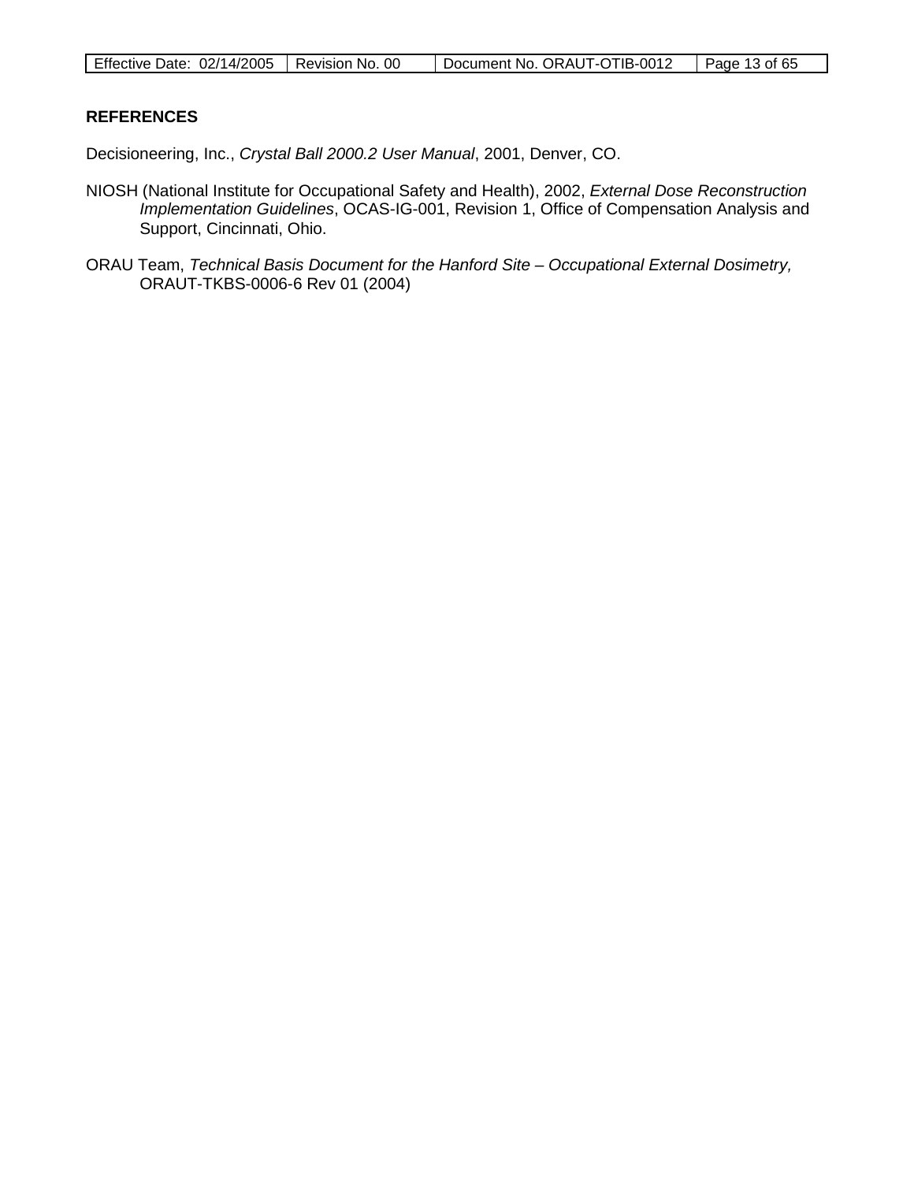## REFERENCES

Decisioneering, Inc., *Crystal Ball 2000.2 User Manual*, 2001, Denver, CO.

NIOSH (National Institute for Occupational Safety and Health), 2002, *External Dose Reconstruction Implementation Guidelines*, OCAS-IG-001, Revision 1, Office of Compensation Analysis and Support, Cincinnati, Ohio.

ORAU Team, *Technical Basis Document for the Hanford Site – Occupational External Dosimetry,* ORAUT-TKBS-0006-6 Rev 01 (2004)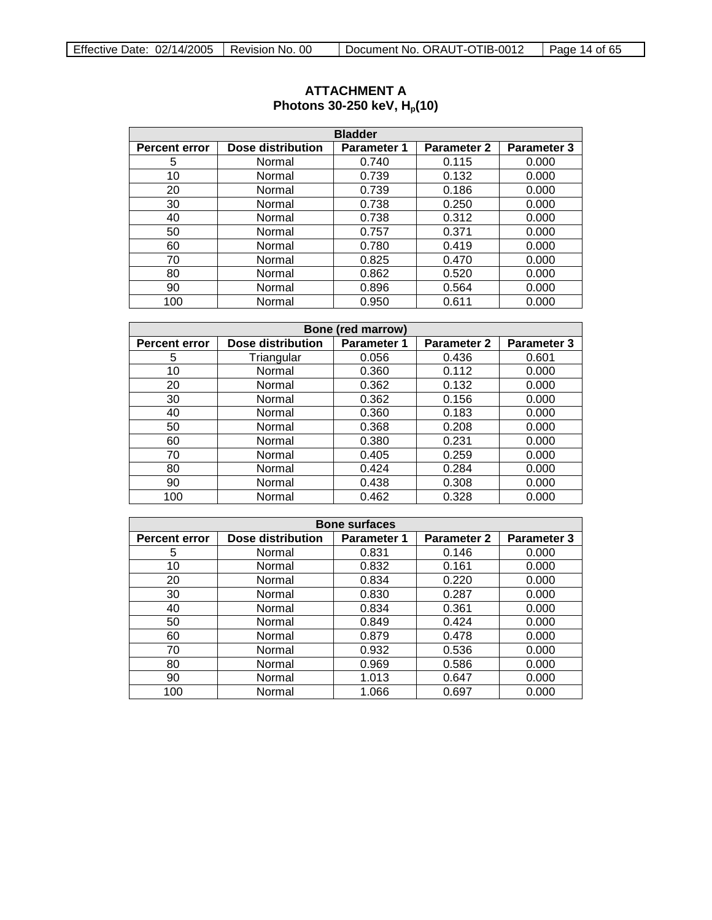**ATTACHMENT A**
**Photons 30-250 keV, $H_p(10)$**

| Bladder | | | | |
|---|---|---|---|---|
| **Percent error** | **Dose distribution** | **Parameter 1** | **Parameter 2** | **Parameter 3** |
| 5 | Normal | 0.740 | 0.115 | 0.000 |
| 10 | Normal | 0.739 | 0.132 | 0.000 |
| 20 | Normal | 0.739 | 0.186 | 0.000 |
| 30 | Normal | 0.738 | 0.250 | 0.000 |
| 40 | Normal | 0.738 | 0.312 | 0.000 |
| 50 | Normal | 0.757 | 0.371 | 0.000 |
| 60 | Normal | 0.780 | 0.419 | 0.000 |
| 70 | Normal | 0.825 | 0.470 | 0.000 |
| 80 | Normal | 0.862 | 0.520 | 0.000 |
| 90 | Normal | 0.896 | 0.564 | 0.000 |
| 100 | Normal | 0.950 | 0.611 | 0.000 |

| Bone (red marrow) | | | | |
|---|---|---|---|---|
| **Percent error** | **Dose distribution** | **Parameter 1** | **Parameter 2** | **Parameter 3** |
| 5 | Triangular | 0.056 | 0.436 | 0.601 |
| 10 | Normal | 0.360 | 0.112 | 0.000 |
| 20 | Normal | 0.362 | 0.132 | 0.000 |
| 30 | Normal | 0.362 | 0.156 | 0.000 |
| 40 | Normal | 0.360 | 0.183 | 0.000 |
| 50 | Normal | 0.368 | 0.208 | 0.000 |
| 60 | Normal | 0.380 | 0.231 | 0.000 |
| 70 | Normal | 0.405 | 0.259 | 0.000 |
| 80 | Normal | 0.424 | 0.284 | 0.000 |
| 90 | Normal | 0.438 | 0.308 | 0.000 |
| 100 | Normal | 0.462 | 0.328 | 0.000 |

| Bone surfaces | | | | |
|---|---|---|---|---|
| **Percent error** | **Dose distribution** | **Parameter 1** | **Parameter 2** | **Parameter 3** |
| 5 | Normal | 0.831 | 0.146 | 0.000 |
| 10 | Normal | 0.832 | 0.161 | 0.000 |
| 20 | Normal | 0.834 | 0.220 | 0.000 |
| 30 | Normal | 0.830 | 0.287 | 0.000 |
| 40 | Normal | 0.834 | 0.361 | 0.000 |
| 50 | Normal | 0.849 | 0.424 | 0.000 |
| 60 | Normal | 0.879 | 0.478 | 0.000 |
| 70 | Normal | 0.932 | 0.536 | 0.000 |
| 80 | Normal | 0.969 | 0.586 | 0.000 |
| 90 | Normal | 1.013 | 0.647 | 0.000 |
| 100 | Normal | 1.066 | 0.697 | 0.000 |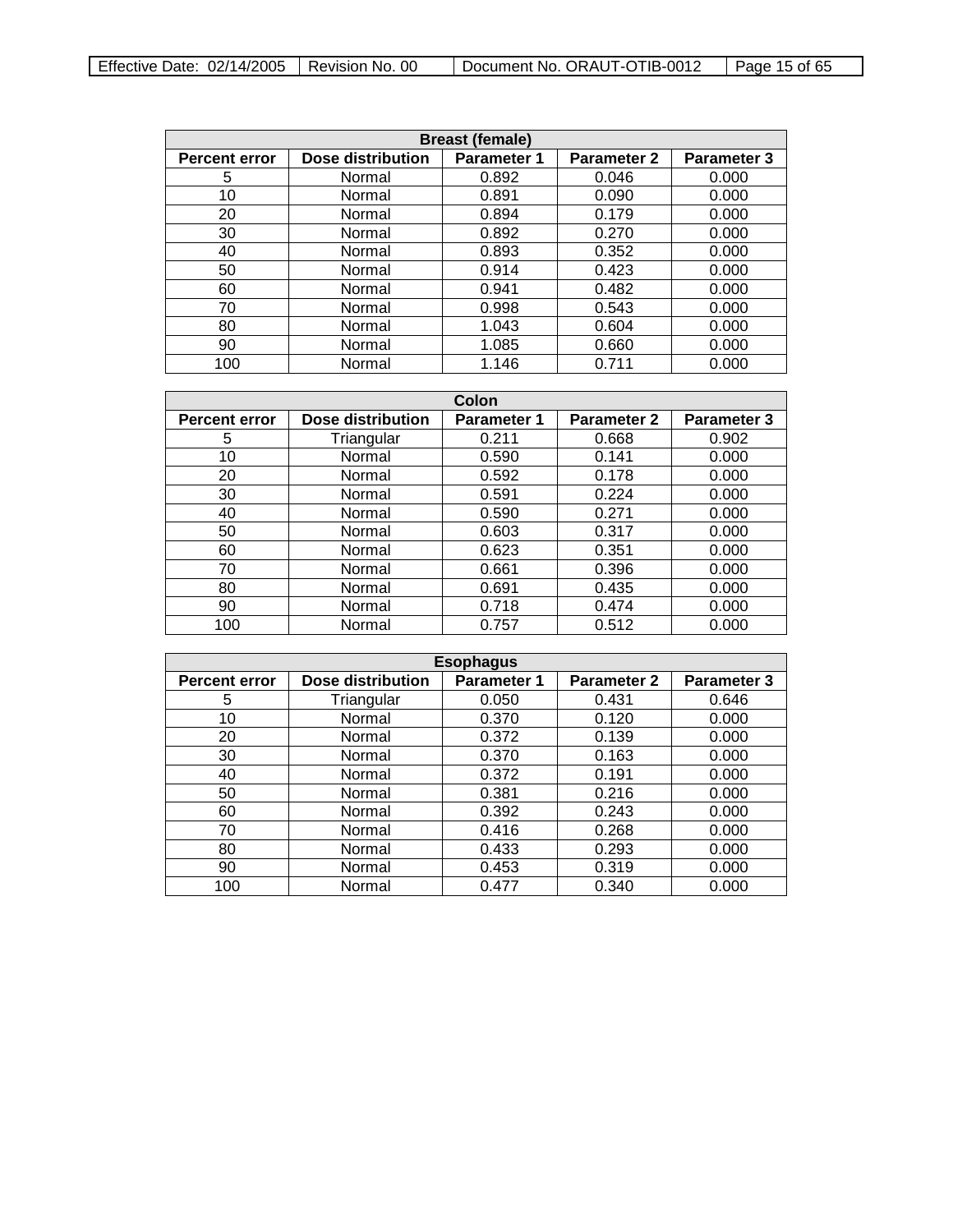| Breast (female) | | | | |
|---|---|---|---|---|
| **Percent error** | **Dose distribution** | **Parameter 1** | **Parameter 2** | **Parameter 3** |
| 5 | Normal | 0.892 | 0.046 | 0.000 |
| 10 | Normal | 0.891 | 0.090 | 0.000 |
| 20 | Normal | 0.894 | 0.179 | 0.000 |
| 30 | Normal | 0.892 | 0.270 | 0.000 |
| 40 | Normal | 0.893 | 0.352 | 0.000 |
| 50 | Normal | 0.914 | 0.423 | 0.000 |
| 60 | Normal | 0.941 | 0.482 | 0.000 |
| 70 | Normal | 0.998 | 0.543 | 0.000 |
| 80 | Normal | 1.043 | 0.604 | 0.000 |
| 90 | Normal | 1.085 | 0.660 | 0.000 |
| 100 | Normal | 1.146 | 0.711 | 0.000 |

| Colon | | | | |
|---|---|---|---|---|
| **Percent error** | **Dose distribution** | **Parameter 1** | **Parameter 2** | **Parameter 3** |
| 5 | Triangular | 0.211 | 0.668 | 0.902 |
| 10 | Normal | 0.590 | 0.141 | 0.000 |
| 20 | Normal | 0.592 | 0.178 | 0.000 |
| 30 | Normal | 0.591 | 0.224 | 0.000 |
| 40 | Normal | 0.590 | 0.271 | 0.000 |
| 50 | Normal | 0.603 | 0.317 | 0.000 |
| 60 | Normal | 0.623 | 0.351 | 0.000 |
| 70 | Normal | 0.661 | 0.396 | 0.000 |
| 80 | Normal | 0.691 | 0.435 | 0.000 |
| 90 | Normal | 0.718 | 0.474 | 0.000 |
| 100 | Normal | 0.757 | 0.512 | 0.000 |

| Esophagus | | | | |
|---|---|---|---|---|
| **Percent error** | **Dose distribution** | **Parameter 1** | **Parameter 2** | **Parameter 3** |
| 5 | Triangular | 0.050 | 0.431 | 0.646 |
| 10 | Normal | 0.370 | 0.120 | 0.000 |
| 20 | Normal | 0.372 | 0.139 | 0.000 |
| 30 | Normal | 0.370 | 0.163 | 0.000 |
| 40 | Normal | 0.372 | 0.191 | 0.000 |
| 50 | Normal | 0.381 | 0.216 | 0.000 |
| 60 | Normal | 0.392 | 0.243 | 0.000 |
| 70 | Normal | 0.416 | 0.268 | 0.000 |
| 80 | Normal | 0.433 | 0.293 | 0.000 |
| 90 | Normal | 0.453 | 0.319 | 0.000 |
| 100 | Normal | 0.477 | 0.340 | 0.000 |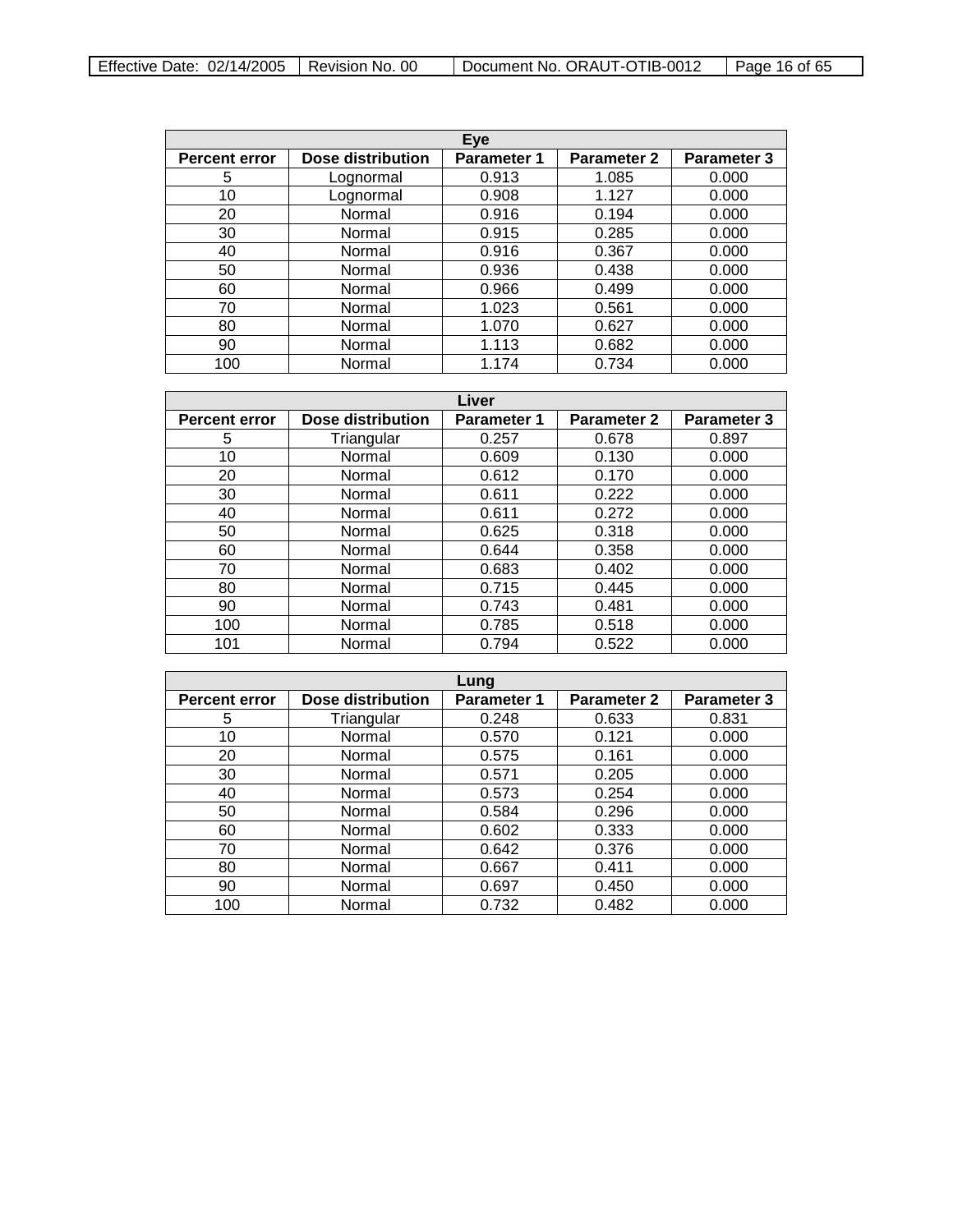| Eye | | | | |
|---|---|---|---|---|
| **Percent error** | **Dose distribution** | **Parameter 1** | **Parameter 2** | **Parameter 3** |
| 5 | Lognormal | 0.913 | 1.085 | 0.000 |
| 10 | Lognormal | 0.908 | 1.127 | 0.000 |
| 20 | Normal | 0.916 | 0.194 | 0.000 |
| 30 | Normal | 0.915 | 0.285 | 0.000 |
| 40 | Normal | 0.916 | 0.367 | 0.000 |
| 50 | Normal | 0.936 | 0.438 | 0.000 |
| 60 | Normal | 0.966 | 0.499 | 0.000 |
| 70 | Normal | 1.023 | 0.561 | 0.000 |
| 80 | Normal | 1.070 | 0.627 | 0.000 |
| 90 | Normal | 1.113 | 0.682 | 0.000 |
| 100 | Normal | 1.174 | 0.734 | 0.000 |

| Liver | | | | |
|---|---|---|---|---|
| **Percent error** | **Dose distribution** | **Parameter 1** | **Parameter 2** | **Parameter 3** |
| 5 | Triangular | 0.257 | 0.678 | 0.897 |
| 10 | Normal | 0.609 | 0.130 | 0.000 |
| 20 | Normal | 0.612 | 0.170 | 0.000 |
| 30 | Normal | 0.611 | 0.222 | 0.000 |
| 40 | Normal | 0.611 | 0.272 | 0.000 |
| 50 | Normal | 0.625 | 0.318 | 0.000 |
| 60 | Normal | 0.644 | 0.358 | 0.000 |
| 70 | Normal | 0.683 | 0.402 | 0.000 |
| 80 | Normal | 0.715 | 0.445 | 0.000 |
| 90 | Normal | 0.743 | 0.481 | 0.000 |
| 100 | Normal | 0.785 | 0.518 | 0.000 |
| 101 | Normal | 0.794 | 0.522 | 0.000 |

| Lung | | | | |
|---|---|---|---|---|
| **Percent error** | **Dose distribution** | **Parameter 1** | **Parameter 2** | **Parameter 3** |
| 5 | Triangular | 0.248 | 0.633 | 0.831 |
| 10 | Normal | 0.570 | 0.121 | 0.000 |
| 20 | Normal | 0.575 | 0.161 | 0.000 |
| 30 | Normal | 0.571 | 0.205 | 0.000 |
| 40 | Normal | 0.573 | 0.254 | 0.000 |
| 50 | Normal | 0.584 | 0.296 | 0.000 |
| 60 | Normal | 0.602 | 0.333 | 0.000 |
| 70 | Normal | 0.642 | 0.376 | 0.000 |
| 80 | Normal | 0.667 | 0.411 | 0.000 |
| 90 | Normal | 0.697 | 0.450 | 0.000 |
| 100 | Normal | 0.732 | 0.482 | 0.000 |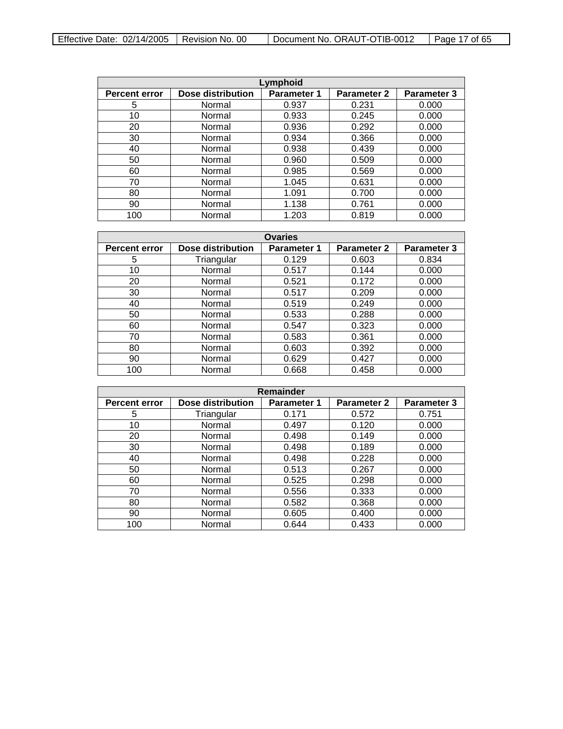| Lymphoid | | | | |
|---|---|---|---|---|
| Percent error | Dose distribution | Parameter 1 | Parameter 2 | Parameter 3 |
| 5 | Normal | 0.937 | 0.231 | 0.000 |
| 10 | Normal | 0.933 | 0.245 | 0.000 |
| 20 | Normal | 0.936 | 0.292 | 0.000 |
| 30 | Normal | 0.934 | 0.366 | 0.000 |
| 40 | Normal | 0.938 | 0.439 | 0.000 |
| 50 | Normal | 0.960 | 0.509 | 0.000 |
| 60 | Normal | 0.985 | 0.569 | 0.000 |
| 70 | Normal | 1.045 | 0.631 | 0.000 |
| 80 | Normal | 1.091 | 0.700 | 0.000 |
| 90 | Normal | 1.138 | 0.761 | 0.000 |
| 100 | Normal | 1.203 | 0.819 | 0.000 |

| Ovaries | | | | |
|---|---|---|---|---|
| Percent error | Dose distribution | Parameter 1 | Parameter 2 | Parameter 3 |
| 5 | Triangular | 0.129 | 0.603 | 0.834 |
| 10 | Normal | 0.517 | 0.144 | 0.000 |
| 20 | Normal | 0.521 | 0.172 | 0.000 |
| 30 | Normal | 0.517 | 0.209 | 0.000 |
| 40 | Normal | 0.519 | 0.249 | 0.000 |
| 50 | Normal | 0.533 | 0.288 | 0.000 |
| 60 | Normal | 0.547 | 0.323 | 0.000 |
| 70 | Normal | 0.583 | 0.361 | 0.000 |
| 80 | Normal | 0.603 | 0.392 | 0.000 |
| 90 | Normal | 0.629 | 0.427 | 0.000 |
| 100 | Normal | 0.668 | 0.458 | 0.000 |

| Remainder | | | | |
|---|---|---|---|---|
| Percent error | Dose distribution | Parameter 1 | Parameter 2 | Parameter 3 |
| 5 | Triangular | 0.171 | 0.572 | 0.751 |
| 10 | Normal | 0.497 | 0.120 | 0.000 |
| 20 | Normal | 0.498 | 0.149 | 0.000 |
| 30 | Normal | 0.498 | 0.189 | 0.000 |
| 40 | Normal | 0.498 | 0.228 | 0.000 |
| 50 | Normal | 0.513 | 0.267 | 0.000 |
| 60 | Normal | 0.525 | 0.298 | 0.000 |
| 70 | Normal | 0.556 | 0.333 | 0.000 |
| 80 | Normal | 0.582 | 0.368 | 0.000 |
| 90 | Normal | 0.605 | 0.400 | 0.000 |
| 100 | Normal | 0.644 | 0.433 | 0.000 |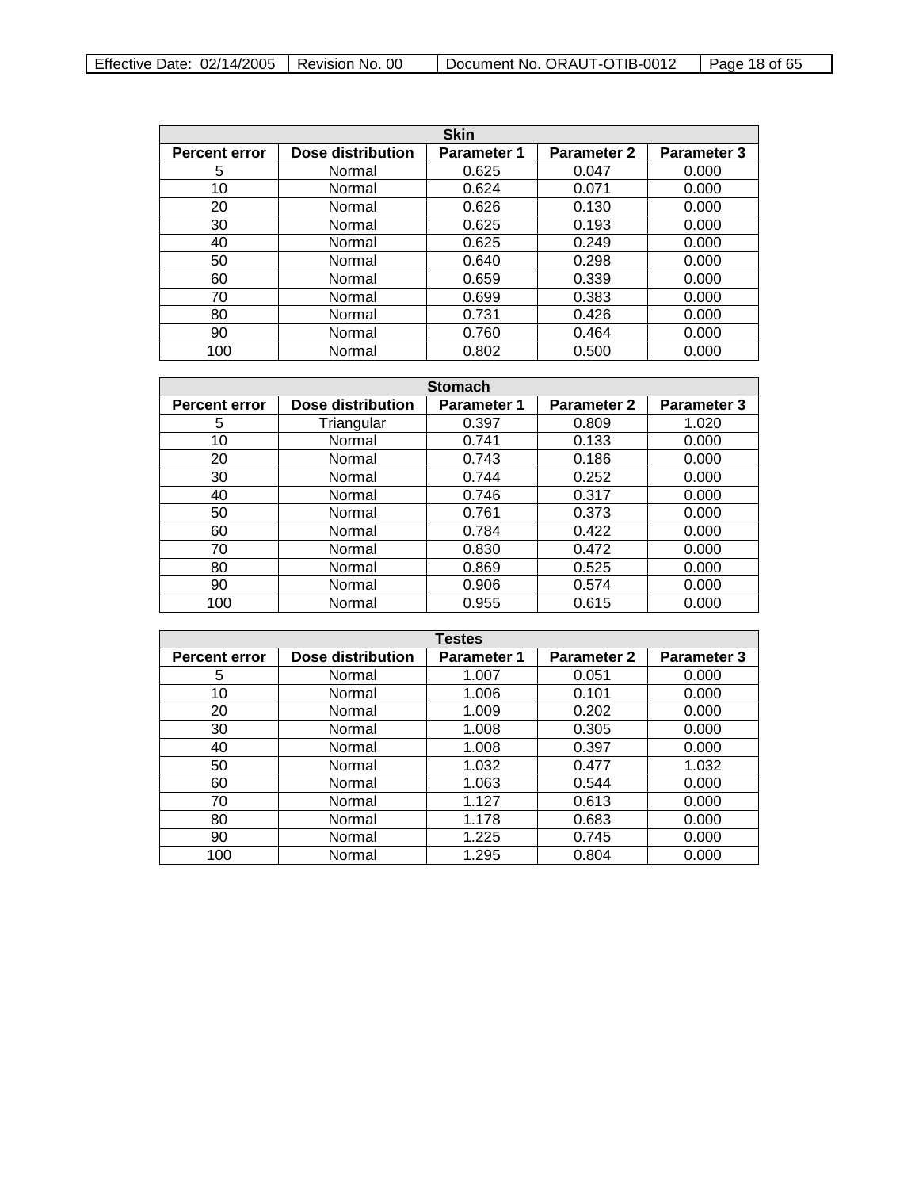| Skin | | | | |
|---|---|---|---|---|
| **Percent error** | **Dose distribution** | **Parameter 1** | **Parameter 2** | **Parameter 3** |
| 5 | Normal | 0.625 | 0.047 | 0.000 |
| 10 | Normal | 0.624 | 0.071 | 0.000 |
| 20 | Normal | 0.626 | 0.130 | 0.000 |
| 30 | Normal | 0.625 | 0.193 | 0.000 |
| 40 | Normal | 0.625 | 0.249 | 0.000 |
| 50 | Normal | 0.640 | 0.298 | 0.000 |
| 60 | Normal | 0.659 | 0.339 | 0.000 |
| 70 | Normal | 0.699 | 0.383 | 0.000 |
| 80 | Normal | 0.731 | 0.426 | 0.000 |
| 90 | Normal | 0.760 | 0.464 | 0.000 |
| 100 | Normal | 0.802 | 0.500 | 0.000 |

| Stomach | | | | |
|---|---|---|---|---|
| **Percent error** | **Dose distribution** | **Parameter 1** | **Parameter 2** | **Parameter 3** |
| 5 | Triangular | 0.397 | 0.809 | 1.020 |
| 10 | Normal | 0.741 | 0.133 | 0.000 |
| 20 | Normal | 0.743 | 0.186 | 0.000 |
| 30 | Normal | 0.744 | 0.252 | 0.000 |
| 40 | Normal | 0.746 | 0.317 | 0.000 |
| 50 | Normal | 0.761 | 0.373 | 0.000 |
| 60 | Normal | 0.784 | 0.422 | 0.000 |
| 70 | Normal | 0.830 | 0.472 | 0.000 |
| 80 | Normal | 0.869 | 0.525 | 0.000 |
| 90 | Normal | 0.906 | 0.574 | 0.000 |
| 100 | Normal | 0.955 | 0.615 | 0.000 |

| Testes | | | | |
|---|---|---|---|---|
| **Percent error** | **Dose distribution** | **Parameter 1** | **Parameter 2** | **Parameter 3** |
| 5 | Normal | 1.007 | 0.051 | 0.000 |
| 10 | Normal | 1.006 | 0.101 | 0.000 |
| 20 | Normal | 1.009 | 0.202 | 0.000 |
| 30 | Normal | 1.008 | 0.305 | 0.000 |
| 40 | Normal | 1.008 | 0.397 | 0.000 |
| 50 | Normal | 1.032 | 0.477 | 1.032 |
| 60 | Normal | 1.063 | 0.544 | 0.000 |
| 70 | Normal | 1.127 | 0.613 | 0.000 |
| 80 | Normal | 1.178 | 0.683 | 0.000 |
| 90 | Normal | 1.225 | 0.745 | 0.000 |
| 100 | Normal | 1.295 | 0.804 | 0.000 |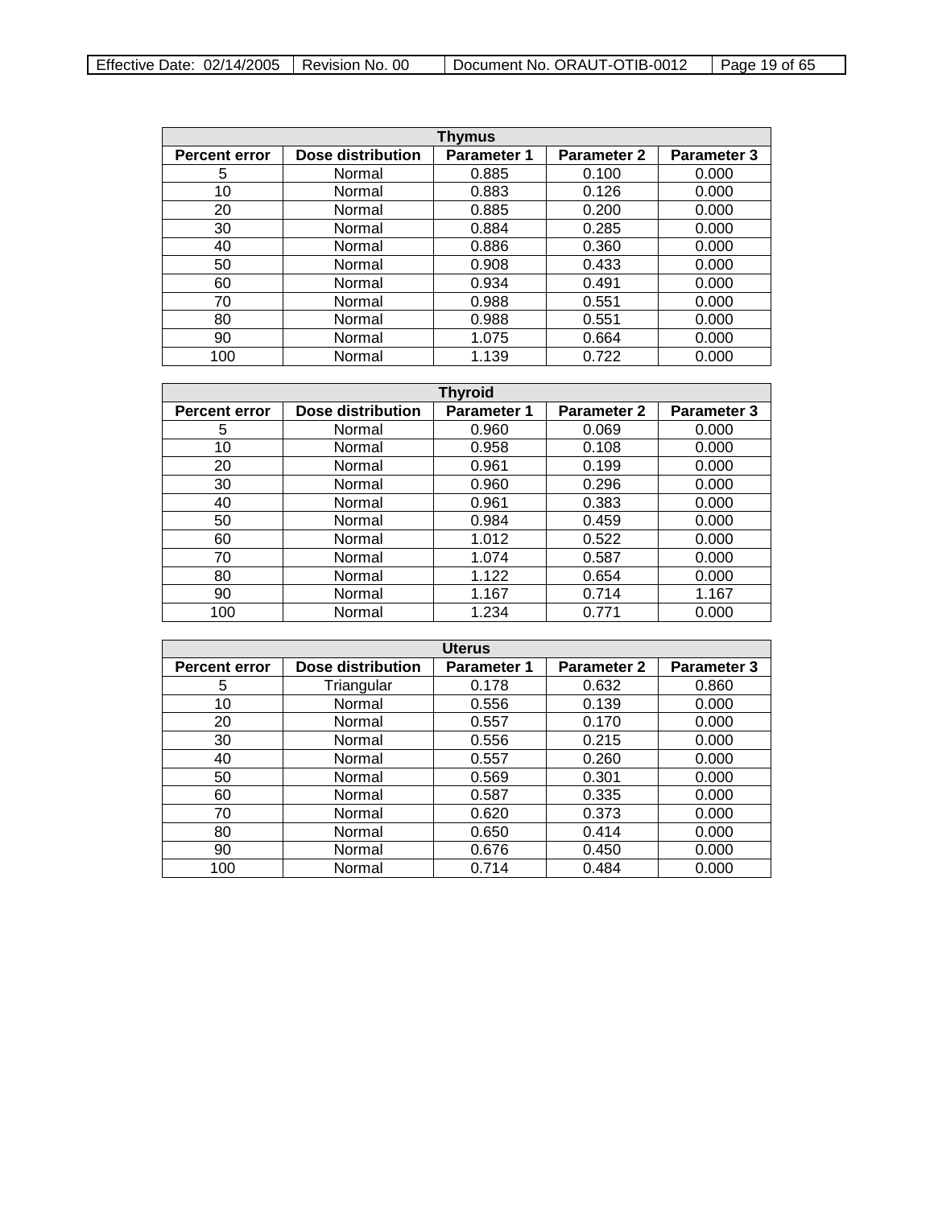| Thymus | | | | |
|---|---|---|---|---|
| **Percent error** | **Dose distribution** | **Parameter 1** | **Parameter 2** | **Parameter 3** |
| 5 | Normal | 0.885 | 0.100 | 0.000 |
| 10 | Normal | 0.883 | 0.126 | 0.000 |
| 20 | Normal | 0.885 | 0.200 | 0.000 |
| 30 | Normal | 0.884 | 0.285 | 0.000 |
| 40 | Normal | 0.886 | 0.360 | 0.000 |
| 50 | Normal | 0.908 | 0.433 | 0.000 |
| 60 | Normal | 0.934 | 0.491 | 0.000 |
| 70 | Normal | 0.988 | 0.551 | 0.000 |
| 80 | Normal | 0.988 | 0.551 | 0.000 |
| 90 | Normal | 1.075 | 0.664 | 0.000 |
| 100 | Normal | 1.139 | 0.722 | 0.000 |

| Thyroid | | | | |
|---|---|---|---|---|
| **Percent error** | **Dose distribution** | **Parameter 1** | **Parameter 2** | **Parameter 3** |
| 5 | Normal | 0.960 | 0.069 | 0.000 |
| 10 | Normal | 0.958 | 0.108 | 0.000 |
| 20 | Normal | 0.961 | 0.199 | 0.000 |
| 30 | Normal | 0.960 | 0.296 | 0.000 |
| 40 | Normal | 0.961 | 0.383 | 0.000 |
| 50 | Normal | 0.984 | 0.459 | 0.000 |
| 60 | Normal | 1.012 | 0.522 | 0.000 |
| 70 | Normal | 1.074 | 0.587 | 0.000 |
| 80 | Normal | 1.122 | 0.654 | 0.000 |
| 90 | Normal | 1.167 | 0.714 | 1.167 |
| 100 | Normal | 1.234 | 0.771 | 0.000 |

| Uterus | | | | |
|---|---|---|---|---|
| **Percent error** | **Dose distribution** | **Parameter 1** | **Parameter 2** | **Parameter 3** |
| 5 | Triangular | 0.178 | 0.632 | 0.860 |
| 10 | Normal | 0.556 | 0.139 | 0.000 |
| 20 | Normal | 0.557 | 0.170 | 0.000 |
| 30 | Normal | 0.556 | 0.215 | 0.000 |
| 40 | Normal | 0.557 | 0.260 | 0.000 |
| 50 | Normal | 0.569 | 0.301 | 0.000 |
| 60 | Normal | 0.587 | 0.335 | 0.000 |
| 70 | Normal | 0.620 | 0.373 | 0.000 |
| 80 | Normal | 0.650 | 0.414 | 0.000 |
| 90 | Normal | 0.676 | 0.450 | 0.000 |
| 100 | Normal | 0.714 | 0.484 | 0.000 |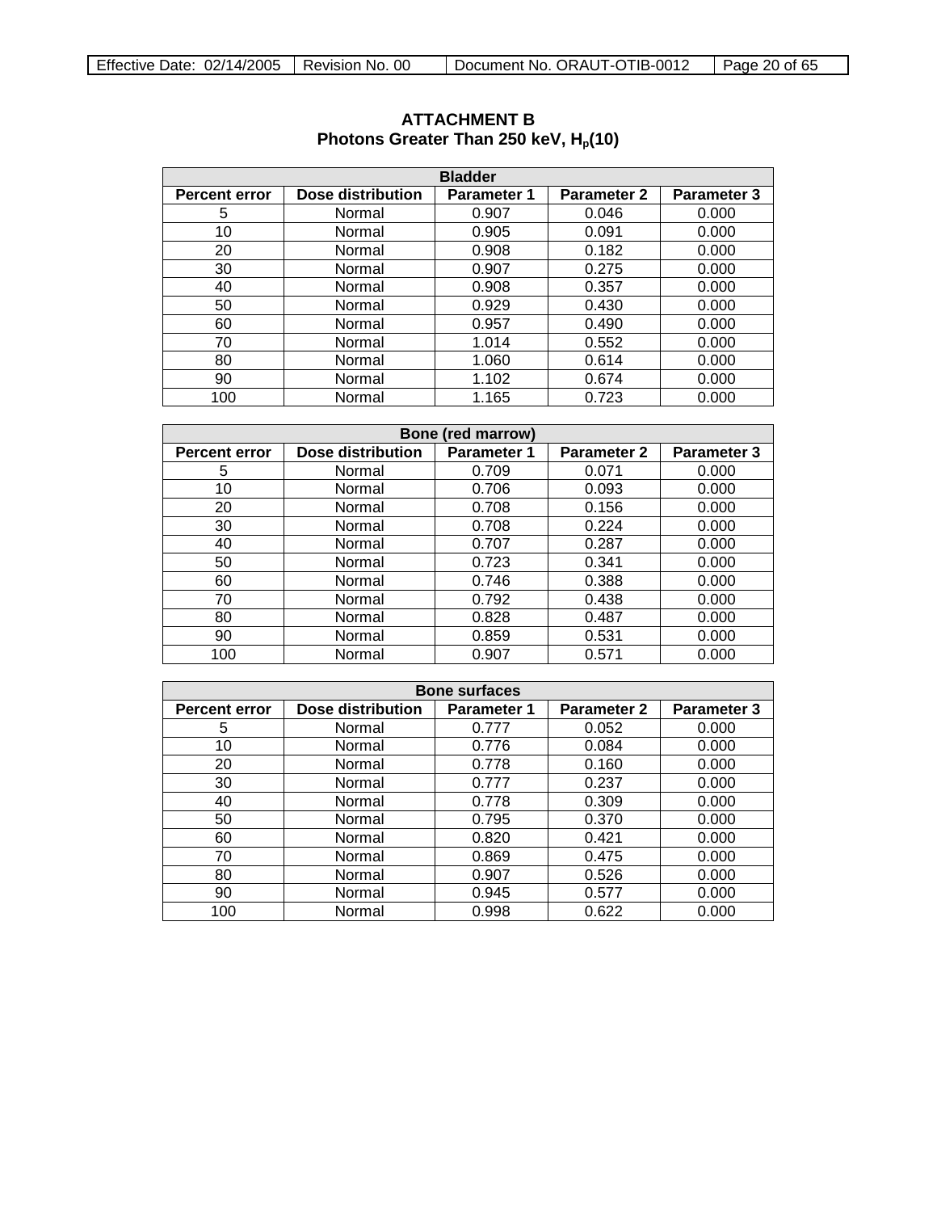# ATTACHMENT B
## Photons Greater Than 250 keV, $H_p(10)$

| Bladder | | | | |
|---|---|---|---|---|
| **Percent error** | **Dose distribution** | **Parameter 1** | **Parameter 2** | **Parameter 3** |
| 5 | Normal | 0.907 | 0.046 | 0.000 |
| 10 | Normal | 0.905 | 0.091 | 0.000 |
| 20 | Normal | 0.908 | 0.182 | 0.000 |
| 30 | Normal | 0.907 | 0.275 | 0.000 |
| 40 | Normal | 0.908 | 0.357 | 0.000 |
| 50 | Normal | 0.929 | 0.430 | 0.000 |
| 60 | Normal | 0.957 | 0.490 | 0.000 |
| 70 | Normal | 1.014 | 0.552 | 0.000 |
| 80 | Normal | 1.060 | 0.614 | 0.000 |
| 90 | Normal | 1.102 | 0.674 | 0.000 |
| 100 | Normal | 1.165 | 0.723 | 0.000 |

| Bone (red marrow) | | | | |
|---|---|---|---|---|
| **Percent error** | **Dose distribution** | **Parameter 1** | **Parameter 2** | **Parameter 3** |
| 5 | Normal | 0.709 | 0.071 | 0.000 |
| 10 | Normal | 0.706 | 0.093 | 0.000 |
| 20 | Normal | 0.708 | 0.156 | 0.000 |
| 30 | Normal | 0.708 | 0.224 | 0.000 |
| 40 | Normal | 0.707 | 0.287 | 0.000 |
| 50 | Normal | 0.723 | 0.341 | 0.000 |
| 60 | Normal | 0.746 | 0.388 | 0.000 |
| 70 | Normal | 0.792 | 0.438 | 0.000 |
| 80 | Normal | 0.828 | 0.487 | 0.000 |
| 90 | Normal | 0.859 | 0.531 | 0.000 |
| 100 | Normal | 0.907 | 0.571 | 0.000 |

| Bone surfaces | | | | |
|---|---|---|---|---|
| **Percent error** | **Dose distribution** | **Parameter 1** | **Parameter 2** | **Parameter 3** |
| 5 | Normal | 0.777 | 0.052 | 0.000 |
| 10 | Normal | 0.776 | 0.084 | 0.000 |
| 20 | Normal | 0.778 | 0.160 | 0.000 |
| 30 | Normal | 0.777 | 0.237 | 0.000 |
| 40 | Normal | 0.778 | 0.309 | 0.000 |
| 50 | Normal | 0.795 | 0.370 | 0.000 |
| 60 | Normal | 0.820 | 0.421 | 0.000 |
| 70 | Normal | 0.869 | 0.475 | 0.000 |
| 80 | Normal | 0.907 | 0.526 | 0.000 |
| 90 | Normal | 0.945 | 0.577 | 0.000 |
| 100 | Normal | 0.998 | 0.622 | 0.000 |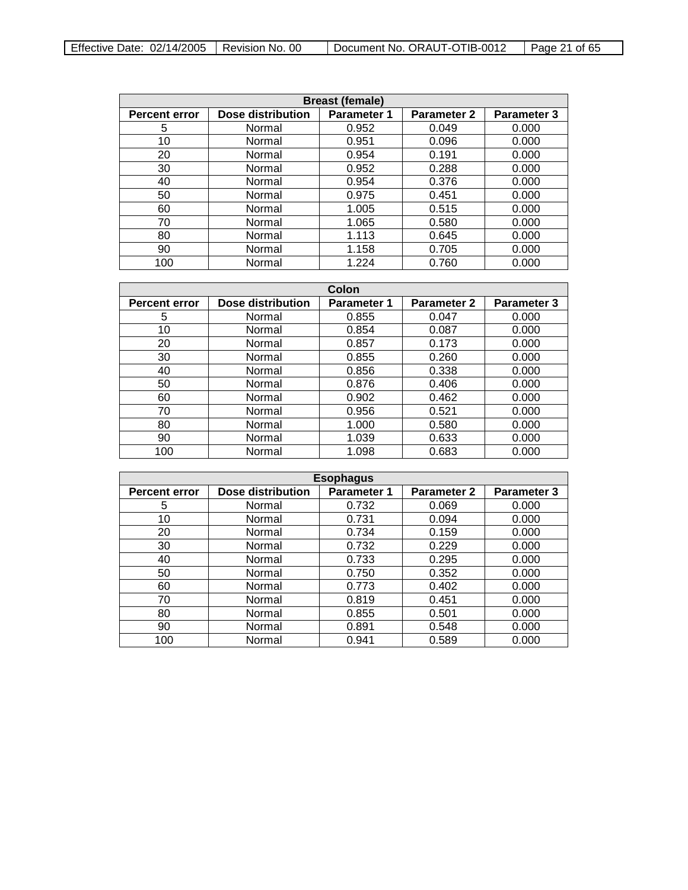| Breast (female) | | | | |
|---|---|---|---|---|
| **Percent error** | **Dose distribution** | **Parameter 1** | **Parameter 2** | **Parameter 3** |
| 5 | Normal | 0.952 | 0.049 | 0.000 |
| 10 | Normal | 0.951 | 0.096 | 0.000 |
| 20 | Normal | 0.954 | 0.191 | 0.000 |
| 30 | Normal | 0.952 | 0.288 | 0.000 |
| 40 | Normal | 0.954 | 0.376 | 0.000 |
| 50 | Normal | 0.975 | 0.451 | 0.000 |
| 60 | Normal | 1.005 | 0.515 | 0.000 |
| 70 | Normal | 1.065 | 0.580 | 0.000 |
| 80 | Normal | 1.113 | 0.645 | 0.000 |
| 90 | Normal | 1.158 | 0.705 | 0.000 |
| 100 | Normal | 1.224 | 0.760 | 0.000 |

| Colon | | | | |
|---|---|---|---|---|
| **Percent error** | **Dose distribution** | **Parameter 1** | **Parameter 2** | **Parameter 3** |
| 5 | Normal | 0.855 | 0.047 | 0.000 |
| 10 | Normal | 0.854 | 0.087 | 0.000 |
| 20 | Normal | 0.857 | 0.173 | 0.000 |
| 30 | Normal | 0.855 | 0.260 | 0.000 |
| 40 | Normal | 0.856 | 0.338 | 0.000 |
| 50 | Normal | 0.876 | 0.406 | 0.000 |
| 60 | Normal | 0.902 | 0.462 | 0.000 |
| 70 | Normal | 0.956 | 0.521 | 0.000 |
| 80 | Normal | 1.000 | 0.580 | 0.000 |
| 90 | Normal | 1.039 | 0.633 | 0.000 |
| 100 | Normal | 1.098 | 0.683 | 0.000 |

| Esophagus | | | | |
|---|---|---|---|---|
| **Percent error** | **Dose distribution** | **Parameter 1** | **Parameter 2** | **Parameter 3** |
| 5 | Normal | 0.732 | 0.069 | 0.000 |
| 10 | Normal | 0.731 | 0.094 | 0.000 |
| 20 | Normal | 0.734 | 0.159 | 0.000 |
| 30 | Normal | 0.732 | 0.229 | 0.000 |
| 40 | Normal | 0.733 | 0.295 | 0.000 |
| 50 | Normal | 0.750 | 0.352 | 0.000 |
| 60 | Normal | 0.773 | 0.402 | 0.000 |
| 70 | Normal | 0.819 | 0.451 | 0.000 |
| 80 | Normal | 0.855 | 0.501 | 0.000 |
| 90 | Normal | 0.891 | 0.548 | 0.000 |
| 100 | Normal | 0.941 | 0.589 | 0.000 |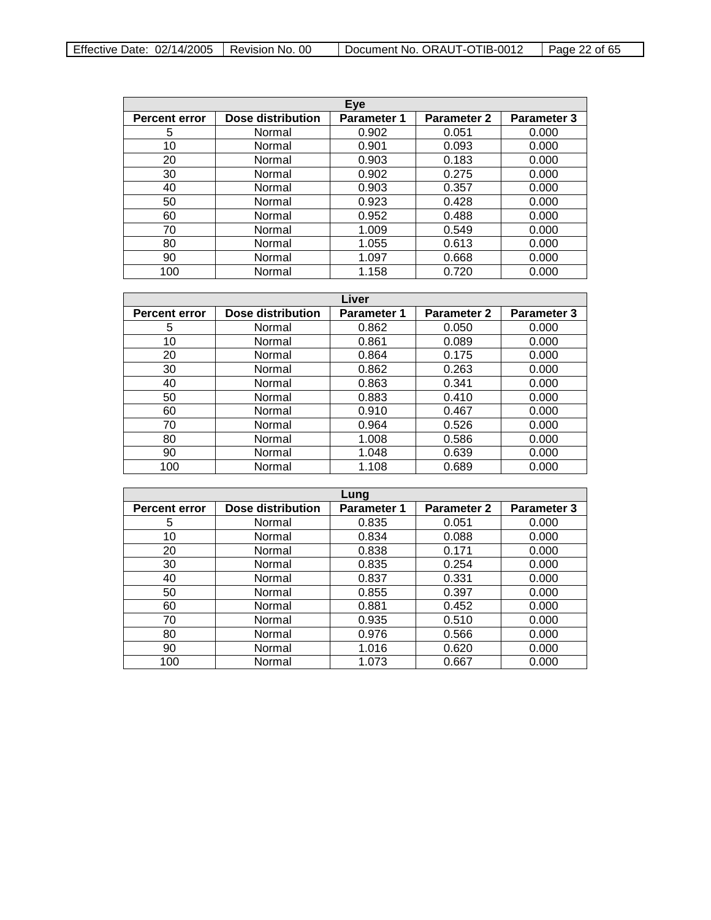| Eye | | | | |
|---|---|---|---|---|
| **Percent error** | **Dose distribution** | **Parameter 1** | **Parameter 2** | **Parameter 3** |
| 5 | Normal | 0.902 | 0.051 | 0.000 |
| 10 | Normal | 0.901 | 0.093 | 0.000 |
| 20 | Normal | 0.903 | 0.183 | 0.000 |
| 30 | Normal | 0.902 | 0.275 | 0.000 |
| 40 | Normal | 0.903 | 0.357 | 0.000 |
| 50 | Normal | 0.923 | 0.428 | 0.000 |
| 60 | Normal | 0.952 | 0.488 | 0.000 |
| 70 | Normal | 1.009 | 0.549 | 0.000 |
| 80 | Normal | 1.055 | 0.613 | 0.000 |
| 90 | Normal | 1.097 | 0.668 | 0.000 |
| 100 | Normal | 1.158 | 0.720 | 0.000 |

| Liver | | | | |
|---|---|---|---|---|
| **Percent error** | **Dose distribution** | **Parameter 1** | **Parameter 2** | **Parameter 3** |
| 5 | Normal | 0.862 | 0.050 | 0.000 |
| 10 | Normal | 0.861 | 0.089 | 0.000 |
| 20 | Normal | 0.864 | 0.175 | 0.000 |
| 30 | Normal | 0.862 | 0.263 | 0.000 |
| 40 | Normal | 0.863 | 0.341 | 0.000 |
| 50 | Normal | 0.883 | 0.410 | 0.000 |
| 60 | Normal | 0.910 | 0.467 | 0.000 |
| 70 | Normal | 0.964 | 0.526 | 0.000 |
| 80 | Normal | 1.008 | 0.586 | 0.000 |
| 90 | Normal | 1.048 | 0.639 | 0.000 |
| 100 | Normal | 1.108 | 0.689 | 0.000 |

| Lung | | | | |
|---|---|---|---|---|
| **Percent error** | **Dose distribution** | **Parameter 1** | **Parameter 2** | **Parameter 3** |
| 5 | Normal | 0.835 | 0.051 | 0.000 |
| 10 | Normal | 0.834 | 0.088 | 0.000 |
| 20 | Normal | 0.838 | 0.171 | 0.000 |
| 30 | Normal | 0.835 | 0.254 | 0.000 |
| 40 | Normal | 0.837 | 0.331 | 0.000 |
| 50 | Normal | 0.855 | 0.397 | 0.000 |
| 60 | Normal | 0.881 | 0.452 | 0.000 |
| 70 | Normal | 0.935 | 0.510 | 0.000 |
| 80 | Normal | 0.976 | 0.566 | 0.000 |
| 90 | Normal | 1.016 | 0.620 | 0.000 |
| 100 | Normal | 1.073 | 0.667 | 0.000 |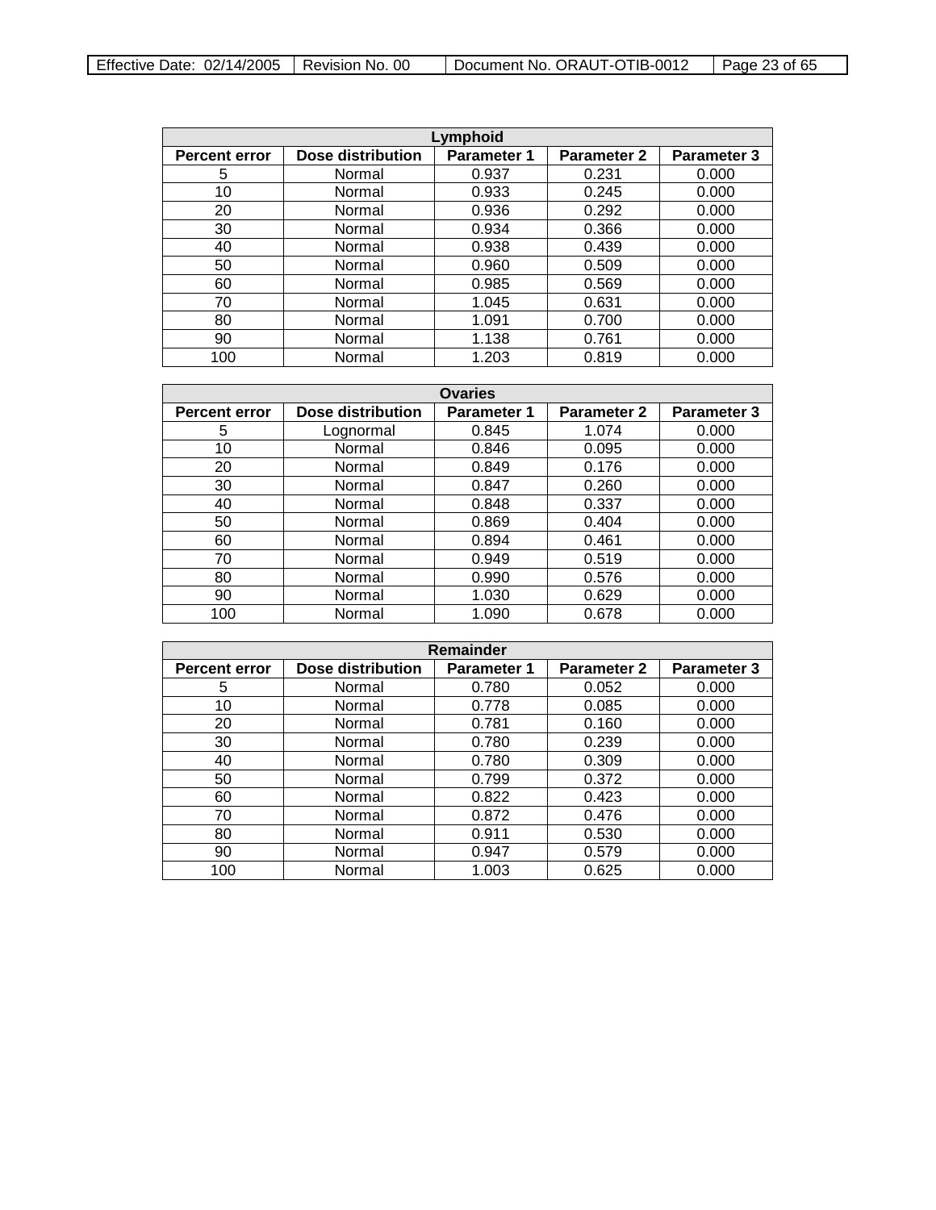| Lymphoid | | | | |
|---|---|---|---|---|
| **Percent error** | **Dose distribution** | **Parameter 1** | **Parameter 2** | **Parameter 3** |
| 5 | Normal | 0.937 | 0.231 | 0.000 |
| 10 | Normal | 0.933 | 0.245 | 0.000 |
| 20 | Normal | 0.936 | 0.292 | 0.000 |
| 30 | Normal | 0.934 | 0.366 | 0.000 |
| 40 | Normal | 0.938 | 0.439 | 0.000 |
| 50 | Normal | 0.960 | 0.509 | 0.000 |
| 60 | Normal | 0.985 | 0.569 | 0.000 |
| 70 | Normal | 1.045 | 0.631 | 0.000 |
| 80 | Normal | 1.091 | 0.700 | 0.000 |
| 90 | Normal | 1.138 | 0.761 | 0.000 |
| 100 | Normal | 1.203 | 0.819 | 0.000 |

| Ovaries | | | | |
|---|---|---|---|---|
| **Percent error** | **Dose distribution** | **Parameter 1** | **Parameter 2** | **Parameter 3** |
| 5 | Lognormal | 0.845 | 1.074 | 0.000 |
| 10 | Normal | 0.846 | 0.095 | 0.000 |
| 20 | Normal | 0.849 | 0.176 | 0.000 |
| 30 | Normal | 0.847 | 0.260 | 0.000 |
| 40 | Normal | 0.848 | 0.337 | 0.000 |
| 50 | Normal | 0.869 | 0.404 | 0.000 |
| 60 | Normal | 0.894 | 0.461 | 0.000 |
| 70 | Normal | 0.949 | 0.519 | 0.000 |
| 80 | Normal | 0.990 | 0.576 | 0.000 |
| 90 | Normal | 1.030 | 0.629 | 0.000 |
| 100 | Normal | 1.090 | 0.678 | 0.000 |

| Remainder | | | | |
|---|---|---|---|---|
| **Percent error** | **Dose distribution** | **Parameter 1** | **Parameter 2** | **Parameter 3** |
| 5 | Normal | 0.780 | 0.052 | 0.000 |
| 10 | Normal | 0.778 | 0.085 | 0.000 |
| 20 | Normal | 0.781 | 0.160 | 0.000 |
| 30 | Normal | 0.780 | 0.239 | 0.000 |
| 40 | Normal | 0.780 | 0.309 | 0.000 |
| 50 | Normal | 0.799 | 0.372 | 0.000 |
| 60 | Normal | 0.822 | 0.423 | 0.000 |
| 70 | Normal | 0.872 | 0.476 | 0.000 |
| 80 | Normal | 0.911 | 0.530 | 0.000 |
| 90 | Normal | 0.947 | 0.579 | 0.000 |
| 100 | Normal | 1.003 | 0.625 | 0.000 |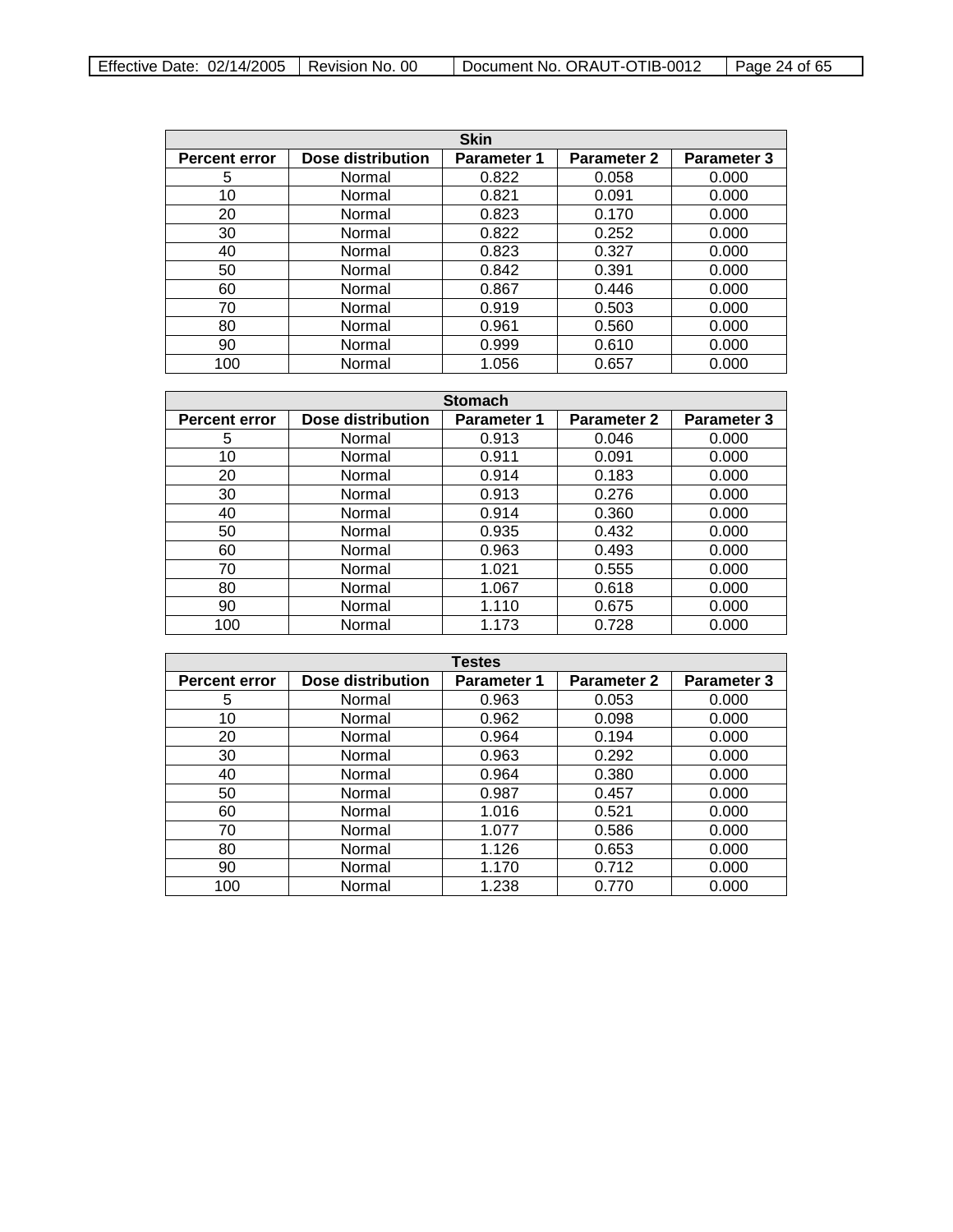| Skin | | | | |
|---|---|---|---|---|
| **Percent error** | **Dose distribution** | **Parameter 1** | **Parameter 2** | **Parameter 3** |
| 5 | Normal | 0.822 | 0.058 | 0.000 |
| 10 | Normal | 0.821 | 0.091 | 0.000 |
| 20 | Normal | 0.823 | 0.170 | 0.000 |
| 30 | Normal | 0.822 | 0.252 | 0.000 |
| 40 | Normal | 0.823 | 0.327 | 0.000 |
| 50 | Normal | 0.842 | 0.391 | 0.000 |
| 60 | Normal | 0.867 | 0.446 | 0.000 |
| 70 | Normal | 0.919 | 0.503 | 0.000 |
| 80 | Normal | 0.961 | 0.560 | 0.000 |
| 90 | Normal | 0.999 | 0.610 | 0.000 |
| 100 | Normal | 1.056 | 0.657 | 0.000 |

| Stomach | | | | |
|---|---|---|---|---|
| **Percent error** | **Dose distribution** | **Parameter 1** | **Parameter 2** | **Parameter 3** |
| 5 | Normal | 0.913 | 0.046 | 0.000 |
| 10 | Normal | 0.911 | 0.091 | 0.000 |
| 20 | Normal | 0.914 | 0.183 | 0.000 |
| 30 | Normal | 0.913 | 0.276 | 0.000 |
| 40 | Normal | 0.914 | 0.360 | 0.000 |
| 50 | Normal | 0.935 | 0.432 | 0.000 |
| 60 | Normal | 0.963 | 0.493 | 0.000 |
| 70 | Normal | 1.021 | 0.555 | 0.000 |
| 80 | Normal | 1.067 | 0.618 | 0.000 |
| 90 | Normal | 1.110 | 0.675 | 0.000 |
| 100 | Normal | 1.173 | 0.728 | 0.000 |

| Testes | | | | |
|---|---|---|---|---|
| **Percent error** | **Dose distribution** | **Parameter 1** | **Parameter 2** | **Parameter 3** |
| 5 | Normal | 0.963 | 0.053 | 0.000 |
| 10 | Normal | 0.962 | 0.098 | 0.000 |
| 20 | Normal | 0.964 | 0.194 | 0.000 |
| 30 | Normal | 0.963 | 0.292 | 0.000 |
| 40 | Normal | 0.964 | 0.380 | 0.000 |
| 50 | Normal | 0.987 | 0.457 | 0.000 |
| 60 | Normal | 1.016 | 0.521 | 0.000 |
| 70 | Normal | 1.077 | 0.586 | 0.000 |
| 80 | Normal | 1.126 | 0.653 | 0.000 |
| 90 | Normal | 1.170 | 0.712 | 0.000 |
| 100 | Normal | 1.238 | 0.770 | 0.000 |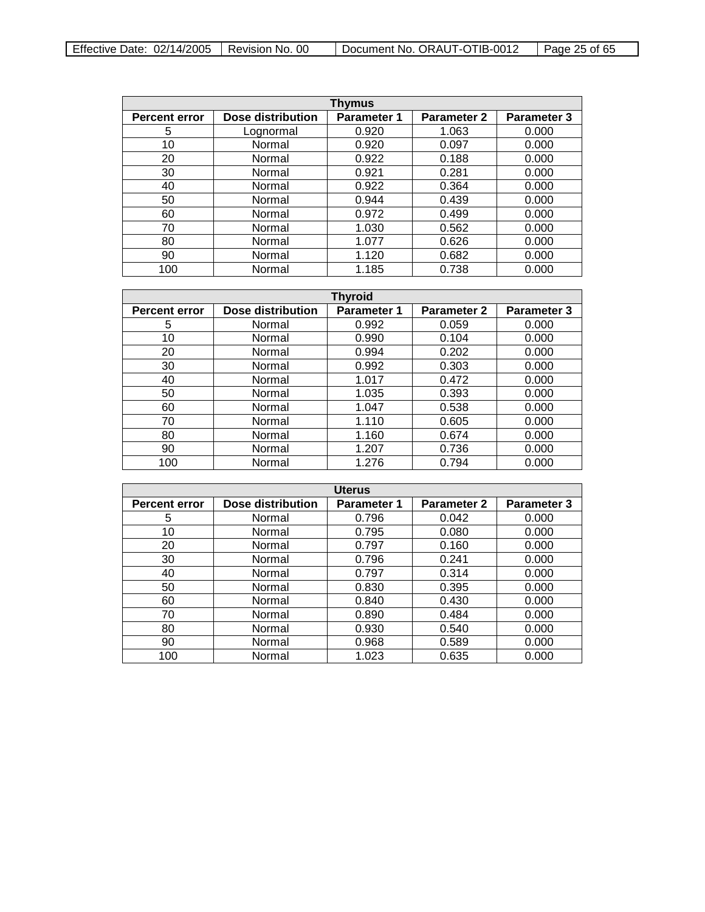| Thymus | | | | |
|---|---|---|---|---|
| **Percent error** | **Dose distribution** | **Parameter 1** | **Parameter 2** | **Parameter 3** |
| 5 | Lognormal | 0.920 | 1.063 | 0.000 |
| 10 | Normal | 0.920 | 0.097 | 0.000 |
| 20 | Normal | 0.922 | 0.188 | 0.000 |
| 30 | Normal | 0.921 | 0.281 | 0.000 |
| 40 | Normal | 0.922 | 0.364 | 0.000 |
| 50 | Normal | 0.944 | 0.439 | 0.000 |
| 60 | Normal | 0.972 | 0.499 | 0.000 |
| 70 | Normal | 1.030 | 0.562 | 0.000 |
| 80 | Normal | 1.077 | 0.626 | 0.000 |
| 90 | Normal | 1.120 | 0.682 | 0.000 |
| 100 | Normal | 1.185 | 0.738 | 0.000 |

| Thyroid | | | | |
|---|---|---|---|---|
| **Percent error** | **Dose distribution** | **Parameter 1** | **Parameter 2** | **Parameter 3** |
| 5 | Normal | 0.992 | 0.059 | 0.000 |
| 10 | Normal | 0.990 | 0.104 | 0.000 |
| 20 | Normal | 0.994 | 0.202 | 0.000 |
| 30 | Normal | 0.992 | 0.303 | 0.000 |
| 40 | Normal | 1.017 | 0.472 | 0.000 |
| 50 | Normal | 1.035 | 0.393 | 0.000 |
| 60 | Normal | 1.047 | 0.538 | 0.000 |
| 70 | Normal | 1.110 | 0.605 | 0.000 |
| 80 | Normal | 1.160 | 0.674 | 0.000 |
| 90 | Normal | 1.207 | 0.736 | 0.000 |
| 100 | Normal | 1.276 | 0.794 | 0.000 |

| Uterus | | | | |
|---|---|---|---|---|
| **Percent error** | **Dose distribution** | **Parameter 1** | **Parameter 2** | **Parameter 3** |
| 5 | Normal | 0.796 | 0.042 | 0.000 |
| 10 | Normal | 0.795 | 0.080 | 0.000 |
| 20 | Normal | 0.797 | 0.160 | 0.000 |
| 30 | Normal | 0.796 | 0.241 | 0.000 |
| 40 | Normal | 0.797 | 0.314 | 0.000 |
| 50 | Normal | 0.830 | 0.395 | 0.000 |
| 60 | Normal | 0.840 | 0.430 | 0.000 |
| 70 | Normal | 0.890 | 0.484 | 0.000 |
| 80 | Normal | 0.930 | 0.540 | 0.000 |
| 90 | Normal | 0.968 | 0.589 | 0.000 |
| 100 | Normal | 1.023 | 0.635 | 0.000 |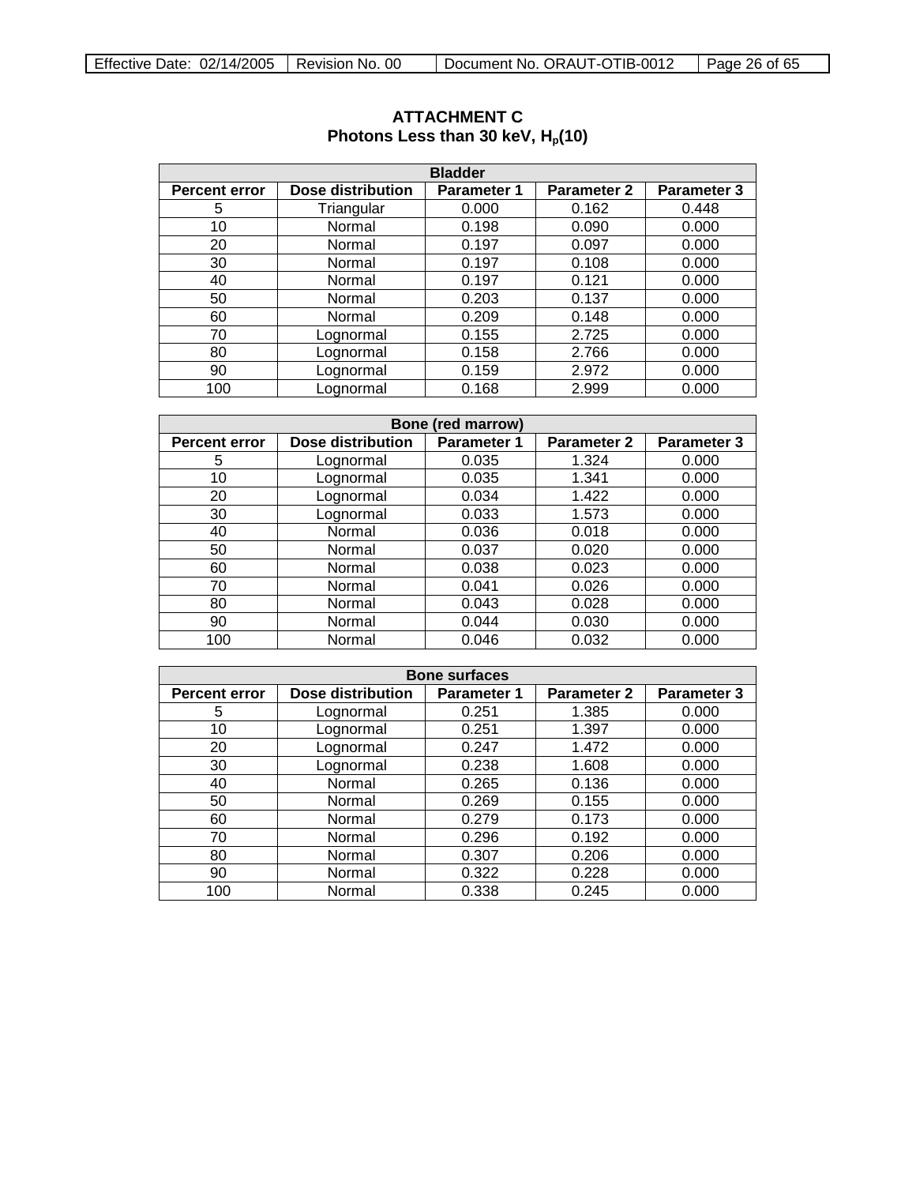# ATTACHMENT C
## Photons Less than 30 keV, $H_p(10)$

| Bladder | | | | |
|---|---|---|---|---|
| **Percent error** | **Dose distribution** | **Parameter 1** | **Parameter 2** | **Parameter 3** |
| 5 | Triangular | 0.000 | 0.162 | 0.448 |
| 10 | Normal | 0.198 | 0.090 | 0.000 |
| 20 | Normal | 0.197 | 0.097 | 0.000 |
| 30 | Normal | 0.197 | 0.108 | 0.000 |
| 40 | Normal | 0.197 | 0.121 | 0.000 |
| 50 | Normal | 0.203 | 0.137 | 0.000 |
| 60 | Normal | 0.209 | 0.148 | 0.000 |
| 70 | Lognormal | 0.155 | 2.725 | 0.000 |
| 80 | Lognormal | 0.158 | 2.766 | 0.000 |
| 90 | Lognormal | 0.159 | 2.972 | 0.000 |
| 100 | Lognormal | 0.168 | 2.999 | 0.000 |

| Bone (red marrow) | | | | |
|---|---|---|---|---|
| **Percent error** | **Dose distribution** | **Parameter 1** | **Parameter 2** | **Parameter 3** |
| 5 | Lognormal | 0.035 | 1.324 | 0.000 |
| 10 | Lognormal | 0.035 | 1.341 | 0.000 |
| 20 | Lognormal | 0.034 | 1.422 | 0.000 |
| 30 | Lognormal | 0.033 | 1.573 | 0.000 |
| 40 | Normal | 0.036 | 0.018 | 0.000 |
| 50 | Normal | 0.037 | 0.020 | 0.000 |
| 60 | Normal | 0.038 | 0.023 | 0.000 |
| 70 | Normal | 0.041 | 0.026 | 0.000 |
| 80 | Normal | 0.043 | 0.028 | 0.000 |
| 90 | Normal | 0.044 | 0.030 | 0.000 |
| 100 | Normal | 0.046 | 0.032 | 0.000 |

| Bone surfaces | | | | |
|---|---|---|---|---|
| **Percent error** | **Dose distribution** | **Parameter 1** | **Parameter 2** | **Parameter 3** |
| 5 | Lognormal | 0.251 | 1.385 | 0.000 |
| 10 | Lognormal | 0.251 | 1.397 | 0.000 |
| 20 | Lognormal | 0.247 | 1.472 | 0.000 |
| 30 | Lognormal | 0.238 | 1.608 | 0.000 |
| 40 | Normal | 0.265 | 0.136 | 0.000 |
| 50 | Normal | 0.269 | 0.155 | 0.000 |
| 60 | Normal | 0.279 | 0.173 | 0.000 |
| 70 | Normal | 0.296 | 0.192 | 0.000 |
| 80 | Normal | 0.307 | 0.206 | 0.000 |
| 90 | Normal | 0.322 | 0.228 | 0.000 |
| 100 | Normal | 0.338 | 0.245 | 0.000 |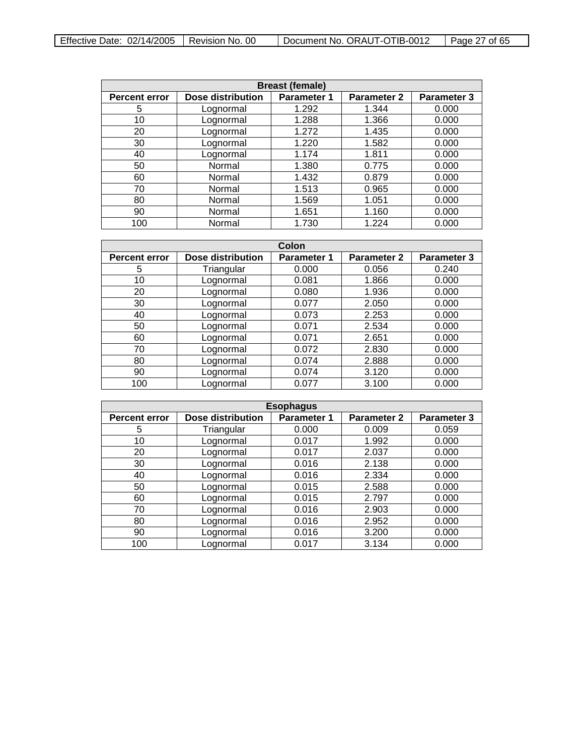| Breast (female) | | | | |
|---|---|---|---|---|
| **Percent error** | **Dose distribution** | **Parameter 1** | **Parameter 2** | **Parameter 3** |
| 5 | Lognormal | 1.292 | 1.344 | 0.000 |
| 10 | Lognormal | 1.288 | 1.366 | 0.000 |
| 20 | Lognormal | 1.272 | 1.435 | 0.000 |
| 30 | Lognormal | 1.220 | 1.582 | 0.000 |
| 40 | Lognormal | 1.174 | 1.811 | 0.000 |
| 50 | Normal | 1.380 | 0.775 | 0.000 |
| 60 | Normal | 1.432 | 0.879 | 0.000 |
| 70 | Normal | 1.513 | 0.965 | 0.000 |
| 80 | Normal | 1.569 | 1.051 | 0.000 |
| 90 | Normal | 1.651 | 1.160 | 0.000 |
| 100 | Normal | 1.730 | 1.224 | 0.000 |

| Colon | | | | |
|---|---|---|---|---|
| **Percent error** | **Dose distribution** | **Parameter 1** | **Parameter 2** | **Parameter 3** |
| 5 | Triangular | 0.000 | 0.056 | 0.240 |
| 10 | Lognormal | 0.081 | 1.866 | 0.000 |
| 20 | Lognormal | 0.080 | 1.936 | 0.000 |
| 30 | Lognormal | 0.077 | 2.050 | 0.000 |
| 40 | Lognormal | 0.073 | 2.253 | 0.000 |
| 50 | Lognormal | 0.071 | 2.534 | 0.000 |
| 60 | Lognormal | 0.071 | 2.651 | 0.000 |
| 70 | Lognormal | 0.072 | 2.830 | 0.000 |
| 80 | Lognormal | 0.074 | 2.888 | 0.000 |
| 90 | Lognormal | 0.074 | 3.120 | 0.000 |
| 100 | Lognormal | 0.077 | 3.100 | 0.000 |

| Esophagus | | | | |
|---|---|---|---|---|
| **Percent error** | **Dose distribution** | **Parameter 1** | **Parameter 2** | **Parameter 3** |
| 5 | Triangular | 0.000 | 0.009 | 0.059 |
| 10 | Lognormal | 0.017 | 1.992 | 0.000 |
| 20 | Lognormal | 0.017 | 2.037 | 0.000 |
| 30 | Lognormal | 0.016 | 2.138 | 0.000 |
| 40 | Lognormal | 0.016 | 2.334 | 0.000 |
| 50 | Lognormal | 0.015 | 2.588 | 0.000 |
| 60 | Lognormal | 0.015 | 2.797 | 0.000 |
| 70 | Lognormal | 0.016 | 2.903 | 0.000 |
| 80 | Lognormal | 0.016 | 2.952 | 0.000 |
| 90 | Lognormal | 0.016 | 3.200 | 0.000 |
| 100 | Lognormal | 0.017 | 3.134 | 0.000 |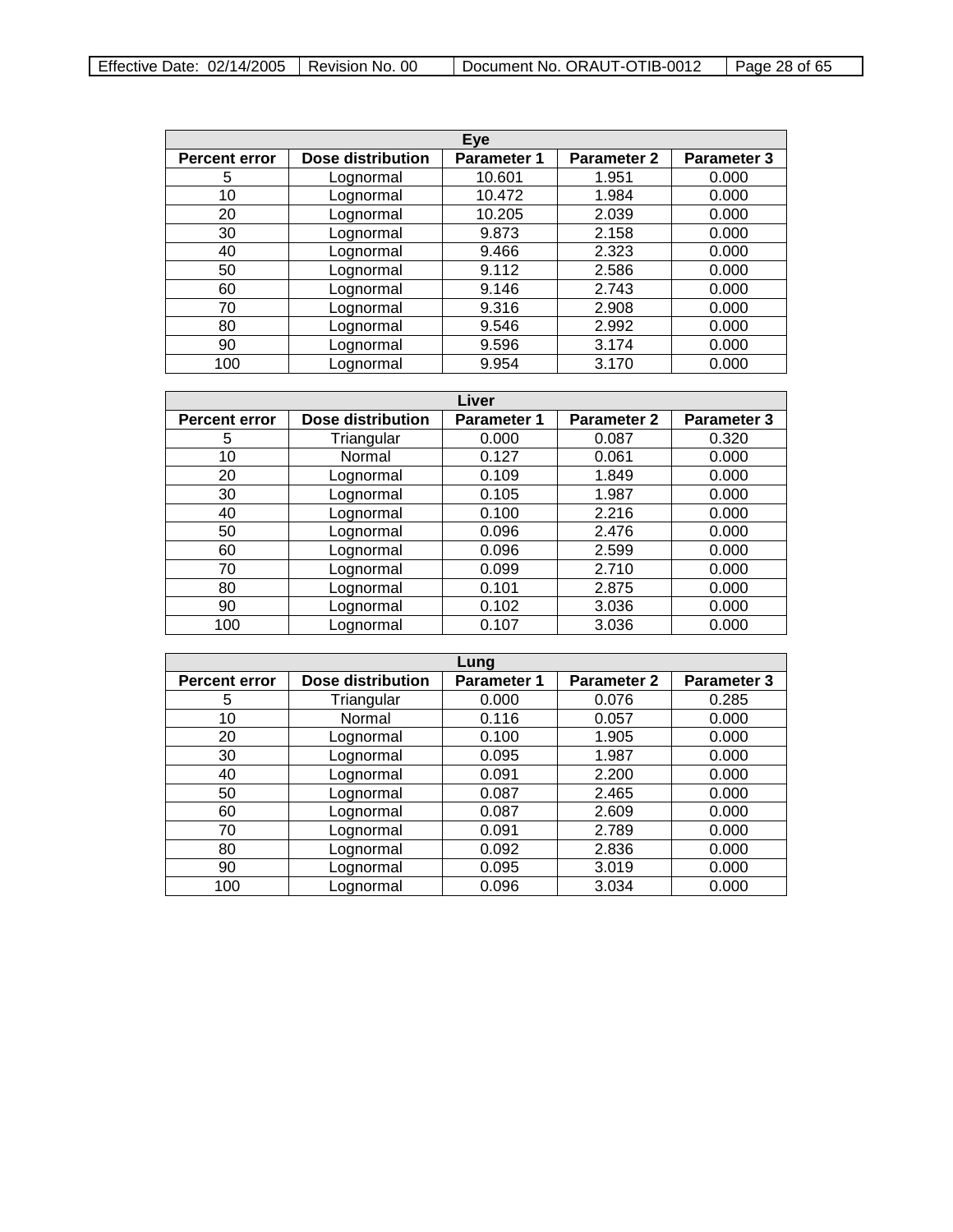| Eye | | | | |
|---|---|---|---|---|
| **Percent error** | **Dose distribution** | **Parameter 1** | **Parameter 2** | **Parameter 3** |
| 5 | Lognormal | 10.601 | 1.951 | 0.000 |
| 10 | Lognormal | 10.472 | 1.984 | 0.000 |
| 20 | Lognormal | 10.205 | 2.039 | 0.000 |
| 30 | Lognormal | 9.873 | 2.158 | 0.000 |
| 40 | Lognormal | 9.466 | 2.323 | 0.000 |
| 50 | Lognormal | 9.112 | 2.586 | 0.000 |
| 60 | Lognormal | 9.146 | 2.743 | 0.000 |
| 70 | Lognormal | 9.316 | 2.908 | 0.000 |
| 80 | Lognormal | 9.546 | 2.992 | 0.000 |
| 90 | Lognormal | 9.596 | 3.174 | 0.000 |
| 100 | Lognormal | 9.954 | 3.170 | 0.000 |

| Liver | | | | |
|---|---|---|---|---|
| **Percent error** | **Dose distribution** | **Parameter 1** | **Parameter 2** | **Parameter 3** |
| 5 | Triangular | 0.000 | 0.087 | 0.320 |
| 10 | Normal | 0.127 | 0.061 | 0.000 |
| 20 | Lognormal | 0.109 | 1.849 | 0.000 |
| 30 | Lognormal | 0.105 | 1.987 | 0.000 |
| 40 | Lognormal | 0.100 | 2.216 | 0.000 |
| 50 | Lognormal | 0.096 | 2.476 | 0.000 |
| 60 | Lognormal | 0.096 | 2.599 | 0.000 |
| 70 | Lognormal | 0.099 | 2.710 | 0.000 |
| 80 | Lognormal | 0.101 | 2.875 | 0.000 |
| 90 | Lognormal | 0.102 | 3.036 | 0.000 |
| 100 | Lognormal | 0.107 | 3.036 | 0.000 |

| Lung | | | | |
|---|---|---|---|---|
| **Percent error** | **Dose distribution** | **Parameter 1** | **Parameter 2** | **Parameter 3** |
| 5 | Triangular | 0.000 | 0.076 | 0.285 |
| 10 | Normal | 0.116 | 0.057 | 0.000 |
| 20 | Lognormal | 0.100 | 1.905 | 0.000 |
| 30 | Lognormal | 0.095 | 1.987 | 0.000 |
| 40 | Lognormal | 0.091 | 2.200 | 0.000 |
| 50 | Lognormal | 0.087 | 2.465 | 0.000 |
| 60 | Lognormal | 0.087 | 2.609 | 0.000 |
| 70 | Lognormal | 0.091 | 2.789 | 0.000 |
| 80 | Lognormal | 0.092 | 2.836 | 0.000 |
| 90 | Lognormal | 0.095 | 3.019 | 0.000 |
| 100 | Lognormal | 0.096 | 3.034 | 0.000 |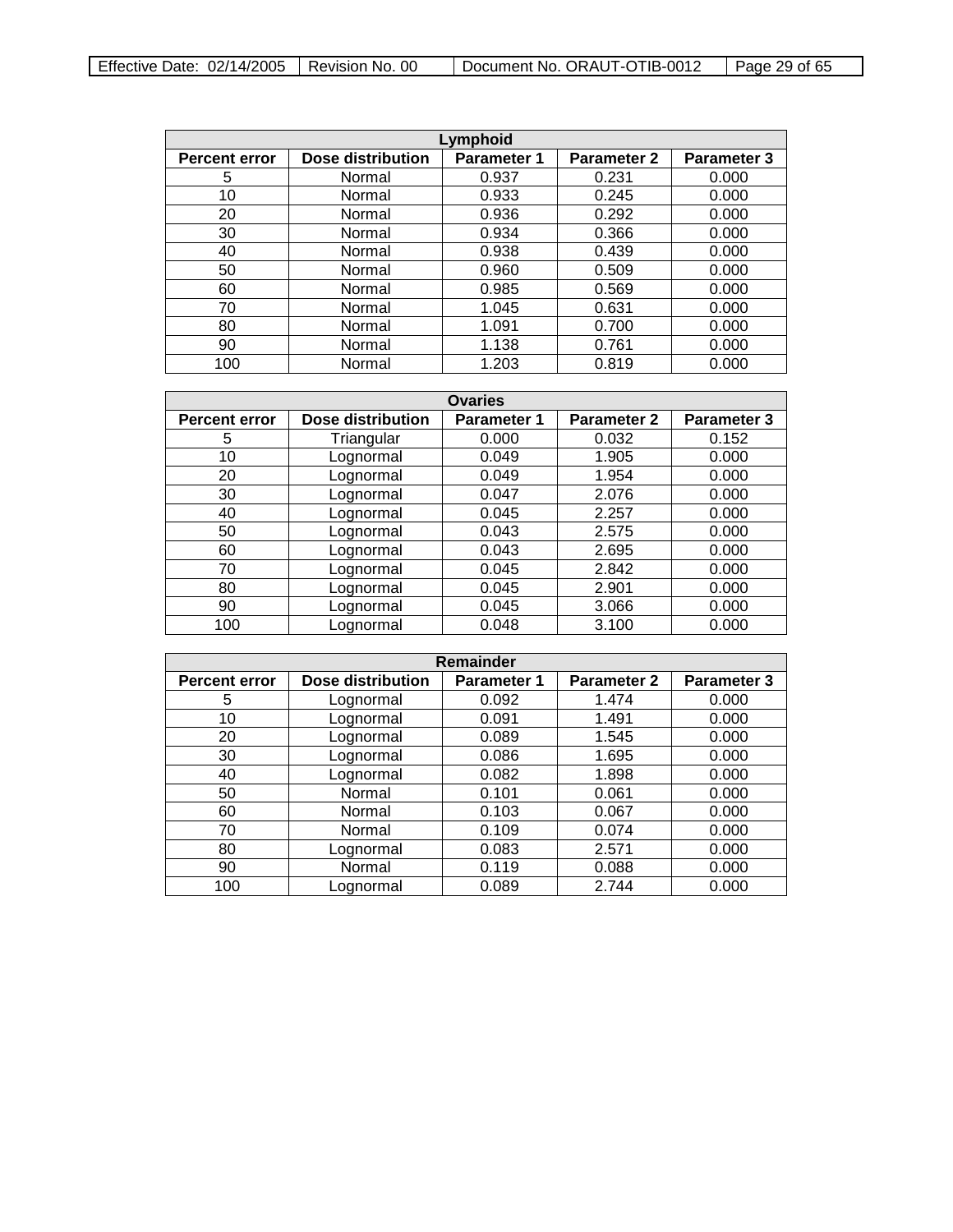| Lymphoid | | | | |
|---|---|---|---|---|
| **Percent error** | **Dose distribution** | **Parameter 1** | **Parameter 2** | **Parameter 3** |
| 5 | Normal | 0.937 | 0.231 | 0.000 |
| 10 | Normal | 0.933 | 0.245 | 0.000 |
| 20 | Normal | 0.936 | 0.292 | 0.000 |
| 30 | Normal | 0.934 | 0.366 | 0.000 |
| 40 | Normal | 0.938 | 0.439 | 0.000 |
| 50 | Normal | 0.960 | 0.509 | 0.000 |
| 60 | Normal | 0.985 | 0.569 | 0.000 |
| 70 | Normal | 1.045 | 0.631 | 0.000 |
| 80 | Normal | 1.091 | 0.700 | 0.000 |
| 90 | Normal | 1.138 | 0.761 | 0.000 |
| 100 | Normal | 1.203 | 0.819 | 0.000 |

| Ovaries | | | | |
|---|---|---|---|---|
| **Percent error** | **Dose distribution** | **Parameter 1** | **Parameter 2** | **Parameter 3** |
| 5 | Triangular | 0.000 | 0.032 | 0.152 |
| 10 | Lognormal | 0.049 | 1.905 | 0.000 |
| 20 | Lognormal | 0.049 | 1.954 | 0.000 |
| 30 | Lognormal | 0.047 | 2.076 | 0.000 |
| 40 | Lognormal | 0.045 | 2.257 | 0.000 |
| 50 | Lognormal | 0.043 | 2.575 | 0.000 |
| 60 | Lognormal | 0.043 | 2.695 | 0.000 |
| 70 | Lognormal | 0.045 | 2.842 | 0.000 |
| 80 | Lognormal | 0.045 | 2.901 | 0.000 |
| 90 | Lognormal | 0.045 | 3.066 | 0.000 |
| 100 | Lognormal | 0.048 | 3.100 | 0.000 |

| Remainder | | | | |
|---|---|---|---|---|
| **Percent error** | **Dose distribution** | **Parameter 1** | **Parameter 2** | **Parameter 3** |
| 5 | Lognormal | 0.092 | 1.474 | 0.000 |
| 10 | Lognormal | 0.091 | 1.491 | 0.000 |
| 20 | Lognormal | 0.089 | 1.545 | 0.000 |
| 30 | Lognormal | 0.086 | 1.695 | 0.000 |
| 40 | Lognormal | 0.082 | 1.898 | 0.000 |
| 50 | Normal | 0.101 | 0.061 | 0.000 |
| 60 | Normal | 0.103 | 0.067 | 0.000 |
| 70 | Normal | 0.109 | 0.074 | 0.000 |
| 80 | Lognormal | 0.083 | 2.571 | 0.000 |
| 90 | Normal | 0.119 | 0.088 | 0.000 |
| 100 | Lognormal | 0.089 | 2.744 | 0.000 |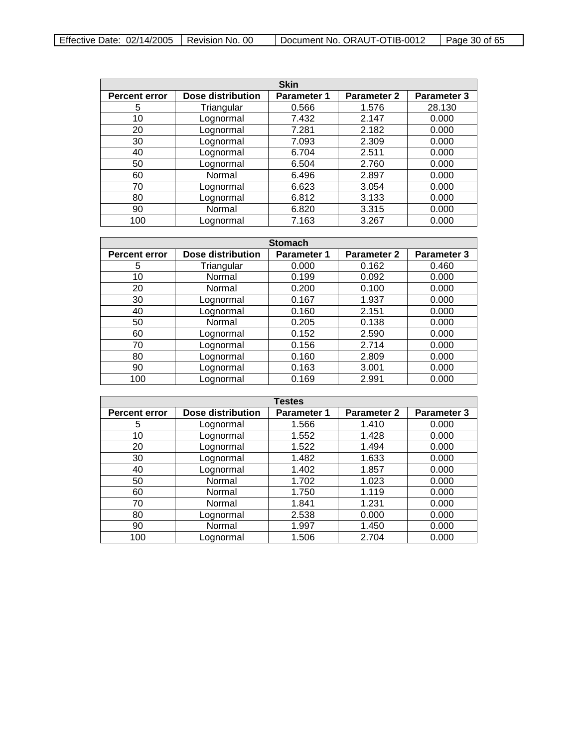| Skin | | | | |
|---|---|---|---|---|
| **Percent error** | **Dose distribution** | **Parameter 1** | **Parameter 2** | **Parameter 3** |
| 5 | Triangular | 0.566 | 1.576 | 28.130 |
| 10 | Lognormal | 7.432 | 2.147 | 0.000 |
| 20 | Lognormal | 7.281 | 2.182 | 0.000 |
| 30 | Lognormal | 7.093 | 2.309 | 0.000 |
| 40 | Lognormal | 6.704 | 2.511 | 0.000 |
| 50 | Lognormal | 6.504 | 2.760 | 0.000 |
| 60 | Normal | 6.496 | 2.897 | 0.000 |
| 70 | Lognormal | 6.623 | 3.054 | 0.000 |
| 80 | Lognormal | 6.812 | 3.133 | 0.000 |
| 90 | Normal | 6.820 | 3.315 | 0.000 |
| 100 | Lognormal | 7.163 | 3.267 | 0.000 |

| Stomach | | | | |
|---|---|---|---|---|
| **Percent error** | **Dose distribution** | **Parameter 1** | **Parameter 2** | **Parameter 3** |
| 5 | Triangular | 0.000 | 0.162 | 0.460 |
| 10 | Normal | 0.199 | 0.092 | 0.000 |
| 20 | Normal | 0.200 | 0.100 | 0.000 |
| 30 | Lognormal | 0.167 | 1.937 | 0.000 |
| 40 | Lognormal | 0.160 | 2.151 | 0.000 |
| 50 | Normal | 0.205 | 0.138 | 0.000 |
| 60 | Lognormal | 0.152 | 2.590 | 0.000 |
| 70 | Lognormal | 0.156 | 2.714 | 0.000 |
| 80 | Lognormal | 0.160 | 2.809 | 0.000 |
| 90 | Lognormal | 0.163 | 3.001 | 0.000 |
| 100 | Lognormal | 0.169 | 2.991 | 0.000 |

| Testes | | | | |
|---|---|---|---|---|
| **Percent error** | **Dose distribution** | **Parameter 1** | **Parameter 2** | **Parameter 3** |
| 5 | Lognormal | 1.566 | 1.410 | 0.000 |
| 10 | Lognormal | 1.552 | 1.428 | 0.000 |
| 20 | Lognormal | 1.522 | 1.494 | 0.000 |
| 30 | Lognormal | 1.482 | 1.633 | 0.000 |
| 40 | Lognormal | 1.402 | 1.857 | 0.000 |
| 50 | Normal | 1.702 | 1.023 | 0.000 |
| 60 | Normal | 1.750 | 1.119 | 0.000 |
| 70 | Normal | 1.841 | 1.231 | 0.000 |
| 80 | Lognormal | 2.538 | 0.000 | 0.000 |
| 90 | Normal | 1.997 | 1.450 | 0.000 |
| 100 | Lognormal | 1.506 | 2.704 | 0.000 |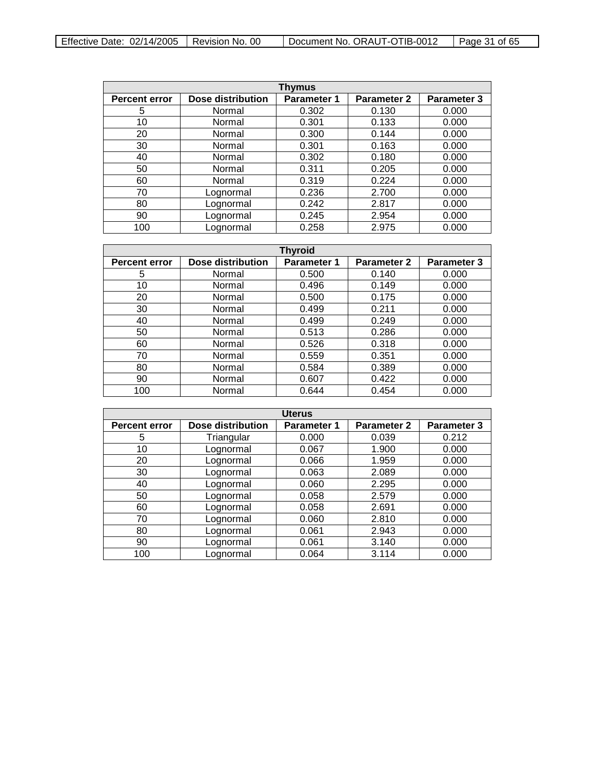| Thymus | | | | |
|---|---|---|---|---|
| **Percent error** | **Dose distribution** | **Parameter 1** | **Parameter 2** | **Parameter 3** |
| 5 | Normal | 0.302 | 0.130 | 0.000 |
| 10 | Normal | 0.301 | 0.133 | 0.000 |
| 20 | Normal | 0.300 | 0.144 | 0.000 |
| 30 | Normal | 0.301 | 0.163 | 0.000 |
| 40 | Normal | 0.302 | 0.180 | 0.000 |
| 50 | Normal | 0.311 | 0.205 | 0.000 |
| 60 | Normal | 0.319 | 0.224 | 0.000 |
| 70 | Lognormal | 0.236 | 2.700 | 0.000 |
| 80 | Lognormal | 0.242 | 2.817 | 0.000 |
| 90 | Lognormal | 0.245 | 2.954 | 0.000 |
| 100 | Lognormal | 0.258 | 2.975 | 0.000 |

| Thyroid | | | | |
|---|---|---|---|---|
| **Percent error** | **Dose distribution** | **Parameter 1** | **Parameter 2** | **Parameter 3** |
| 5 | Normal | 0.500 | 0.140 | 0.000 |
| 10 | Normal | 0.496 | 0.149 | 0.000 |
| 20 | Normal | 0.500 | 0.175 | 0.000 |
| 30 | Normal | 0.499 | 0.211 | 0.000 |
| 40 | Normal | 0.499 | 0.249 | 0.000 |
| 50 | Normal | 0.513 | 0.286 | 0.000 |
| 60 | Normal | 0.526 | 0.318 | 0.000 |
| 70 | Normal | 0.559 | 0.351 | 0.000 |
| 80 | Normal | 0.584 | 0.389 | 0.000 |
| 90 | Normal | 0.607 | 0.422 | 0.000 |
| 100 | Normal | 0.644 | 0.454 | 0.000 |

| Uterus | | | | |
|---|---|---|---|---|
| **Percent error** | **Dose distribution** | **Parameter 1** | **Parameter 2** | **Parameter 3** |
| 5 | Triangular | 0.000 | 0.039 | 0.212 |
| 10 | Lognormal | 0.067 | 1.900 | 0.000 |
| 20 | Lognormal | 0.066 | 1.959 | 0.000 |
| 30 | Lognormal | 0.063 | 2.089 | 0.000 |
| 40 | Lognormal | 0.060 | 2.295 | 0.000 |
| 50 | Lognormal | 0.058 | 2.579 | 0.000 |
| 60 | Lognormal | 0.058 | 2.691 | 0.000 |
| 70 | Lognormal | 0.060 | 2.810 | 0.000 |
| 80 | Lognormal | 0.061 | 2.943 | 0.000 |
| 90 | Lognormal | 0.061 | 3.140 | 0.000 |
| 100 | Lognormal | 0.064 | 3.114 | 0.000 |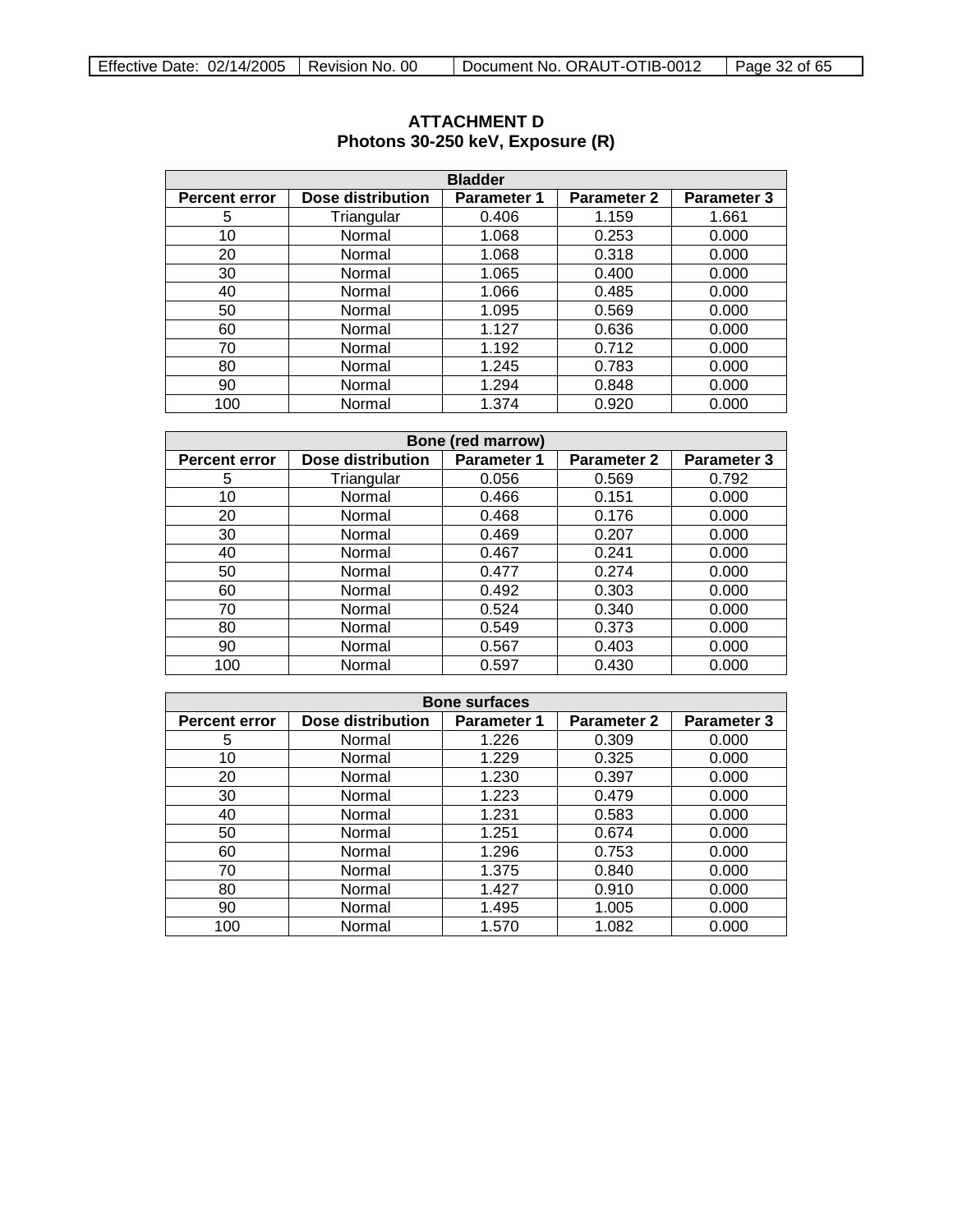# ATTACHMENT D
## Photons 30-250 keV, Exposure (R)

| Bladder | | | | |
|---|---|---|---|---|
| **Percent error** | **Dose distribution** | **Parameter 1** | **Parameter 2** | **Parameter 3** |
| 5 | Triangular | 0.406 | 1.159 | 1.661 |
| 10 | Normal | 1.068 | 0.253 | 0.000 |
| 20 | Normal | 1.068 | 0.318 | 0.000 |
| 30 | Normal | 1.065 | 0.400 | 0.000 |
| 40 | Normal | 1.066 | 0.485 | 0.000 |
| 50 | Normal | 1.095 | 0.569 | 0.000 |
| 60 | Normal | 1.127 | 0.636 | 0.000 |
| 70 | Normal | 1.192 | 0.712 | 0.000 |
| 80 | Normal | 1.245 | 0.783 | 0.000 |
| 90 | Normal | 1.294 | 0.848 | 0.000 |
| 100 | Normal | 1.374 | 0.920 | 0.000 |

| Bone (red marrow) | | | | |
|---|---|---|---|---|
| **Percent error** | **Dose distribution** | **Parameter 1** | **Parameter 2** | **Parameter 3** |
| 5 | Triangular | 0.056 | 0.569 | 0.792 |
| 10 | Normal | 0.466 | 0.151 | 0.000 |
| 20 | Normal | 0.468 | 0.176 | 0.000 |
| 30 | Normal | 0.469 | 0.207 | 0.000 |
| 40 | Normal | 0.467 | 0.241 | 0.000 |
| 50 | Normal | 0.477 | 0.274 | 0.000 |
| 60 | Normal | 0.492 | 0.303 | 0.000 |
| 70 | Normal | 0.524 | 0.340 | 0.000 |
| 80 | Normal | 0.549 | 0.373 | 0.000 |
| 90 | Normal | 0.567 | 0.403 | 0.000 |
| 100 | Normal | 0.597 | 0.430 | 0.000 |

| Bone surfaces | | | | |
|---|---|---|---|---|
| **Percent error** | **Dose distribution** | **Parameter 1** | **Parameter 2** | **Parameter 3** |
| 5 | Normal | 1.226 | 0.309 | 0.000 |
| 10 | Normal | 1.229 | 0.325 | 0.000 |
| 20 | Normal | 1.230 | 0.397 | 0.000 |
| 30 | Normal | 1.223 | 0.479 | 0.000 |
| 40 | Normal | 1.231 | 0.583 | 0.000 |
| 50 | Normal | 1.251 | 0.674 | 0.000 |
| 60 | Normal | 1.296 | 0.753 | 0.000 |
| 70 | Normal | 1.375 | 0.840 | 0.000 |
| 80 | Normal | 1.427 | 0.910 | 0.000 |
| 90 | Normal | 1.495 | 1.005 | 0.000 |
| 100 | Normal | 1.570 | 1.082 | 0.000 |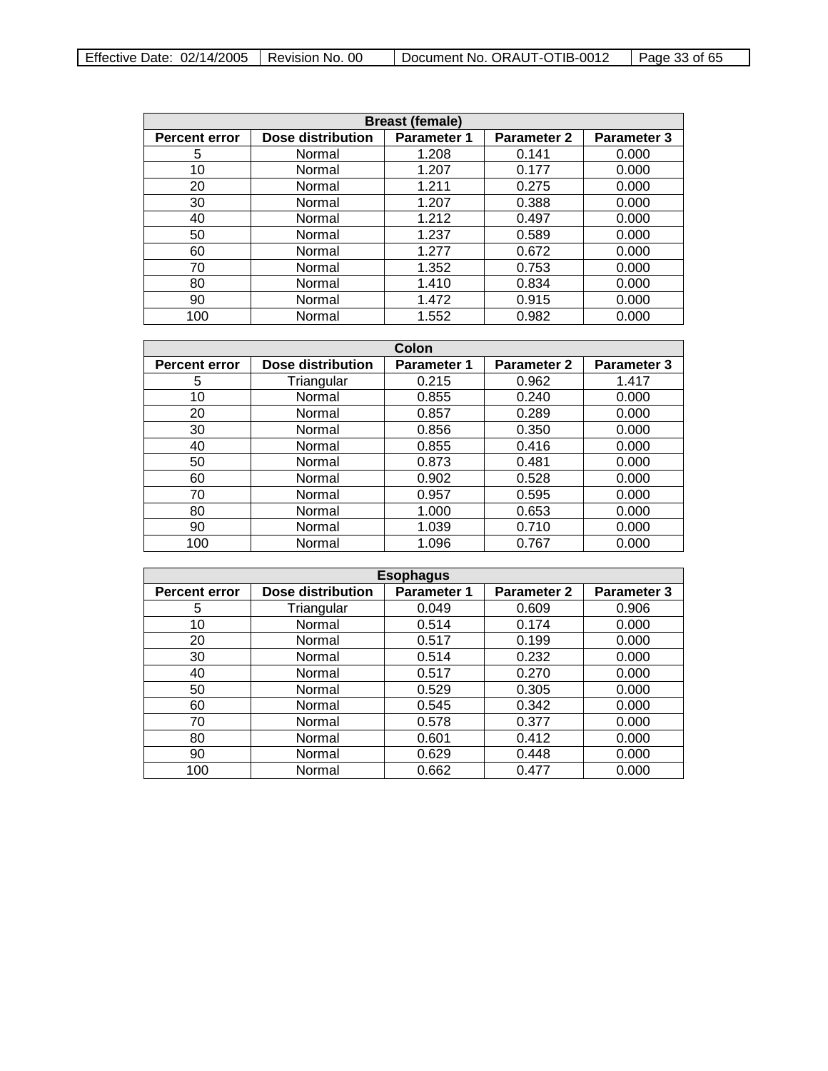| Breast (female) | | | | |
|---|---|---|---|---|
| **Percent error** | **Dose distribution** | **Parameter 1** | **Parameter 2** | **Parameter 3** |
| 5 | Normal | 1.208 | 0.141 | 0.000 |
| 10 | Normal | 1.207 | 0.177 | 0.000 |
| 20 | Normal | 1.211 | 0.275 | 0.000 |
| 30 | Normal | 1.207 | 0.388 | 0.000 |
| 40 | Normal | 1.212 | 0.497 | 0.000 |
| 50 | Normal | 1.237 | 0.589 | 0.000 |
| 60 | Normal | 1.277 | 0.672 | 0.000 |
| 70 | Normal | 1.352 | 0.753 | 0.000 |
| 80 | Normal | 1.410 | 0.834 | 0.000 |
| 90 | Normal | 1.472 | 0.915 | 0.000 |
| 100 | Normal | 1.552 | 0.982 | 0.000 |

| Colon | | | | |
|---|---|---|---|---|
| **Percent error** | **Dose distribution** | **Parameter 1** | **Parameter 2** | **Parameter 3** |
| 5 | Triangular | 0.215 | 0.962 | 1.417 |
| 10 | Normal | 0.855 | 0.240 | 0.000 |
| 20 | Normal | 0.857 | 0.289 | 0.000 |
| 30 | Normal | 0.856 | 0.350 | 0.000 |
| 40 | Normal | 0.855 | 0.416 | 0.000 |
| 50 | Normal | 0.873 | 0.481 | 0.000 |
| 60 | Normal | 0.902 | 0.528 | 0.000 |
| 70 | Normal | 0.957 | 0.595 | 0.000 |
| 80 | Normal | 1.000 | 0.653 | 0.000 |
| 90 | Normal | 1.039 | 0.710 | 0.000 |
| 100 | Normal | 1.096 | 0.767 | 0.000 |

| Esophagus | | | | |
|---|---|---|---|---|
| **Percent error** | **Dose distribution** | **Parameter 1** | **Parameter 2** | **Parameter 3** |
| 5 | Triangular | 0.049 | 0.609 | 0.906 |
| 10 | Normal | 0.514 | 0.174 | 0.000 |
| 20 | Normal | 0.517 | 0.199 | 0.000 |
| 30 | Normal | 0.514 | 0.232 | 0.000 |
| 40 | Normal | 0.517 | 0.270 | 0.000 |
| 50 | Normal | 0.529 | 0.305 | 0.000 |
| 60 | Normal | 0.545 | 0.342 | 0.000 |
| 70 | Normal | 0.578 | 0.377 | 0.000 |
| 80 | Normal | 0.601 | 0.412 | 0.000 |
| 90 | Normal | 0.629 | 0.448 | 0.000 |
| 100 | Normal | 0.662 | 0.477 | 0.000 |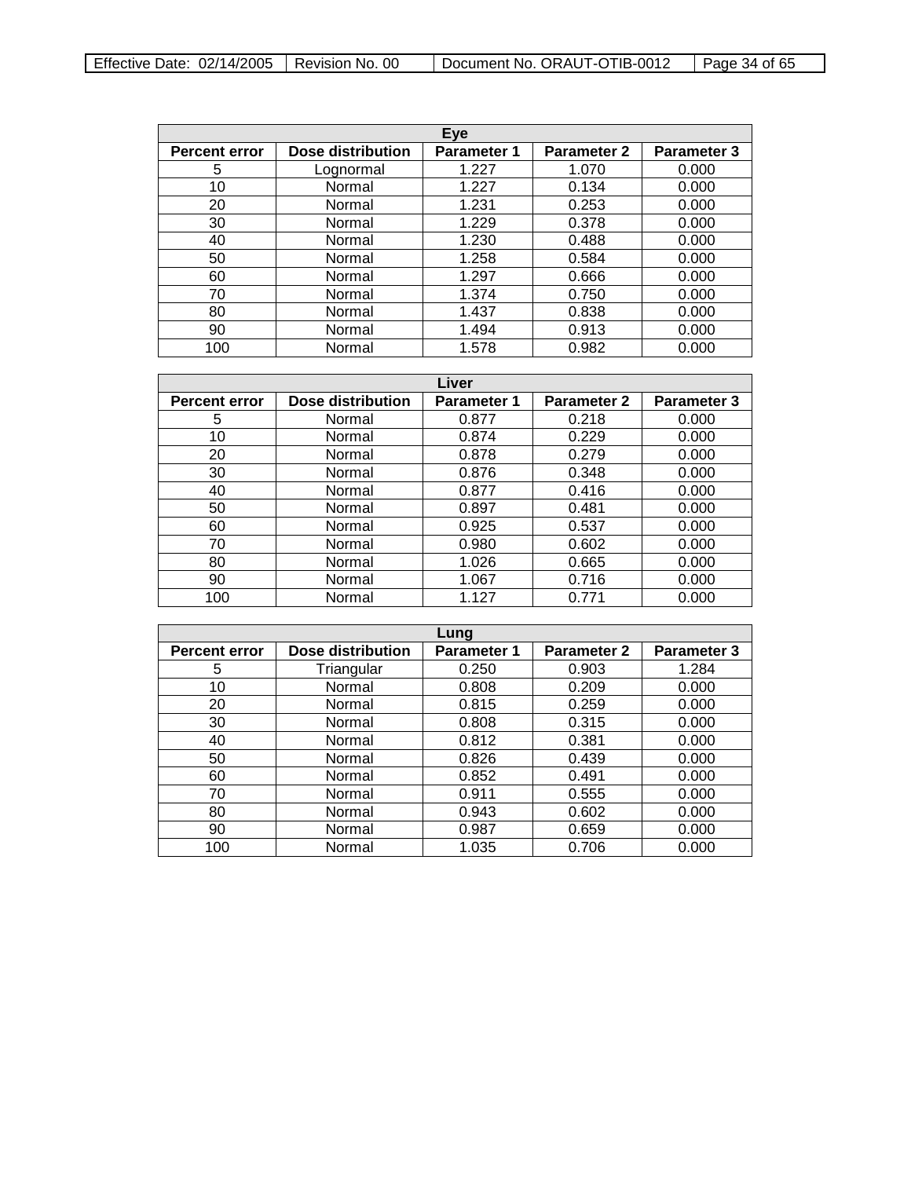| Eye | | | | |
|---|---|---|---|---|
| **Percent error** | **Dose distribution** | **Parameter 1** | **Parameter 2** | **Parameter 3** |
| 5 | Lognormal | 1.227 | 1.070 | 0.000 |
| 10 | Normal | 1.227 | 0.134 | 0.000 |
| 20 | Normal | 1.231 | 0.253 | 0.000 |
| 30 | Normal | 1.229 | 0.378 | 0.000 |
| 40 | Normal | 1.230 | 0.488 | 0.000 |
| 50 | Normal | 1.258 | 0.584 | 0.000 |
| 60 | Normal | 1.297 | 0.666 | 0.000 |
| 70 | Normal | 1.374 | 0.750 | 0.000 |
| 80 | Normal | 1.437 | 0.838 | 0.000 |
| 90 | Normal | 1.494 | 0.913 | 0.000 |
| 100 | Normal | 1.578 | 0.982 | 0.000 |

| Liver | | | | |
|---|---|---|---|---|
| **Percent error** | **Dose distribution** | **Parameter 1** | **Parameter 2** | **Parameter 3** |
| 5 | Normal | 0.877 | 0.218 | 0.000 |
| 10 | Normal | 0.874 | 0.229 | 0.000 |
| 20 | Normal | 0.878 | 0.279 | 0.000 |
| 30 | Normal | 0.876 | 0.348 | 0.000 |
| 40 | Normal | 0.877 | 0.416 | 0.000 |
| 50 | Normal | 0.897 | 0.481 | 0.000 |
| 60 | Normal | 0.925 | 0.537 | 0.000 |
| 70 | Normal | 0.980 | 0.602 | 0.000 |
| 80 | Normal | 1.026 | 0.665 | 0.000 |
| 90 | Normal | 1.067 | 0.716 | 0.000 |
| 100 | Normal | 1.127 | 0.771 | 0.000 |

| Lung | | | | |
|---|---|---|---|---|
| **Percent error** | **Dose distribution** | **Parameter 1** | **Parameter 2** | **Parameter 3** |
| 5 | Triangular | 0.250 | 0.903 | 1.284 |
| 10 | Normal | 0.808 | 0.209 | 0.000 |
| 20 | Normal | 0.815 | 0.259 | 0.000 |
| 30 | Normal | 0.808 | 0.315 | 0.000 |
| 40 | Normal | 0.812 | 0.381 | 0.000 |
| 50 | Normal | 0.826 | 0.439 | 0.000 |
| 60 | Normal | 0.852 | 0.491 | 0.000 |
| 70 | Normal | 0.911 | 0.555 | 0.000 |
| 80 | Normal | 0.943 | 0.602 | 0.000 |
| 90 | Normal | 0.987 | 0.659 | 0.000 |
| 100 | Normal | 1.035 | 0.706 | 0.000 |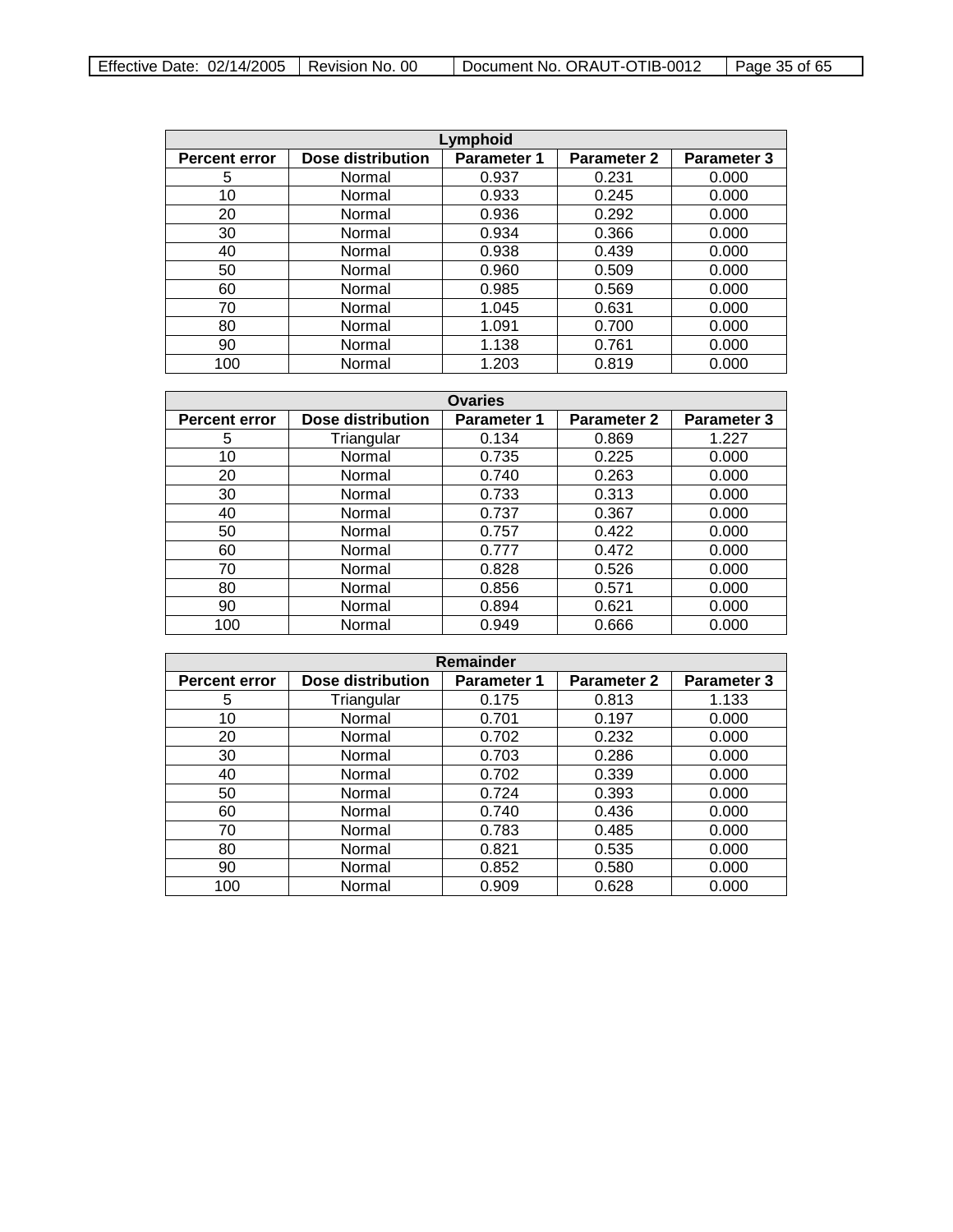| Lymphoid | | | | |
|---|---|---|---|---|
| **Percent error** | **Dose distribution** | **Parameter 1** | **Parameter 2** | **Parameter 3** |
| 5 | Normal | 0.937 | 0.231 | 0.000 |
| 10 | Normal | 0.933 | 0.245 | 0.000 |
| 20 | Normal | 0.936 | 0.292 | 0.000 |
| 30 | Normal | 0.934 | 0.366 | 0.000 |
| 40 | Normal | 0.938 | 0.439 | 0.000 |
| 50 | Normal | 0.960 | 0.509 | 0.000 |
| 60 | Normal | 0.985 | 0.569 | 0.000 |
| 70 | Normal | 1.045 | 0.631 | 0.000 |
| 80 | Normal | 1.091 | 0.700 | 0.000 |
| 90 | Normal | 1.138 | 0.761 | 0.000 |
| 100 | Normal | 1.203 | 0.819 | 0.000 |

| Ovaries | | | | |
|---|---|---|---|---|
| **Percent error** | **Dose distribution** | **Parameter 1** | **Parameter 2** | **Parameter 3** |
| 5 | Triangular | 0.134 | 0.869 | 1.227 |
| 10 | Normal | 0.735 | 0.225 | 0.000 |
| 20 | Normal | 0.740 | 0.263 | 0.000 |
| 30 | Normal | 0.733 | 0.313 | 0.000 |
| 40 | Normal | 0.737 | 0.367 | 0.000 |
| 50 | Normal | 0.757 | 0.422 | 0.000 |
| 60 | Normal | 0.777 | 0.472 | 0.000 |
| 70 | Normal | 0.828 | 0.526 | 0.000 |
| 80 | Normal | 0.856 | 0.571 | 0.000 |
| 90 | Normal | 0.894 | 0.621 | 0.000 |
| 100 | Normal | 0.949 | 0.666 | 0.000 |

| Remainder | | | | |
|---|---|---|---|---|
| **Percent error** | **Dose distribution** | **Parameter 1** | **Parameter 2** | **Parameter 3** |
| 5 | Triangular | 0.175 | 0.813 | 1.133 |
| 10 | Normal | 0.701 | 0.197 | 0.000 |
| 20 | Normal | 0.702 | 0.232 | 0.000 |
| 30 | Normal | 0.703 | 0.286 | 0.000 |
| 40 | Normal | 0.702 | 0.339 | 0.000 |
| 50 | Normal | 0.724 | 0.393 | 0.000 |
| 60 | Normal | 0.740 | 0.436 | 0.000 |
| 70 | Normal | 0.783 | 0.485 | 0.000 |
| 80 | Normal | 0.821 | 0.535 | 0.000 |
| 90 | Normal | 0.852 | 0.580 | 0.000 |
| 100 | Normal | 0.909 | 0.628 | 0.000 |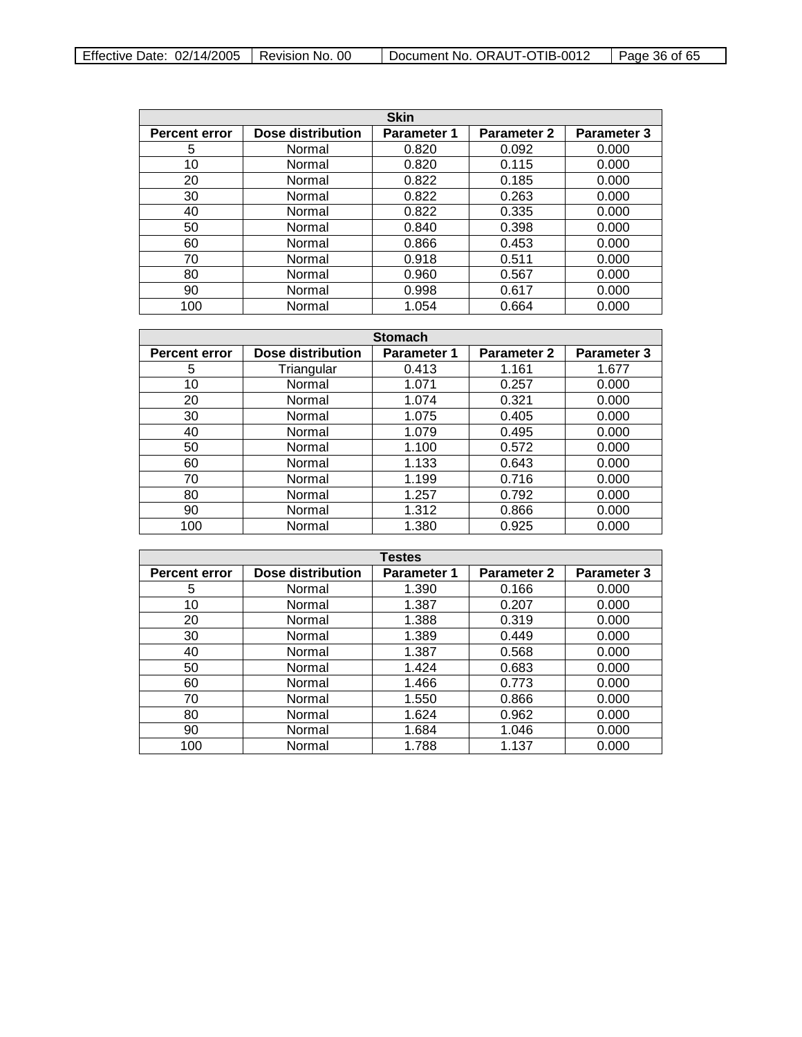| Skin | | | | |
|---|---|---|---|---|
| **Percent error** | **Dose distribution** | **Parameter 1** | **Parameter 2** | **Parameter 3** |
| 5 | Normal | 0.820 | 0.092 | 0.000 |
| 10 | Normal | 0.820 | 0.115 | 0.000 |
| 20 | Normal | 0.822 | 0.185 | 0.000 |
| 30 | Normal | 0.822 | 0.263 | 0.000 |
| 40 | Normal | 0.822 | 0.335 | 0.000 |
| 50 | Normal | 0.840 | 0.398 | 0.000 |
| 60 | Normal | 0.866 | 0.453 | 0.000 |
| 70 | Normal | 0.918 | 0.511 | 0.000 |
| 80 | Normal | 0.960 | 0.567 | 0.000 |
| 90 | Normal | 0.998 | 0.617 | 0.000 |
| 100 | Normal | 1.054 | 0.664 | 0.000 |

| Stomach | | | | |
|---|---|---|---|---|
| **Percent error** | **Dose distribution** | **Parameter 1** | **Parameter 2** | **Parameter 3** |
| 5 | Triangular | 0.413 | 1.161 | 1.677 |
| 10 | Normal | 1.071 | 0.257 | 0.000 |
| 20 | Normal | 1.074 | 0.321 | 0.000 |
| 30 | Normal | 1.075 | 0.405 | 0.000 |
| 40 | Normal | 1.079 | 0.495 | 0.000 |
| 50 | Normal | 1.100 | 0.572 | 0.000 |
| 60 | Normal | 1.133 | 0.643 | 0.000 |
| 70 | Normal | 1.199 | 0.716 | 0.000 |
| 80 | Normal | 1.257 | 0.792 | 0.000 |
| 90 | Normal | 1.312 | 0.866 | 0.000 |
| 100 | Normal | 1.380 | 0.925 | 0.000 |

| Testes | | | | |
|---|---|---|---|---|
| **Percent error** | **Dose distribution** | **Parameter 1** | **Parameter 2** | **Parameter 3** |
| 5 | Normal | 1.390 | 0.166 | 0.000 |
| 10 | Normal | 1.387 | 0.207 | 0.000 |
| 20 | Normal | 1.388 | 0.319 | 0.000 |
| 30 | Normal | 1.389 | 0.449 | 0.000 |
| 40 | Normal | 1.387 | 0.568 | 0.000 |
| 50 | Normal | 1.424 | 0.683 | 0.000 |
| 60 | Normal | 1.466 | 0.773 | 0.000 |
| 70 | Normal | 1.550 | 0.866 | 0.000 |
| 80 | Normal | 1.624 | 0.962 | 0.000 |
| 90 | Normal | 1.684 | 1.046 | 0.000 |
| 100 | Normal | 1.788 | 1.137 | 0.000 |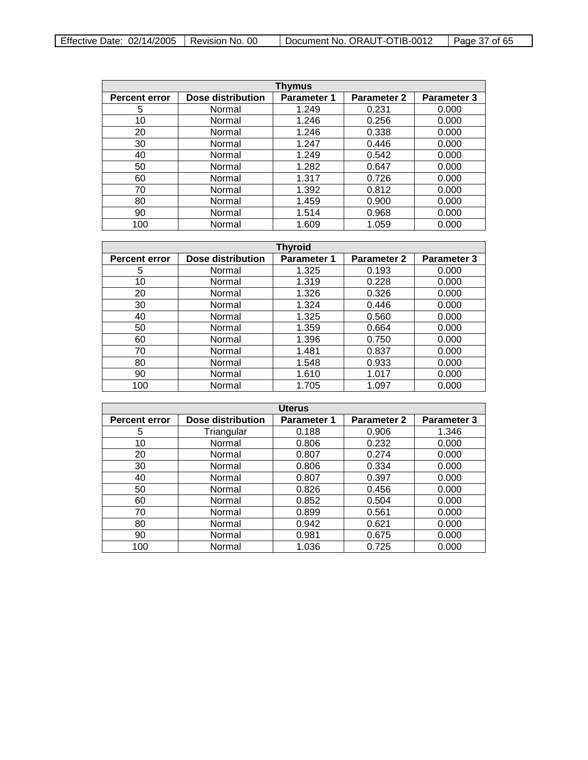| Thymus | | | | |
|---|---|---|---|---|
| **Percent error** | **Dose distribution** | **Parameter 1** | **Parameter 2** | **Parameter 3** |
| 5 | Normal | 1.249 | 0.231 | 0.000 |
| 10 | Normal | 1.246 | 0.256 | 0.000 |
| 20 | Normal | 1.246 | 0.338 | 0.000 |
| 30 | Normal | 1.247 | 0.446 | 0.000 |
| 40 | Normal | 1.249 | 0.542 | 0.000 |
| 50 | Normal | 1.282 | 0.647 | 0.000 |
| 60 | Normal | 1.317 | 0.726 | 0.000 |
| 70 | Normal | 1.392 | 0.812 | 0.000 |
| 80 | Normal | 1.459 | 0.900 | 0.000 |
| 90 | Normal | 1.514 | 0.968 | 0.000 |
| 100 | Normal | 1.609 | 1.059 | 0.000 |

| Thyroid | | | | |
|---|---|---|---|---|
| **Percent error** | **Dose distribution** | **Parameter 1** | **Parameter 2** | **Parameter 3** |
| 5 | Normal | 1.325 | 0.193 | 0.000 |
| 10 | Normal | 1.319 | 0.228 | 0.000 |
| 20 | Normal | 1.326 | 0.326 | 0.000 |
| 30 | Normal | 1.324 | 0.446 | 0.000 |
| 40 | Normal | 1.325 | 0.560 | 0.000 |
| 50 | Normal | 1.359 | 0.664 | 0.000 |
| 60 | Normal | 1.396 | 0.750 | 0.000 |
| 70 | Normal | 1.481 | 0.837 | 0.000 |
| 80 | Normal | 1.548 | 0.933 | 0.000 |
| 90 | Normal | 1.610 | 1.017 | 0.000 |
| 100 | Normal | 1.705 | 1.097 | 0.000 |

| Uterus | | | | |
|---|---|---|---|---|
| **Percent error** | **Dose distribution** | **Parameter 1** | **Parameter 2** | **Parameter 3** |
| 5 | Triangular | 0.188 | 0.906 | 1.346 |
| 10 | Normal | 0.806 | 0.232 | 0.000 |
| 20 | Normal | 0.807 | 0.274 | 0.000 |
| 30 | Normal | 0.806 | 0.334 | 0.000 |
| 40 | Normal | 0.807 | 0.397 | 0.000 |
| 50 | Normal | 0.826 | 0.456 | 0.000 |
| 60 | Normal | 0.852 | 0.504 | 0.000 |
| 70 | Normal | 0.899 | 0.561 | 0.000 |
| 80 | Normal | 0.942 | 0.621 | 0.000 |
| 90 | Normal | 0.981 | 0.675 | 0.000 |
| 100 | Normal | 1.036 | 0.725 | 0.000 |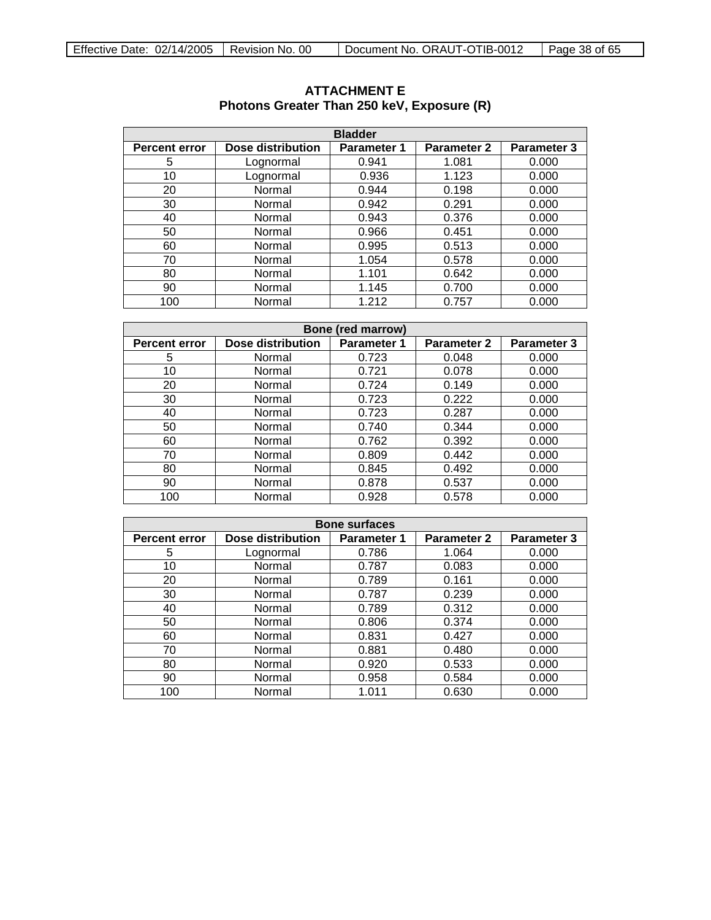# ATTACHMENT E
## Photons Greater Than 250 keV, Exposure (R)

| Bladder | | | | |
|---|---|---|---|---|
| **Percent error** | **Dose distribution** | **Parameter 1** | **Parameter 2** | **Parameter 3** |
| 5 | Lognormal | 0.941 | 1.081 | 0.000 |
| 10 | Lognormal | 0.936 | 1.123 | 0.000 |
| 20 | Normal | 0.944 | 0.198 | 0.000 |
| 30 | Normal | 0.942 | 0.291 | 0.000 |
| 40 | Normal | 0.943 | 0.376 | 0.000 |
| 50 | Normal | 0.966 | 0.451 | 0.000 |
| 60 | Normal | 0.995 | 0.513 | 0.000 |
| 70 | Normal | 1.054 | 0.578 | 0.000 |
| 80 | Normal | 1.101 | 0.642 | 0.000 |
| 90 | Normal | 1.145 | 0.700 | 0.000 |
| 100 | Normal | 1.212 | 0.757 | 0.000 |

| Bone (red marrow) | | | | |
|---|---|---|---|---|
| **Percent error** | **Dose distribution** | **Parameter 1** | **Parameter 2** | **Parameter 3** |
| 5 | Normal | 0.723 | 0.048 | 0.000 |
| 10 | Normal | 0.721 | 0.078 | 0.000 |
| 20 | Normal | 0.724 | 0.149 | 0.000 |
| 30 | Normal | 0.723 | 0.222 | 0.000 |
| 40 | Normal | 0.723 | 0.287 | 0.000 |
| 50 | Normal | 0.740 | 0.344 | 0.000 |
| 60 | Normal | 0.762 | 0.392 | 0.000 |
| 70 | Normal | 0.809 | 0.442 | 0.000 |
| 80 | Normal | 0.845 | 0.492 | 0.000 |
| 90 | Normal | 0.878 | 0.537 | 0.000 |
| 100 | Normal | 0.928 | 0.578 | 0.000 |

| Bone surfaces | | | | |
|---|---|---|---|---|
| **Percent error** | **Dose distribution** | **Parameter 1** | **Parameter 2** | **Parameter 3** |
| 5 | Lognormal | 0.786 | 1.064 | 0.000 |
| 10 | Normal | 0.787 | 0.083 | 0.000 |
| 20 | Normal | 0.789 | 0.161 | 0.000 |
| 30 | Normal | 0.787 | 0.239 | 0.000 |
| 40 | Normal | 0.789 | 0.312 | 0.000 |
| 50 | Normal | 0.806 | 0.374 | 0.000 |
| 60 | Normal | 0.831 | 0.427 | 0.000 |
| 70 | Normal | 0.881 | 0.480 | 0.000 |
| 80 | Normal | 0.920 | 0.533 | 0.000 |
| 90 | Normal | 0.958 | 0.584 | 0.000 |
| 100 | Normal | 1.011 | 0.630 | 0.000 |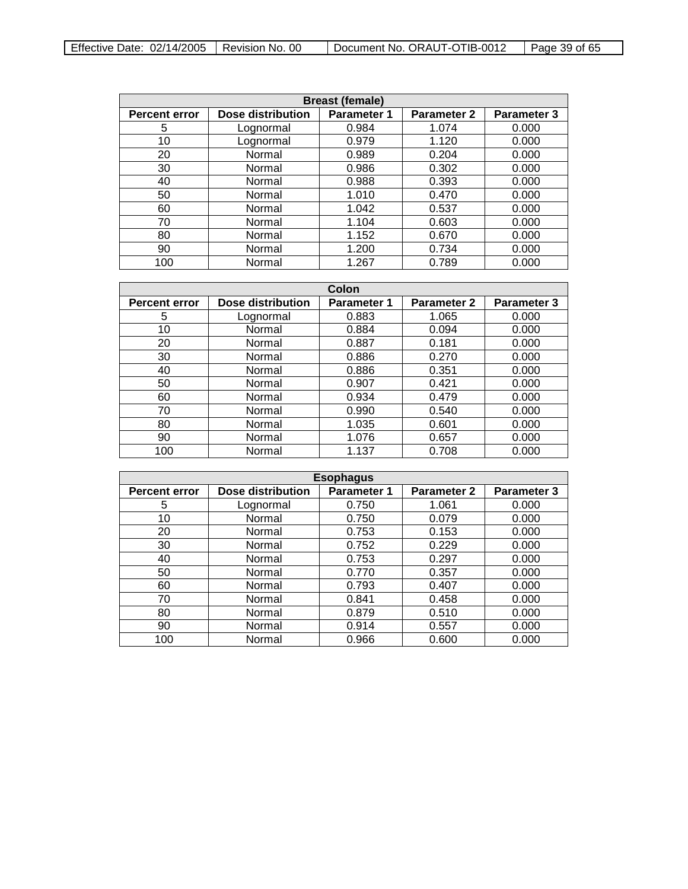| Breast (female) | | | | |
|---|---|---|---|---|
| **Percent error** | **Dose distribution** | **Parameter 1** | **Parameter 2** | **Parameter 3** |
| 5 | Lognormal | 0.984 | 1.074 | 0.000 |
| 10 | Lognormal | 0.979 | 1.120 | 0.000 |
| 20 | Normal | 0.989 | 0.204 | 0.000 |
| 30 | Normal | 0.986 | 0.302 | 0.000 |
| 40 | Normal | 0.988 | 0.393 | 0.000 |
| 50 | Normal | 1.010 | 0.470 | 0.000 |
| 60 | Normal | 1.042 | 0.537 | 0.000 |
| 70 | Normal | 1.104 | 0.603 | 0.000 |
| 80 | Normal | 1.152 | 0.670 | 0.000 |
| 90 | Normal | 1.200 | 0.734 | 0.000 |
| 100 | Normal | 1.267 | 0.789 | 0.000 |

| Colon | | | | |
|---|---|---|---|---|
| **Percent error** | **Dose distribution** | **Parameter 1** | **Parameter 2** | **Parameter 3** |
| 5 | Lognormal | 0.883 | 1.065 | 0.000 |
| 10 | Normal | 0.884 | 0.094 | 0.000 |
| 20 | Normal | 0.887 | 0.181 | 0.000 |
| 30 | Normal | 0.886 | 0.270 | 0.000 |
| 40 | Normal | 0.886 | 0.351 | 0.000 |
| 50 | Normal | 0.907 | 0.421 | 0.000 |
| 60 | Normal | 0.934 | 0.479 | 0.000 |
| 70 | Normal | 0.990 | 0.540 | 0.000 |
| 80 | Normal | 1.035 | 0.601 | 0.000 |
| 90 | Normal | 1.076 | 0.657 | 0.000 |
| 100 | Normal | 1.137 | 0.708 | 0.000 |

| Esophagus | | | | |
|---|---|---|---|---|
| **Percent error** | **Dose distribution** | **Parameter 1** | **Parameter 2** | **Parameter 3** |
| 5 | Lognormal | 0.750 | 1.061 | 0.000 |
| 10 | Normal | 0.750 | 0.079 | 0.000 |
| 20 | Normal | 0.753 | 0.153 | 0.000 |
| 30 | Normal | 0.752 | 0.229 | 0.000 |
| 40 | Normal | 0.753 | 0.297 | 0.000 |
| 50 | Normal | 0.770 | 0.357 | 0.000 |
| 60 | Normal | 0.793 | 0.407 | 0.000 |
| 70 | Normal | 0.841 | 0.458 | 0.000 |
| 80 | Normal | 0.879 | 0.510 | 0.000 |
| 90 | Normal | 0.914 | 0.557 | 0.000 |
| 100 | Normal | 0.966 | 0.600 | 0.000 |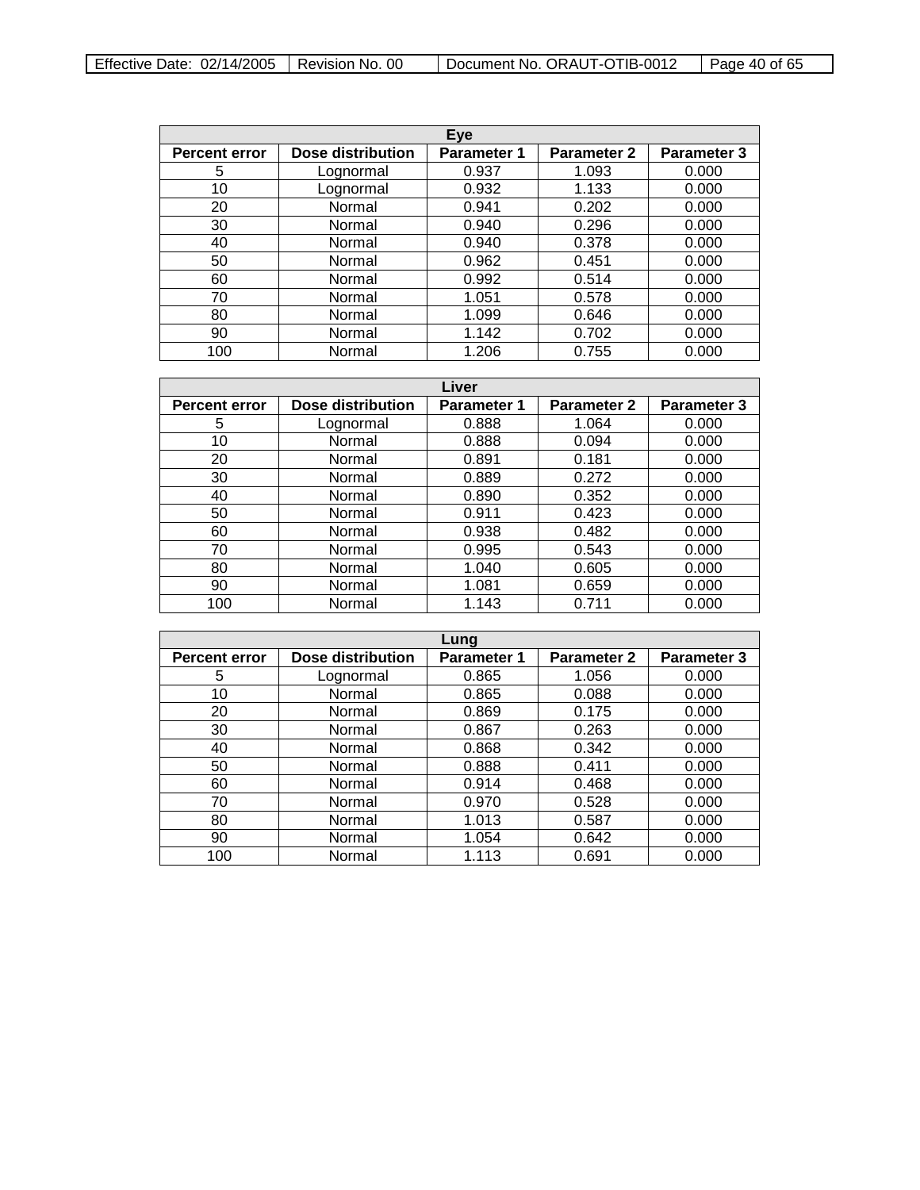| Eye | | | | |
|---|---|---|---|---|
| **Percent error** | **Dose distribution** | **Parameter 1** | **Parameter 2** | **Parameter 3** |
| 5 | Lognormal | 0.937 | 1.093 | 0.000 |
| 10 | Lognormal | 0.932 | 1.133 | 0.000 |
| 20 | Normal | 0.941 | 0.202 | 0.000 |
| 30 | Normal | 0.940 | 0.296 | 0.000 |
| 40 | Normal | 0.940 | 0.378 | 0.000 |
| 50 | Normal | 0.962 | 0.451 | 0.000 |
| 60 | Normal | 0.992 | 0.514 | 0.000 |
| 70 | Normal | 1.051 | 0.578 | 0.000 |
| 80 | Normal | 1.099 | 0.646 | 0.000 |
| 90 | Normal | 1.142 | 0.702 | 0.000 |
| 100 | Normal | 1.206 | 0.755 | 0.000 |

| Liver | | | | |
|---|---|---|---|---|
| **Percent error** | **Dose distribution** | **Parameter 1** | **Parameter 2** | **Parameter 3** |
| 5 | Lognormal | 0.888 | 1.064 | 0.000 |
| 10 | Normal | 0.888 | 0.094 | 0.000 |
| 20 | Normal | 0.891 | 0.181 | 0.000 |
| 30 | Normal | 0.889 | 0.272 | 0.000 |
| 40 | Normal | 0.890 | 0.352 | 0.000 |
| 50 | Normal | 0.911 | 0.423 | 0.000 |
| 60 | Normal | 0.938 | 0.482 | 0.000 |
| 70 | Normal | 0.995 | 0.543 | 0.000 |
| 80 | Normal | 1.040 | 0.605 | 0.000 |
| 90 | Normal | 1.081 | 0.659 | 0.000 |
| 100 | Normal | 1.143 | 0.711 | 0.000 |

| Lung | | | | |
|---|---|---|---|---|
| **Percent error** | **Dose distribution** | **Parameter 1** | **Parameter 2** | **Parameter 3** |
| 5 | Lognormal | 0.865 | 1.056 | 0.000 |
| 10 | Normal | 0.865 | 0.088 | 0.000 |
| 20 | Normal | 0.869 | 0.175 | 0.000 |
| 30 | Normal | 0.867 | 0.263 | 0.000 |
| 40 | Normal | 0.868 | 0.342 | 0.000 |
| 50 | Normal | 0.888 | 0.411 | 0.000 |
| 60 | Normal | 0.914 | 0.468 | 0.000 |
| 70 | Normal | 0.970 | 0.528 | 0.000 |
| 80 | Normal | 1.013 | 0.587 | 0.000 |
| 90 | Normal | 1.054 | 0.642 | 0.000 |
| 100 | Normal | 1.113 | 0.691 | 0.000 |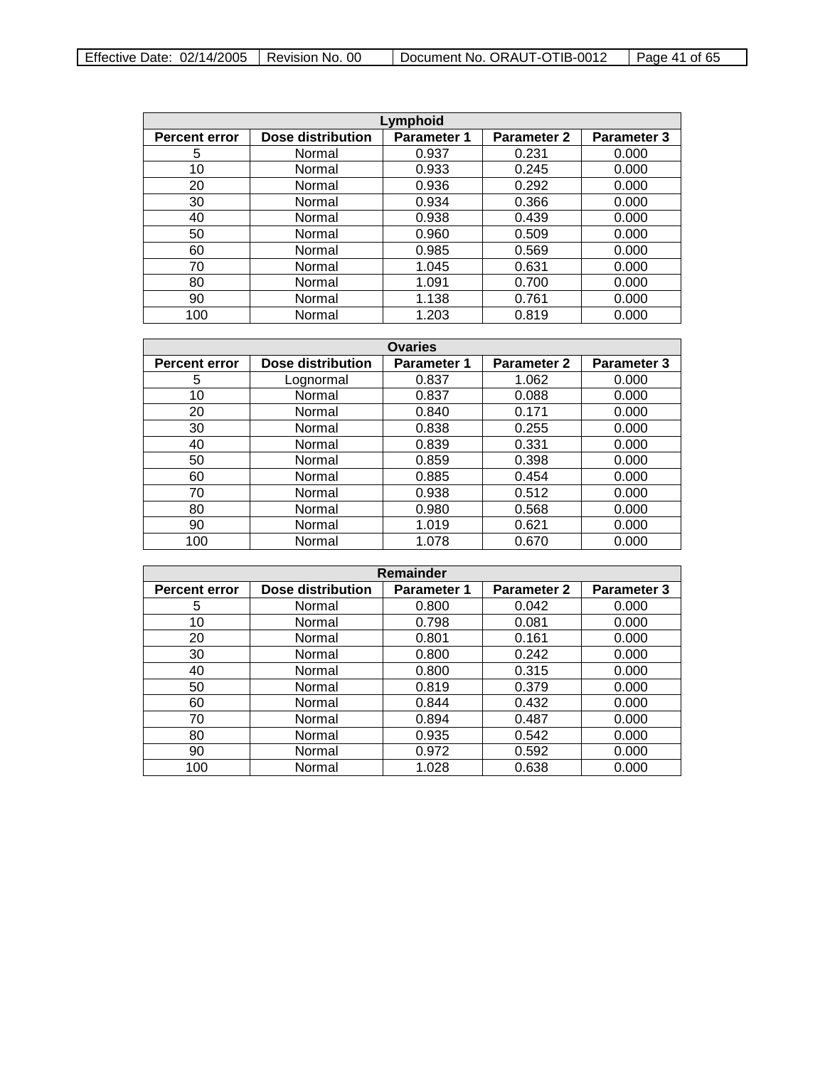| Lymphoid | | | | |
|---|---|---|---|---|
| **Percent error** | **Dose distribution** | **Parameter 1** | **Parameter 2** | **Parameter 3** |
| 5 | Normal | 0.937 | 0.231 | 0.000 |
| 10 | Normal | 0.933 | 0.245 | 0.000 |
| 20 | Normal | 0.936 | 0.292 | 0.000 |
| 30 | Normal | 0.934 | 0.366 | 0.000 |
| 40 | Normal | 0.938 | 0.439 | 0.000 |
| 50 | Normal | 0.960 | 0.509 | 0.000 |
| 60 | Normal | 0.985 | 0.569 | 0.000 |
| 70 | Normal | 1.045 | 0.631 | 0.000 |
| 80 | Normal | 1.091 | 0.700 | 0.000 |
| 90 | Normal | 1.138 | 0.761 | 0.000 |
| 100 | Normal | 1.203 | 0.819 | 0.000 |

| Ovaries | | | | |
|---|---|---|---|---|
| **Percent error** | **Dose distribution** | **Parameter 1** | **Parameter 2** | **Parameter 3** |
| 5 | Lognormal | 0.837 | 1.062 | 0.000 |
| 10 | Normal | 0.837 | 0.088 | 0.000 |
| 20 | Normal | 0.840 | 0.171 | 0.000 |
| 30 | Normal | 0.838 | 0.255 | 0.000 |
| 40 | Normal | 0.839 | 0.331 | 0.000 |
| 50 | Normal | 0.859 | 0.398 | 0.000 |
| 60 | Normal | 0.885 | 0.454 | 0.000 |
| 70 | Normal | 0.938 | 0.512 | 0.000 |
| 80 | Normal | 0.980 | 0.568 | 0.000 |
| 90 | Normal | 1.019 | 0.621 | 0.000 |
| 100 | Normal | 1.078 | 0.670 | 0.000 |

| Remainder | | | | |
|---|---|---|---|---|
| **Percent error** | **Dose distribution** | **Parameter 1** | **Parameter 2** | **Parameter 3** |
| 5 | Normal | 0.800 | 0.042 | 0.000 |
| 10 | Normal | 0.798 | 0.081 | 0.000 |
| 20 | Normal | 0.801 | 0.161 | 0.000 |
| 30 | Normal | 0.800 | 0.242 | 0.000 |
| 40 | Normal | 0.800 | 0.315 | 0.000 |
| 50 | Normal | 0.819 | 0.379 | 0.000 |
| 60 | Normal | 0.844 | 0.432 | 0.000 |
| 70 | Normal | 0.894 | 0.487 | 0.000 |
| 80 | Normal | 0.935 | 0.542 | 0.000 |
| 90 | Normal | 0.972 | 0.592 | 0.000 |
| 100 | Normal | 1.028 | 0.638 | 0.000 |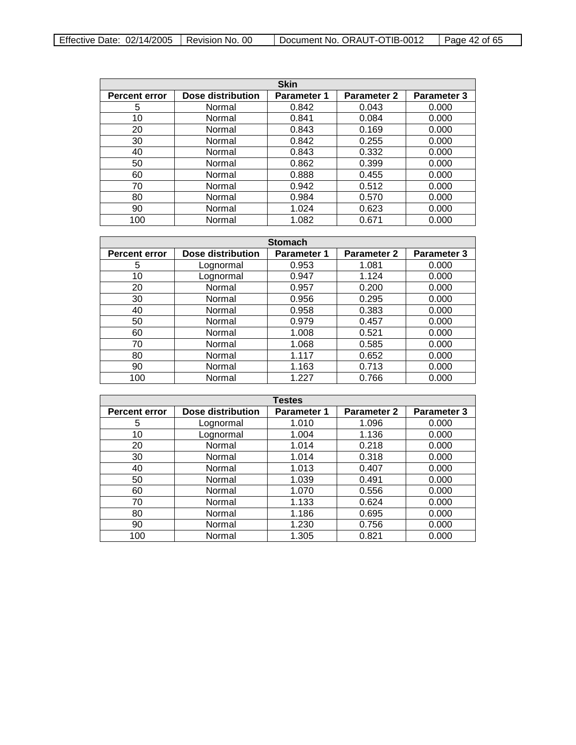| Skin | | | | |
|---|---|---|---|---|
| **Percent error** | **Dose distribution** | **Parameter 1** | **Parameter 2** | **Parameter 3** |
| 5 | Normal | 0.842 | 0.043 | 0.000 |
| 10 | Normal | 0.841 | 0.084 | 0.000 |
| 20 | Normal | 0.843 | 0.169 | 0.000 |
| 30 | Normal | 0.842 | 0.255 | 0.000 |
| 40 | Normal | 0.843 | 0.332 | 0.000 |
| 50 | Normal | 0.862 | 0.399 | 0.000 |
| 60 | Normal | 0.888 | 0.455 | 0.000 |
| 70 | Normal | 0.942 | 0.512 | 0.000 |
| 80 | Normal | 0.984 | 0.570 | 0.000 |
| 90 | Normal | 1.024 | 0.623 | 0.000 |
| 100 | Normal | 1.082 | 0.671 | 0.000 |

| Stomach | | | | |
|---|---|---|---|---|
| **Percent error** | **Dose distribution** | **Parameter 1** | **Parameter 2** | **Parameter 3** |
| 5 | Lognormal | 0.953 | 1.081 | 0.000 |
| 10 | Lognormal | 0.947 | 1.124 | 0.000 |
| 20 | Normal | 0.957 | 0.200 | 0.000 |
| 30 | Normal | 0.956 | 0.295 | 0.000 |
| 40 | Normal | 0.958 | 0.383 | 0.000 |
| 50 | Normal | 0.979 | 0.457 | 0.000 |
| 60 | Normal | 1.008 | 0.521 | 0.000 |
| 70 | Normal | 1.068 | 0.585 | 0.000 |
| 80 | Normal | 1.117 | 0.652 | 0.000 |
| 90 | Normal | 1.163 | 0.713 | 0.000 |
| 100 | Normal | 1.227 | 0.766 | 0.000 |

| Testes | | | | |
|---|---|---|---|---|
| **Percent error** | **Dose distribution** | **Parameter 1** | **Parameter 2** | **Parameter 3** |
| 5 | Lognormal | 1.010 | 1.096 | 0.000 |
| 10 | Lognormal | 1.004 | 1.136 | 0.000 |
| 20 | Normal | 1.014 | 0.218 | 0.000 |
| 30 | Normal | 1.014 | 0.318 | 0.000 |
| 40 | Normal | 1.013 | 0.407 | 0.000 |
| 50 | Normal | 1.039 | 0.491 | 0.000 |
| 60 | Normal | 1.070 | 0.556 | 0.000 |
| 70 | Normal | 1.133 | 0.624 | 0.000 |
| 80 | Normal | 1.186 | 0.695 | 0.000 |
| 90 | Normal | 1.230 | 0.756 | 0.000 |
| 100 | Normal | 1.305 | 0.821 | 0.000 |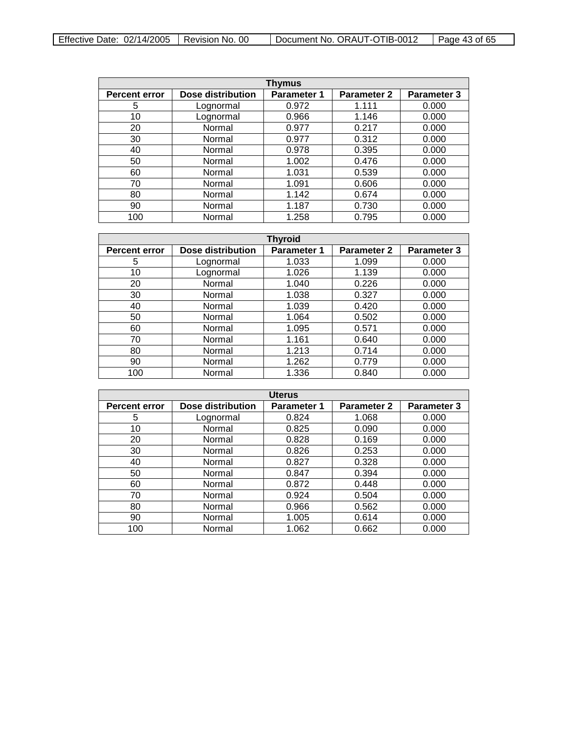| Thymus | | | | |
|---|---|---|---|---|
| **Percent error** | **Dose distribution** | **Parameter 1** | **Parameter 2** | **Parameter 3** |
| 5 | Lognormal | 0.972 | 1.111 | 0.000 |
| 10 | Lognormal | 0.966 | 1.146 | 0.000 |
| 20 | Normal | 0.977 | 0.217 | 0.000 |
| 30 | Normal | 0.977 | 0.312 | 0.000 |
| 40 | Normal | 0.978 | 0.395 | 0.000 |
| 50 | Normal | 1.002 | 0.476 | 0.000 |
| 60 | Normal | 1.031 | 0.539 | 0.000 |
| 70 | Normal | 1.091 | 0.606 | 0.000 |
| 80 | Normal | 1.142 | 0.674 | 0.000 |
| 90 | Normal | 1.187 | 0.730 | 0.000 |
| 100 | Normal | 1.258 | 0.795 | 0.000 |

| Thyroid | | | | |
|---|---|---|---|---|
| **Percent error** | **Dose distribution** | **Parameter 1** | **Parameter 2** | **Parameter 3** |
| 5 | Lognormal | 1.033 | 1.099 | 0.000 |
| 10 | Lognormal | 1.026 | 1.139 | 0.000 |
| 20 | Normal | 1.040 | 0.226 | 0.000 |
| 30 | Normal | 1.038 | 0.327 | 0.000 |
| 40 | Normal | 1.039 | 0.420 | 0.000 |
| 50 | Normal | 1.064 | 0.502 | 0.000 |
| 60 | Normal | 1.095 | 0.571 | 0.000 |
| 70 | Normal | 1.161 | 0.640 | 0.000 |
| 80 | Normal | 1.213 | 0.714 | 0.000 |
| 90 | Normal | 1.262 | 0.779 | 0.000 |
| 100 | Normal | 1.336 | 0.840 | 0.000 |

| Uterus | | | | |
|---|---|---|---|---|
| **Percent error** | **Dose distribution** | **Parameter 1** | **Parameter 2** | **Parameter 3** |
| 5 | Lognormal | 0.824 | 1.068 | 0.000 |
| 10 | Normal | 0.825 | 0.090 | 0.000 |
| 20 | Normal | 0.828 | 0.169 | 0.000 |
| 30 | Normal | 0.826 | 0.253 | 0.000 |
| 40 | Normal | 0.827 | 0.328 | 0.000 |
| 50 | Normal | 0.847 | 0.394 | 0.000 |
| 60 | Normal | 0.872 | 0.448 | 0.000 |
| 70 | Normal | 0.924 | 0.504 | 0.000 |
| 80 | Normal | 0.966 | 0.562 | 0.000 |
| 90 | Normal | 1.005 | 0.614 | 0.000 |
| 100 | Normal | 1.062 | 0.662 | 0.000 |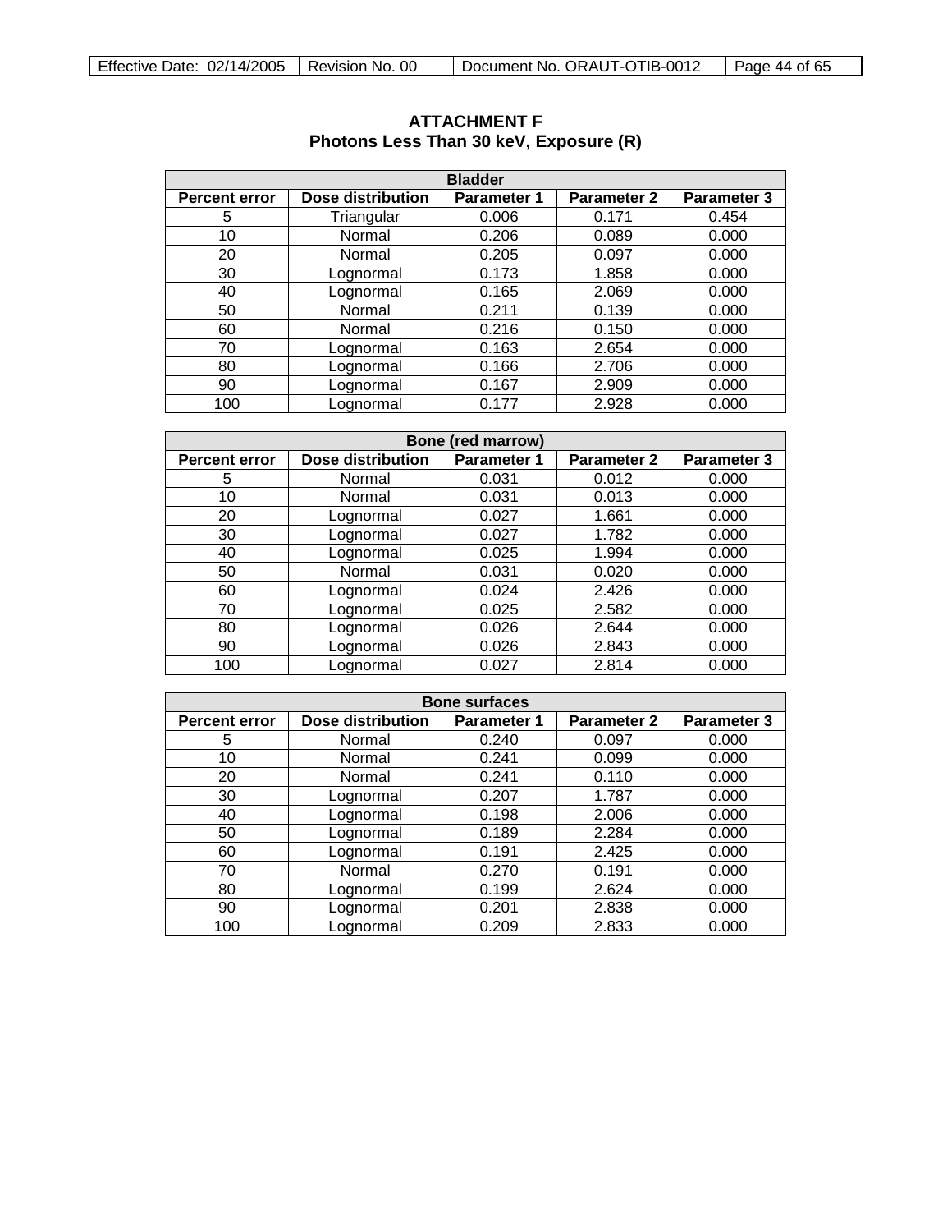# ATTACHMENT F
## Photons Less Than 30 keV, Exposure (R)

| Bladder | | | | |
|---|---|---|---|---|
| **Percent error** | **Dose distribution** | **Parameter 1** | **Parameter 2** | **Parameter 3** |
| 5 | Triangular | 0.006 | 0.171 | 0.454 |
| 10 | Normal | 0.206 | 0.089 | 0.000 |
| 20 | Normal | 0.205 | 0.097 | 0.000 |
| 30 | Lognormal | 0.173 | 1.858 | 0.000 |
| 40 | Lognormal | 0.165 | 2.069 | 0.000 |
| 50 | Normal | 0.211 | 0.139 | 0.000 |
| 60 | Normal | 0.216 | 0.150 | 0.000 |
| 70 | Lognormal | 0.163 | 2.654 | 0.000 |
| 80 | Lognormal | 0.166 | 2.706 | 0.000 |
| 90 | Lognormal | 0.167 | 2.909 | 0.000 |
| 100 | Lognormal | 0.177 | 2.928 | 0.000 |

| Bone (red marrow) | | | | |
|---|---|---|---|---|
| **Percent error** | **Dose distribution** | **Parameter 1** | **Parameter 2** | **Parameter 3** |
| 5 | Normal | 0.031 | 0.012 | 0.000 |
| 10 | Normal | 0.031 | 0.013 | 0.000 |
| 20 | Lognormal | 0.027 | 1.661 | 0.000 |
| 30 | Lognormal | 0.027 | 1.782 | 0.000 |
| 40 | Lognormal | 0.025 | 1.994 | 0.000 |
| 50 | Normal | 0.031 | 0.020 | 0.000 |
| 60 | Lognormal | 0.024 | 2.426 | 0.000 |
| 70 | Lognormal | 0.025 | 2.582 | 0.000 |
| 80 | Lognormal | 0.026 | 2.644 | 0.000 |
| 90 | Lognormal | 0.026 | 2.843 | 0.000 |
| 100 | Lognormal | 0.027 | 2.814 | 0.000 |

| Bone surfaces | | | | |
|---|---|---|---|---|
| **Percent error** | **Dose distribution** | **Parameter 1** | **Parameter 2** | **Parameter 3** |
| 5 | Normal | 0.240 | 0.097 | 0.000 |
| 10 | Normal | 0.241 | 0.099 | 0.000 |
| 20 | Normal | 0.241 | 0.110 | 0.000 |
| 30 | Lognormal | 0.207 | 1.787 | 0.000 |
| 40 | Lognormal | 0.198 | 2.006 | 0.000 |
| 50 | Lognormal | 0.189 | 2.284 | 0.000 |
| 60 | Lognormal | 0.191 | 2.425 | 0.000 |
| 70 | Normal | 0.270 | 0.191 | 0.000 |
| 80 | Lognormal | 0.199 | 2.624 | 0.000 |
| 90 | Lognormal | 0.201 | 2.838 | 0.000 |
| 100 | Lognormal | 0.209 | 2.833 | 0.000 |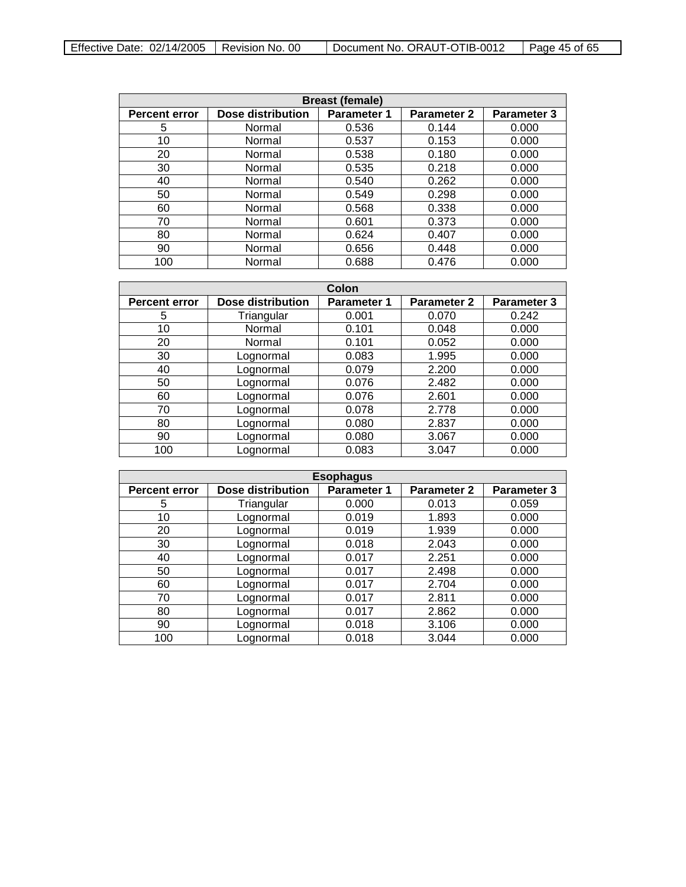| Breast (female) | | | | |
|---|---|---|---|---|
| **Percent error** | **Dose distribution** | **Parameter 1** | **Parameter 2** | **Parameter 3** |
| 5 | Normal | 0.536 | 0.144 | 0.000 |
| 10 | Normal | 0.537 | 0.153 | 0.000 |
| 20 | Normal | 0.538 | 0.180 | 0.000 |
| 30 | Normal | 0.535 | 0.218 | 0.000 |
| 40 | Normal | 0.540 | 0.262 | 0.000 |
| 50 | Normal | 0.549 | 0.298 | 0.000 |
| 60 | Normal | 0.568 | 0.338 | 0.000 |
| 70 | Normal | 0.601 | 0.373 | 0.000 |
| 80 | Normal | 0.624 | 0.407 | 0.000 |
| 90 | Normal | 0.656 | 0.448 | 0.000 |
| 100 | Normal | 0.688 | 0.476 | 0.000 |

| Colon | | | | |
|---|---|---|---|---|
| **Percent error** | **Dose distribution** | **Parameter 1** | **Parameter 2** | **Parameter 3** |
| 5 | Triangular | 0.001 | 0.070 | 0.242 |
| 10 | Normal | 0.101 | 0.048 | 0.000 |
| 20 | Normal | 0.101 | 0.052 | 0.000 |
| 30 | Lognormal | 0.083 | 1.995 | 0.000 |
| 40 | Lognormal | 0.079 | 2.200 | 0.000 |
| 50 | Lognormal | 0.076 | 2.482 | 0.000 |
| 60 | Lognormal | 0.076 | 2.601 | 0.000 |
| 70 | Lognormal | 0.078 | 2.778 | 0.000 |
| 80 | Lognormal | 0.080 | 2.837 | 0.000 |
| 90 | Lognormal | 0.080 | 3.067 | 0.000 |
| 100 | Lognormal | 0.083 | 3.047 | 0.000 |

| Esophagus | | | | |
|---|---|---|---|---|
| **Percent error** | **Dose distribution** | **Parameter 1** | **Parameter 2** | **Parameter 3** |
| 5 | Triangular | 0.000 | 0.013 | 0.059 |
| 10 | Lognormal | 0.019 | 1.893 | 0.000 |
| 20 | Lognormal | 0.019 | 1.939 | 0.000 |
| 30 | Lognormal | 0.018 | 2.043 | 0.000 |
| 40 | Lognormal | 0.017 | 2.251 | 0.000 |
| 50 | Lognormal | 0.017 | 2.498 | 0.000 |
| 60 | Lognormal | 0.017 | 2.704 | 0.000 |
| 70 | Lognormal | 0.017 | 2.811 | 0.000 |
| 80 | Lognormal | 0.017 | 2.862 | 0.000 |
| 90 | Lognormal | 0.018 | 3.106 | 0.000 |
| 100 | Lognormal | 0.018 | 3.044 | 0.000 |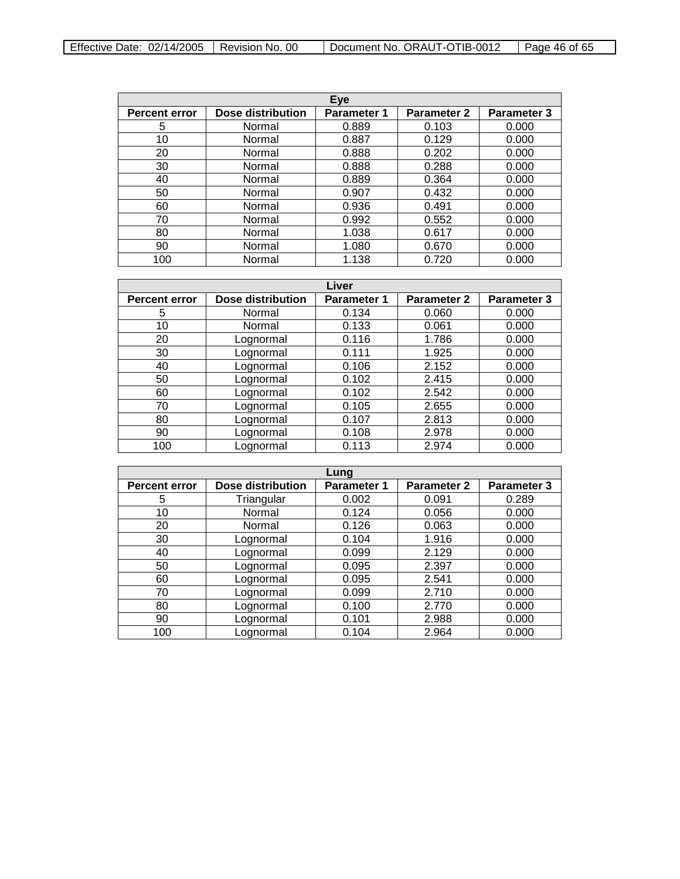| Eye | | | | |
|---|---|---|---|---|
| **Percent error** | **Dose distribution** | **Parameter 1** | **Parameter 2** | **Parameter 3** |
| 5 | Normal | 0.889 | 0.103 | 0.000 |
| 10 | Normal | 0.887 | 0.129 | 0.000 |
| 20 | Normal | 0.888 | 0.202 | 0.000 |
| 30 | Normal | 0.888 | 0.288 | 0.000 |
| 40 | Normal | 0.889 | 0.364 | 0.000 |
| 50 | Normal | 0.907 | 0.432 | 0.000 |
| 60 | Normal | 0.936 | 0.491 | 0.000 |
| 70 | Normal | 0.992 | 0.552 | 0.000 |
| 80 | Normal | 1.038 | 0.617 | 0.000 |
| 90 | Normal | 1.080 | 0.670 | 0.000 |
| 100 | Normal | 1.138 | 0.720 | 0.000 |

| Liver | | | | |
|---|---|---|---|---|
| **Percent error** | **Dose distribution** | **Parameter 1** | **Parameter 2** | **Parameter 3** |
| 5 | Normal | 0.134 | 0.060 | 0.000 |
| 10 | Normal | 0.133 | 0.061 | 0.000 |
| 20 | Lognormal | 0.116 | 1.786 | 0.000 |
| 30 | Lognormal | 0.111 | 1.925 | 0.000 |
| 40 | Lognormal | 0.106 | 2.152 | 0.000 |
| 50 | Lognormal | 0.102 | 2.415 | 0.000 |
| 60 | Lognormal | 0.102 | 2.542 | 0.000 |
| 70 | Lognormal | 0.105 | 2.655 | 0.000 |
| 80 | Lognormal | 0.107 | 2.813 | 0.000 |
| 90 | Lognormal | 0.108 | 2.978 | 0.000 |
| 100 | Lognormal | 0.113 | 2.974 | 0.000 |

| Lung | | | | |
|---|---|---|---|---|
| **Percent error** | **Dose distribution** | **Parameter 1** | **Parameter 2** | **Parameter 3** |
| 5 | Triangular | 0.002 | 0.091 | 0.289 |
| 10 | Normal | 0.124 | 0.056 | 0.000 |
| 20 | Normal | 0.126 | 0.063 | 0.000 |
| 30 | Lognormal | 0.104 | 1.916 | 0.000 |
| 40 | Lognormal | 0.099 | 2.129 | 0.000 |
| 50 | Lognormal | 0.095 | 2.397 | 0.000 |
| 60 | Lognormal | 0.095 | 2.541 | 0.000 |
| 70 | Lognormal | 0.099 | 2.710 | 0.000 |
| 80 | Lognormal | 0.100 | 2.770 | 0.000 |
| 90 | Lognormal | 0.101 | 2.988 | 0.000 |
| 100 | Lognormal | 0.104 | 2.964 | 0.000 |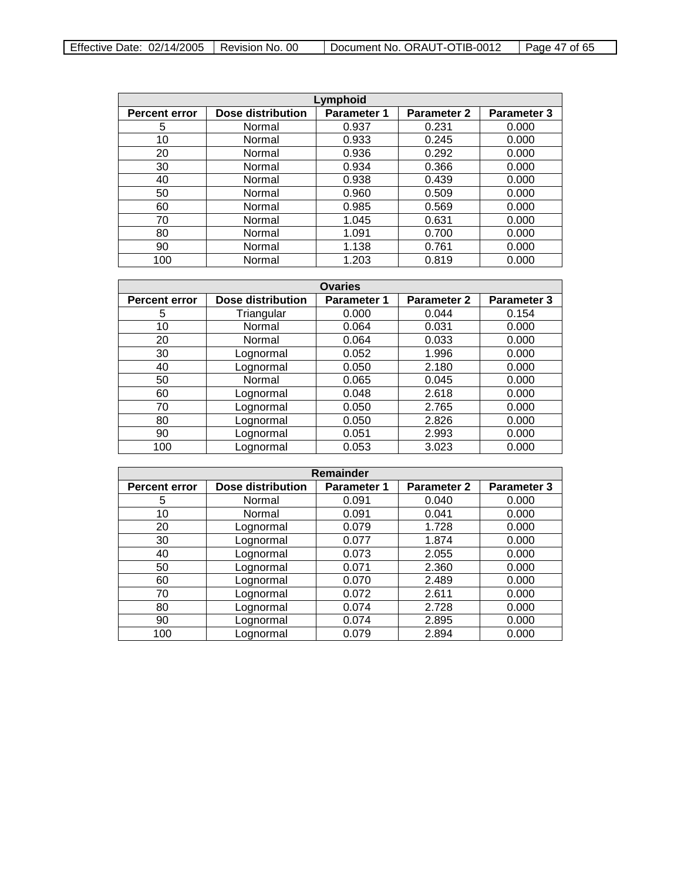| Lymphoid | | | | |
|---|---|---|---|---|
| **Percent error** | **Dose distribution** | **Parameter 1** | **Parameter 2** | **Parameter 3** |
| 5 | Normal | 0.937 | 0.231 | 0.000 |
| 10 | Normal | 0.933 | 0.245 | 0.000 |
| 20 | Normal | 0.936 | 0.292 | 0.000 |
| 30 | Normal | 0.934 | 0.366 | 0.000 |
| 40 | Normal | 0.938 | 0.439 | 0.000 |
| 50 | Normal | 0.960 | 0.509 | 0.000 |
| 60 | Normal | 0.985 | 0.569 | 0.000 |
| 70 | Normal | 1.045 | 0.631 | 0.000 |
| 80 | Normal | 1.091 | 0.700 | 0.000 |
| 90 | Normal | 1.138 | 0.761 | 0.000 |
| 100 | Normal | 1.203 | 0.819 | 0.000 |

| Ovaries | | | | |
|---|---|---|---|---|
| **Percent error** | **Dose distribution** | **Parameter 1** | **Parameter 2** | **Parameter 3** |
| 5 | Triangular | 0.000 | 0.044 | 0.154 |
| 10 | Normal | 0.064 | 0.031 | 0.000 |
| 20 | Normal | 0.064 | 0.033 | 0.000 |
| 30 | Lognormal | 0.052 | 1.996 | 0.000 |
| 40 | Lognormal | 0.050 | 2.180 | 0.000 |
| 50 | Normal | 0.065 | 0.045 | 0.000 |
| 60 | Lognormal | 0.048 | 2.618 | 0.000 |
| 70 | Lognormal | 0.050 | 2.765 | 0.000 |
| 80 | Lognormal | 0.050 | 2.826 | 0.000 |
| 90 | Lognormal | 0.051 | 2.993 | 0.000 |
| 100 | Lognormal | 0.053 | 3.023 | 0.000 |

| Remainder | | | | |
|---|---|---|---|---|
| **Percent error** | **Dose distribution** | **Parameter 1** | **Parameter 2** | **Parameter 3** |
| 5 | Normal | 0.091 | 0.040 | 0.000 |
| 10 | Normal | 0.091 | 0.041 | 0.000 |
| 20 | Lognormal | 0.079 | 1.728 | 0.000 |
| 30 | Lognormal | 0.077 | 1.874 | 0.000 |
| 40 | Lognormal | 0.073 | 2.055 | 0.000 |
| 50 | Lognormal | 0.071 | 2.360 | 0.000 |
| 60 | Lognormal | 0.070 | 2.489 | 0.000 |
| 70 | Lognormal | 0.072 | 2.611 | 0.000 |
| 80 | Lognormal | 0.074 | 2.728 | 0.000 |
| 90 | Lognormal | 0.074 | 2.895 | 0.000 |
| 100 | Lognormal | 0.079 | 2.894 | 0.000 |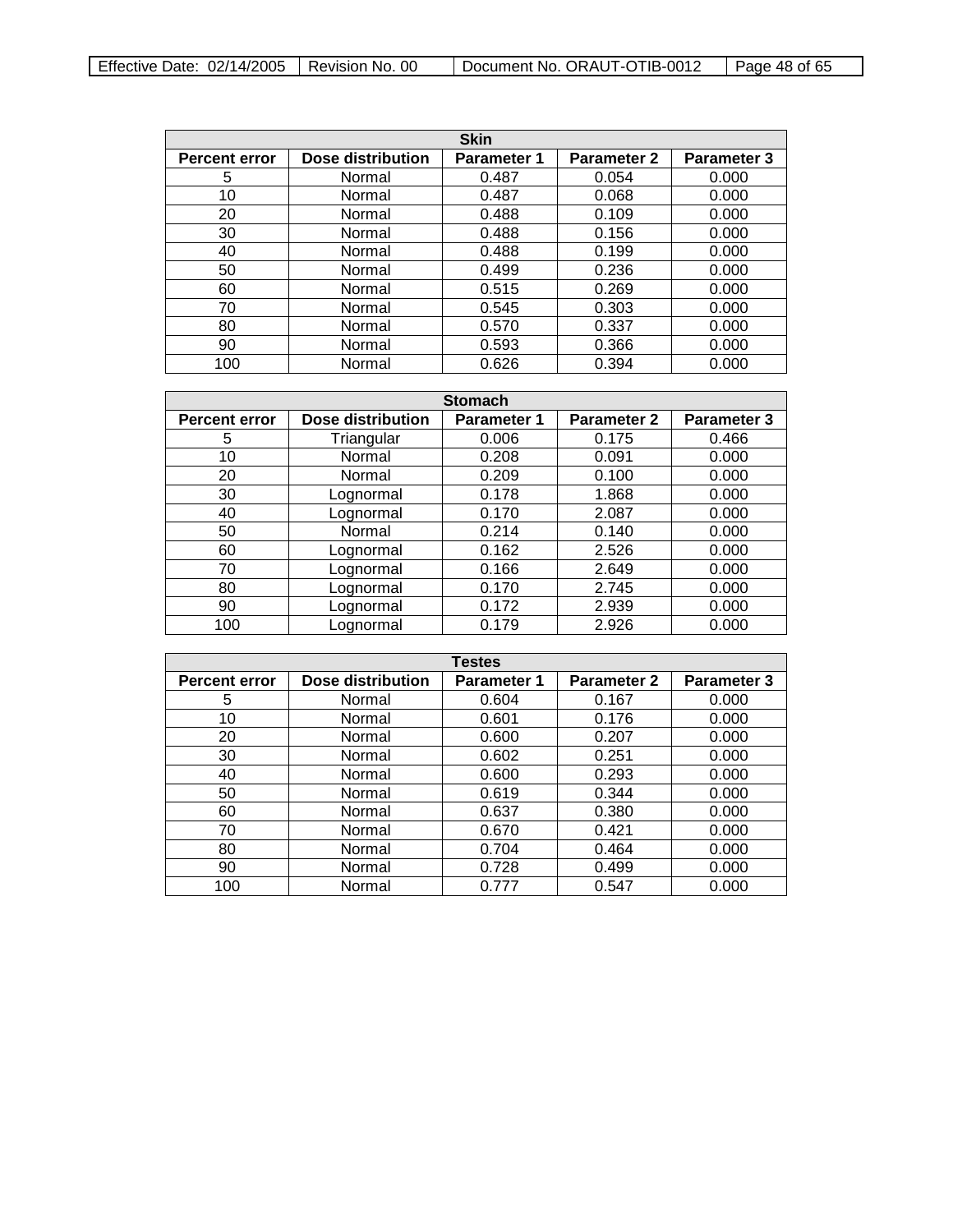| Skin | | | | |
|---|---|---|---|---|
| **Percent error** | **Dose distribution** | **Parameter 1** | **Parameter 2** | **Parameter 3** |
| 5 | Normal | 0.487 | 0.054 | 0.000 |
| 10 | Normal | 0.487 | 0.068 | 0.000 |
| 20 | Normal | 0.488 | 0.109 | 0.000 |
| 30 | Normal | 0.488 | 0.156 | 0.000 |
| 40 | Normal | 0.488 | 0.199 | 0.000 |
| 50 | Normal | 0.499 | 0.236 | 0.000 |
| 60 | Normal | 0.515 | 0.269 | 0.000 |
| 70 | Normal | 0.545 | 0.303 | 0.000 |
| 80 | Normal | 0.570 | 0.337 | 0.000 |
| 90 | Normal | 0.593 | 0.366 | 0.000 |
| 100 | Normal | 0.626 | 0.394 | 0.000 |

| Stomach | | | | |
|---|---|---|---|---|
| **Percent error** | **Dose distribution** | **Parameter 1** | **Parameter 2** | **Parameter 3** |
| 5 | Triangular | 0.006 | 0.175 | 0.466 |
| 10 | Normal | 0.208 | 0.091 | 0.000 |
| 20 | Normal | 0.209 | 0.100 | 0.000 |
| 30 | Lognormal | 0.178 | 1.868 | 0.000 |
| 40 | Lognormal | 0.170 | 2.087 | 0.000 |
| 50 | Normal | 0.214 | 0.140 | 0.000 |
| 60 | Lognormal | 0.162 | 2.526 | 0.000 |
| 70 | Lognormal | 0.166 | 2.649 | 0.000 |
| 80 | Lognormal | 0.170 | 2.745 | 0.000 |
| 90 | Lognormal | 0.172 | 2.939 | 0.000 |
| 100 | Lognormal | 0.179 | 2.926 | 0.000 |

| Testes | | | | |
|---|---|---|---|---|
| **Percent error** | **Dose distribution** | **Parameter 1** | **Parameter 2** | **Parameter 3** |
| 5 | Normal | 0.604 | 0.167 | 0.000 |
| 10 | Normal | 0.601 | 0.176 | 0.000 |
| 20 | Normal | 0.600 | 0.207 | 0.000 |
| 30 | Normal | 0.602 | 0.251 | 0.000 |
| 40 | Normal | 0.600 | 0.293 | 0.000 |
| 50 | Normal | 0.619 | 0.344 | 0.000 |
| 60 | Normal | 0.637 | 0.380 | 0.000 |
| 70 | Normal | 0.670 | 0.421 | 0.000 |
| 80 | Normal | 0.704 | 0.464 | 0.000 |
| 90 | Normal | 0.728 | 0.499 | 0.000 |
| 100 | Normal | 0.777 | 0.547 | 0.000 |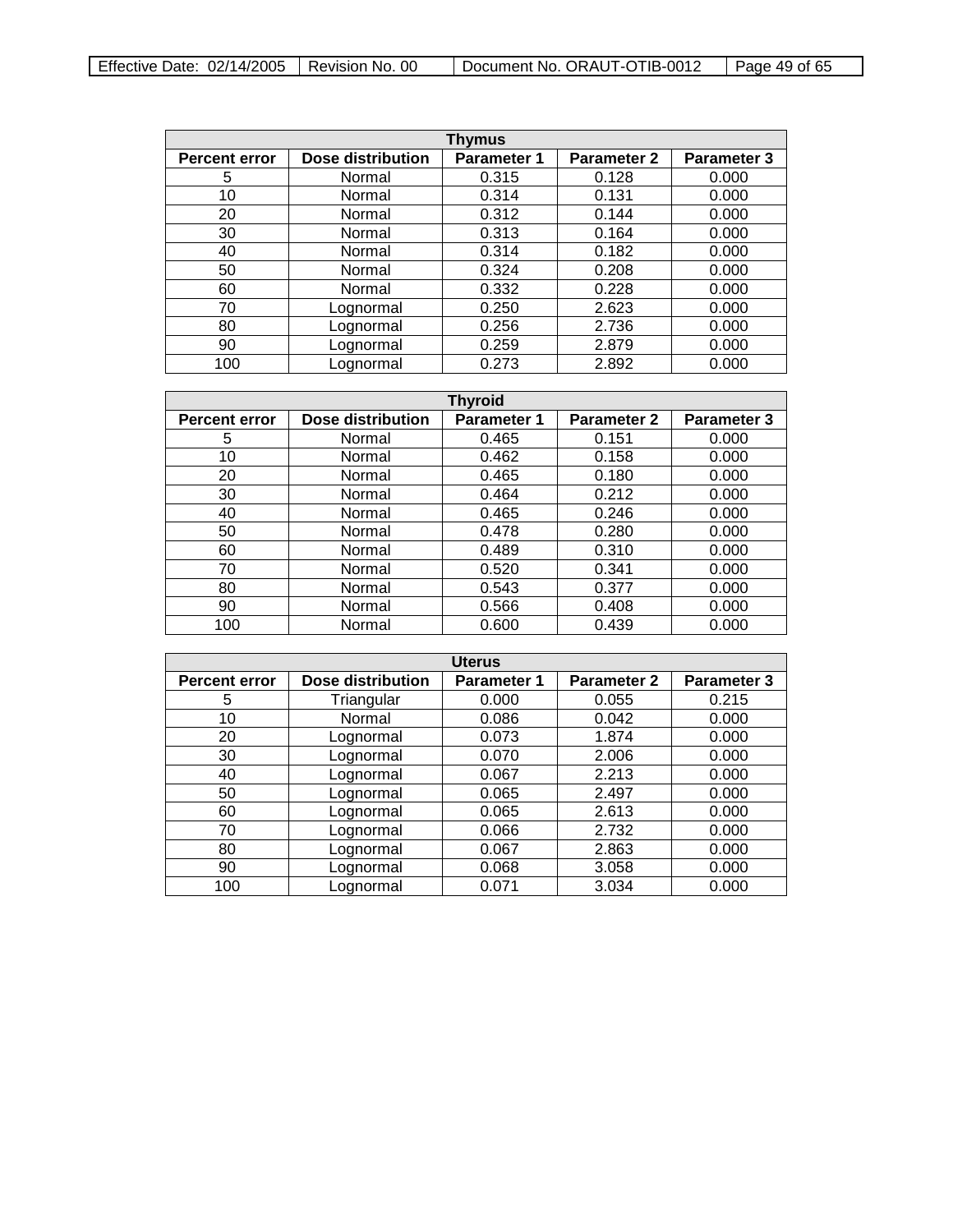| Thymus | | | | |
|---|---|---|---|---|
| **Percent error** | **Dose distribution** | **Parameter 1** | **Parameter 2** | **Parameter 3** |
| 5 | Normal | 0.315 | 0.128 | 0.000 |
| 10 | Normal | 0.314 | 0.131 | 0.000 |
| 20 | Normal | 0.312 | 0.144 | 0.000 |
| 30 | Normal | 0.313 | 0.164 | 0.000 |
| 40 | Normal | 0.314 | 0.182 | 0.000 |
| 50 | Normal | 0.324 | 0.208 | 0.000 |
| 60 | Normal | 0.332 | 0.228 | 0.000 |
| 70 | Lognormal | 0.250 | 2.623 | 0.000 |
| 80 | Lognormal | 0.256 | 2.736 | 0.000 |
| 90 | Lognormal | 0.259 | 2.879 | 0.000 |
| 100 | Lognormal | 0.273 | 2.892 | 0.000 |

| Thyroid | | | | |
|---|---|---|---|---|
| **Percent error** | **Dose distribution** | **Parameter 1** | **Parameter 2** | **Parameter 3** |
| 5 | Normal | 0.465 | 0.151 | 0.000 |
| 10 | Normal | 0.462 | 0.158 | 0.000 |
| 20 | Normal | 0.465 | 0.180 | 0.000 |
| 30 | Normal | 0.464 | 0.212 | 0.000 |
| 40 | Normal | 0.465 | 0.246 | 0.000 |
| 50 | Normal | 0.478 | 0.280 | 0.000 |
| 60 | Normal | 0.489 | 0.310 | 0.000 |
| 70 | Normal | 0.520 | 0.341 | 0.000 |
| 80 | Normal | 0.543 | 0.377 | 0.000 |
| 90 | Normal | 0.566 | 0.408 | 0.000 |
| 100 | Normal | 0.600 | 0.439 | 0.000 |

| Uterus | | | | |
|---|---|---|---|---|
| **Percent error** | **Dose distribution** | **Parameter 1** | **Parameter 2** | **Parameter 3** |
| 5 | Triangular | 0.000 | 0.055 | 0.215 |
| 10 | Normal | 0.086 | 0.042 | 0.000 |
| 20 | Lognormal | 0.073 | 1.874 | 0.000 |
| 30 | Lognormal | 0.070 | 2.006 | 0.000 |
| 40 | Lognormal | 0.067 | 2.213 | 0.000 |
| 50 | Lognormal | 0.065 | 2.497 | 0.000 |
| 60 | Lognormal | 0.065 | 2.613 | 0.000 |
| 70 | Lognormal | 0.066 | 2.732 | 0.000 |
| 80 | Lognormal | 0.067 | 2.863 | 0.000 |
| 90 | Lognormal | 0.068 | 3.058 | 0.000 |
| 100 | Lognormal | 0.071 | 3.034 | 0.000 |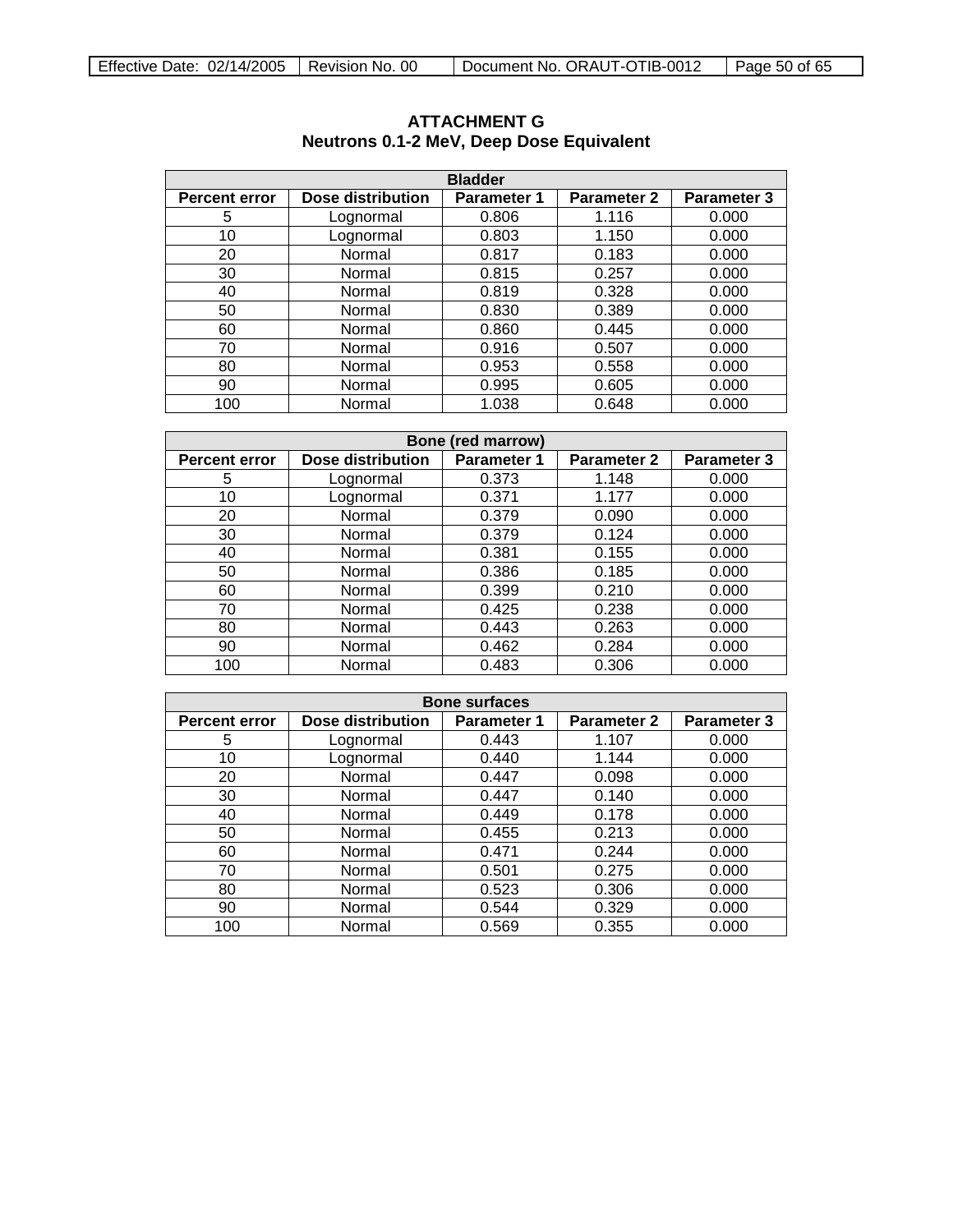# ATTACHMENT G
## Neutrons 0.1-2 MeV, Deep Dose Equivalent

| Bladder | | | | |
|---|---|---|---|---|
| **Percent error** | **Dose distribution** | **Parameter 1** | **Parameter 2** | **Parameter 3** |
| 5 | Lognormal | 0.806 | 1.116 | 0.000 |
| 10 | Lognormal | 0.803 | 1.150 | 0.000 |
| 20 | Normal | 0.817 | 0.183 | 0.000 |
| 30 | Normal | 0.815 | 0.257 | 0.000 |
| 40 | Normal | 0.819 | 0.328 | 0.000 |
| 50 | Normal | 0.830 | 0.389 | 0.000 |
| 60 | Normal | 0.860 | 0.445 | 0.000 |
| 70 | Normal | 0.916 | 0.507 | 0.000 |
| 80 | Normal | 0.953 | 0.558 | 0.000 |
| 90 | Normal | 0.995 | 0.605 | 0.000 |
| 100 | Normal | 1.038 | 0.648 | 0.000 |

| Bone (red marrow) | | | | |
|---|---|---|---|---|
| **Percent error** | **Dose distribution** | **Parameter 1** | **Parameter 2** | **Parameter 3** |
| 5 | Lognormal | 0.373 | 1.148 | 0.000 |
| 10 | Lognormal | 0.371 | 1.177 | 0.000 |
| 20 | Normal | 0.379 | 0.090 | 0.000 |
| 30 | Normal | 0.379 | 0.124 | 0.000 |
| 40 | Normal | 0.381 | 0.155 | 0.000 |
| 50 | Normal | 0.386 | 0.185 | 0.000 |
| 60 | Normal | 0.399 | 0.210 | 0.000 |
| 70 | Normal | 0.425 | 0.238 | 0.000 |
| 80 | Normal | 0.443 | 0.263 | 0.000 |
| 90 | Normal | 0.462 | 0.284 | 0.000 |
| 100 | Normal | 0.483 | 0.306 | 0.000 |

| Bone surfaces | | | | |
|---|---|---|---|---|
| **Percent error** | **Dose distribution** | **Parameter 1** | **Parameter 2** | **Parameter 3** |
| 5 | Lognormal | 0.443 | 1.107 | 0.000 |
| 10 | Lognormal | 0.440 | 1.144 | 0.000 |
| 20 | Normal | 0.447 | 0.098 | 0.000 |
| 30 | Normal | 0.447 | 0.140 | 0.000 |
| 40 | Normal | 0.449 | 0.178 | 0.000 |
| 50 | Normal | 0.455 | 0.213 | 0.000 |
| 60 | Normal | 0.471 | 0.244 | 0.000 |
| 70 | Normal | 0.501 | 0.275 | 0.000 |
| 80 | Normal | 0.523 | 0.306 | 0.000 |
| 90 | Normal | 0.544 | 0.329 | 0.000 |
| 100 | Normal | 0.569 | 0.355 | 0.000 |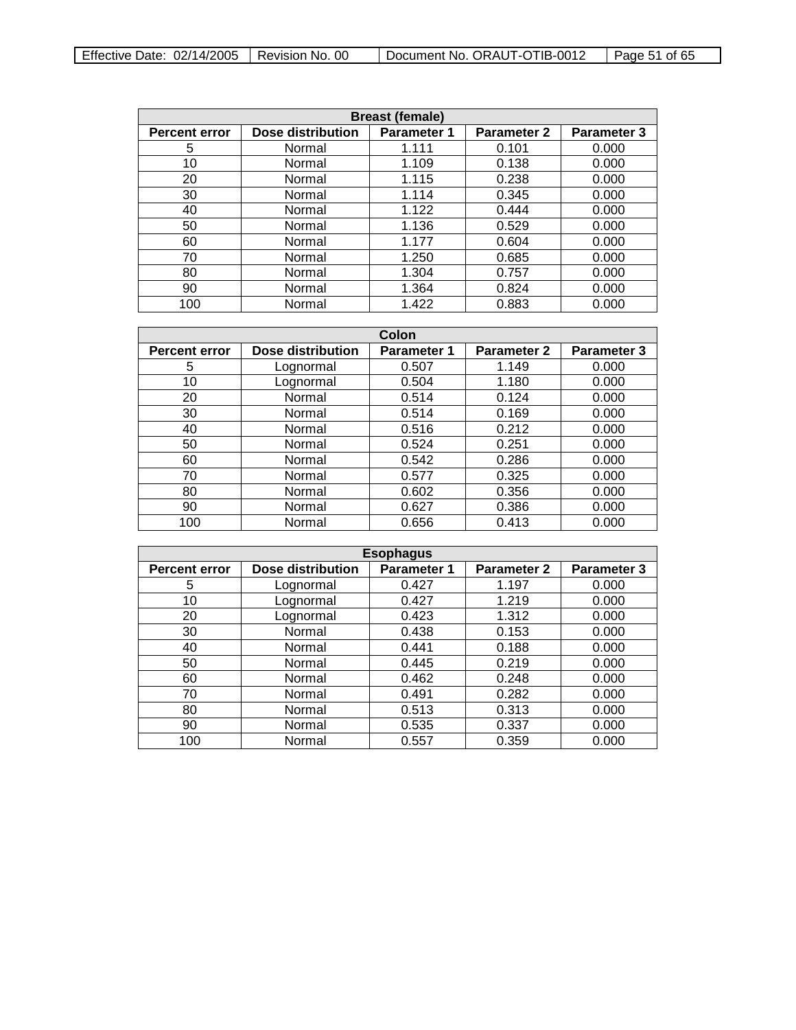| Breast (female) | | | | |
|---|---|---|---|---|
| Percent error | Dose distribution | Parameter 1 | Parameter 2 | Parameter 3 |
| 5 | Normal | 1.111 | 0.101 | 0.000 |
| 10 | Normal | 1.109 | 0.138 | 0.000 |
| 20 | Normal | 1.115 | 0.238 | 0.000 |
| 30 | Normal | 1.114 | 0.345 | 0.000 |
| 40 | Normal | 1.122 | 0.444 | 0.000 |
| 50 | Normal | 1.136 | 0.529 | 0.000 |
| 60 | Normal | 1.177 | 0.604 | 0.000 |
| 70 | Normal | 1.250 | 0.685 | 0.000 |
| 80 | Normal | 1.304 | 0.757 | 0.000 |
| 90 | Normal | 1.364 | 0.824 | 0.000 |
| 100 | Normal | 1.422 | 0.883 | 0.000 |

| Colon | | | | |
|---|---|---|---|---|
| Percent error | Dose distribution | Parameter 1 | Parameter 2 | Parameter 3 |
| 5 | Lognormal | 0.507 | 1.149 | 0.000 |
| 10 | Lognormal | 0.504 | 1.180 | 0.000 |
| 20 | Normal | 0.514 | 0.124 | 0.000 |
| 30 | Normal | 0.514 | 0.169 | 0.000 |
| 40 | Normal | 0.516 | 0.212 | 0.000 |
| 50 | Normal | 0.524 | 0.251 | 0.000 |
| 60 | Normal | 0.542 | 0.286 | 0.000 |
| 70 | Normal | 0.577 | 0.325 | 0.000 |
| 80 | Normal | 0.602 | 0.356 | 0.000 |
| 90 | Normal | 0.627 | 0.386 | 0.000 |
| 100 | Normal | 0.656 | 0.413 | 0.000 |

| Esophagus | | | | |
|---|---|---|---|---|
| Percent error | Dose distribution | Parameter 1 | Parameter 2 | Parameter 3 |
| 5 | Lognormal | 0.427 | 1.197 | 0.000 |
| 10 | Lognormal | 0.427 | 1.219 | 0.000 |
| 20 | Lognormal | 0.423 | 1.312 | 0.000 |
| 30 | Normal | 0.438 | 0.153 | 0.000 |
| 40 | Normal | 0.441 | 0.188 | 0.000 |
| 50 | Normal | 0.445 | 0.219 | 0.000 |
| 60 | Normal | 0.462 | 0.248 | 0.000 |
| 70 | Normal | 0.491 | 0.282 | 0.000 |
| 80 | Normal | 0.513 | 0.313 | 0.000 |
| 90 | Normal | 0.535 | 0.337 | 0.000 |
| 100 | Normal | 0.557 | 0.359 | 0.000 |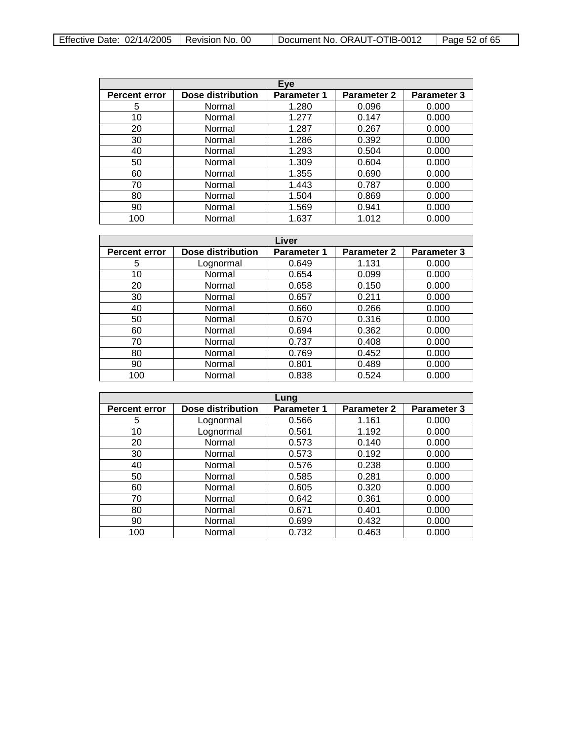| Eye | | | | |
|---|---|---|---|---|
| **Percent error** | **Dose distribution** | **Parameter 1** | **Parameter 2** | **Parameter 3** |
| 5 | Normal | 1.280 | 0.096 | 0.000 |
| 10 | Normal | 1.277 | 0.147 | 0.000 |
| 20 | Normal | 1.287 | 0.267 | 0.000 |
| 30 | Normal | 1.286 | 0.392 | 0.000 |
| 40 | Normal | 1.293 | 0.504 | 0.000 |
| 50 | Normal | 1.309 | 0.604 | 0.000 |
| 60 | Normal | 1.355 | 0.690 | 0.000 |
| 70 | Normal | 1.443 | 0.787 | 0.000 |
| 80 | Normal | 1.504 | 0.869 | 0.000 |
| 90 | Normal | 1.569 | 0.941 | 0.000 |
| 100 | Normal | 1.637 | 1.012 | 0.000 |

| Liver | | | | |
|---|---|---|---|---|
| **Percent error** | **Dose distribution** | **Parameter 1** | **Parameter 2** | **Parameter 3** |
| 5 | Lognormal | 0.649 | 1.131 | 0.000 |
| 10 | Normal | 0.654 | 0.099 | 0.000 |
| 20 | Normal | 0.658 | 0.150 | 0.000 |
| 30 | Normal | 0.657 | 0.211 | 0.000 |
| 40 | Normal | 0.660 | 0.266 | 0.000 |
| 50 | Normal | 0.670 | 0.316 | 0.000 |
| 60 | Normal | 0.694 | 0.362 | 0.000 |
| 70 | Normal | 0.737 | 0.408 | 0.000 |
| 80 | Normal | 0.769 | 0.452 | 0.000 |
| 90 | Normal | 0.801 | 0.489 | 0.000 |
| 100 | Normal | 0.838 | 0.524 | 0.000 |

| Lung | | | | |
|---|---|---|---|---|
| **Percent error** | **Dose distribution** | **Parameter 1** | **Parameter 2** | **Parameter 3** |
| 5 | Lognormal | 0.566 | 1.161 | 0.000 |
| 10 | Lognormal | 0.561 | 1.192 | 0.000 |
| 20 | Normal | 0.573 | 0.140 | 0.000 |
| 30 | Normal | 0.573 | 0.192 | 0.000 |
| 40 | Normal | 0.576 | 0.238 | 0.000 |
| 50 | Normal | 0.585 | 0.281 | 0.000 |
| 60 | Normal | 0.605 | 0.320 | 0.000 |
| 70 | Normal | 0.642 | 0.361 | 0.000 |
| 80 | Normal | 0.671 | 0.401 | 0.000 |
| 90 | Normal | 0.699 | 0.432 | 0.000 |
| 100 | Normal | 0.732 | 0.463 | 0.000 |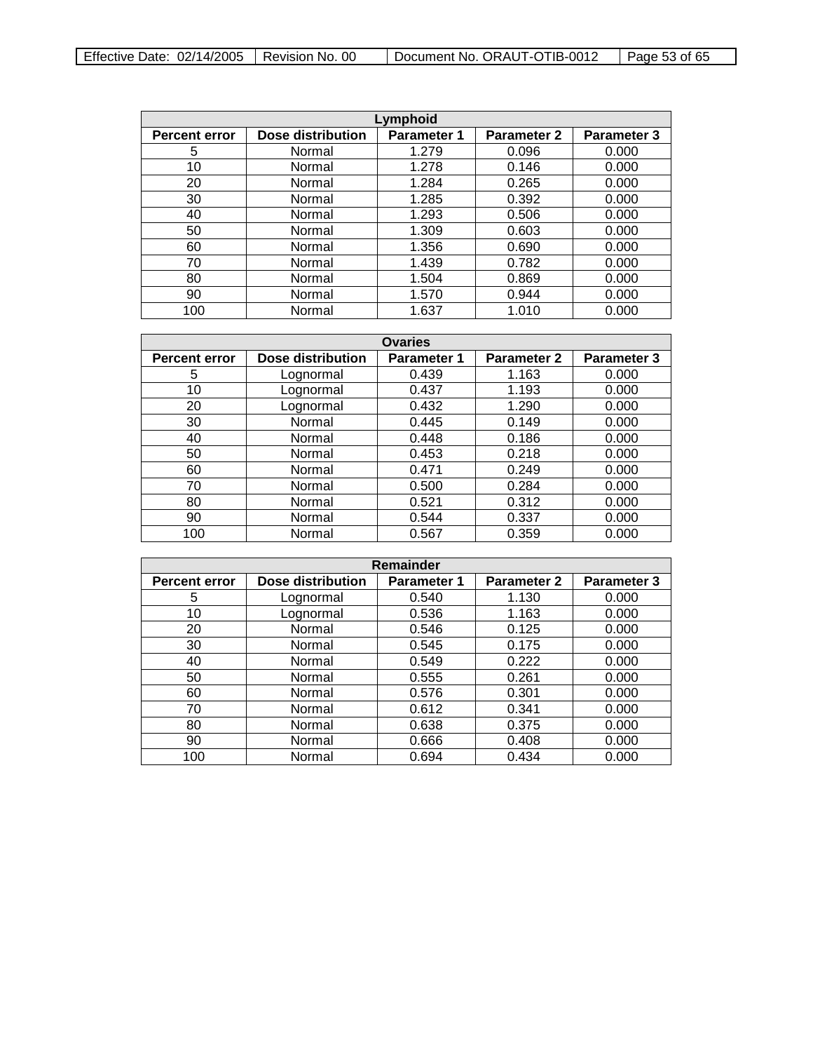| Lymphoid | | | | |
|---|---|---|---|---|
| **Percent error** | **Dose distribution** | **Parameter 1** | **Parameter 2** | **Parameter 3** |
| 5 | Normal | 1.279 | 0.096 | 0.000 |
| 10 | Normal | 1.278 | 0.146 | 0.000 |
| 20 | Normal | 1.284 | 0.265 | 0.000 |
| 30 | Normal | 1.285 | 0.392 | 0.000 |
| 40 | Normal | 1.293 | 0.506 | 0.000 |
| 50 | Normal | 1.309 | 0.603 | 0.000 |
| 60 | Normal | 1.356 | 0.690 | 0.000 |
| 70 | Normal | 1.439 | 0.782 | 0.000 |
| 80 | Normal | 1.504 | 0.869 | 0.000 |
| 90 | Normal | 1.570 | 0.944 | 0.000 |
| 100 | Normal | 1.637 | 1.010 | 0.000 |

| Ovaries | | | | |
|---|---|---|---|---|
| **Percent error** | **Dose distribution** | **Parameter 1** | **Parameter 2** | **Parameter 3** |
| 5 | Lognormal | 0.439 | 1.163 | 0.000 |
| 10 | Lognormal | 0.437 | 1.193 | 0.000 |
| 20 | Lognormal | 0.432 | 1.290 | 0.000 |
| 30 | Normal | 0.445 | 0.149 | 0.000 |
| 40 | Normal | 0.448 | 0.186 | 0.000 |
| 50 | Normal | 0.453 | 0.218 | 0.000 |
| 60 | Normal | 0.471 | 0.249 | 0.000 |
| 70 | Normal | 0.500 | 0.284 | 0.000 |
| 80 | Normal | 0.521 | 0.312 | 0.000 |
| 90 | Normal | 0.544 | 0.337 | 0.000 |
| 100 | Normal | 0.567 | 0.359 | 0.000 |

| Remainder | | | | |
|---|---|---|---|---|
| **Percent error** | **Dose distribution** | **Parameter 1** | **Parameter 2** | **Parameter 3** |
| 5 | Lognormal | 0.540 | 1.130 | 0.000 |
| 10 | Lognormal | 0.536 | 1.163 | 0.000 |
| 20 | Normal | 0.546 | 0.125 | 0.000 |
| 30 | Normal | 0.545 | 0.175 | 0.000 |
| 40 | Normal | 0.549 | 0.222 | 0.000 |
| 50 | Normal | 0.555 | 0.261 | 0.000 |
| 60 | Normal | 0.576 | 0.301 | 0.000 |
| 70 | Normal | 0.612 | 0.341 | 0.000 |
| 80 | Normal | 0.638 | 0.375 | 0.000 |
| 90 | Normal | 0.666 | 0.408 | 0.000 |
| 100 | Normal | 0.694 | 0.434 | 0.000 |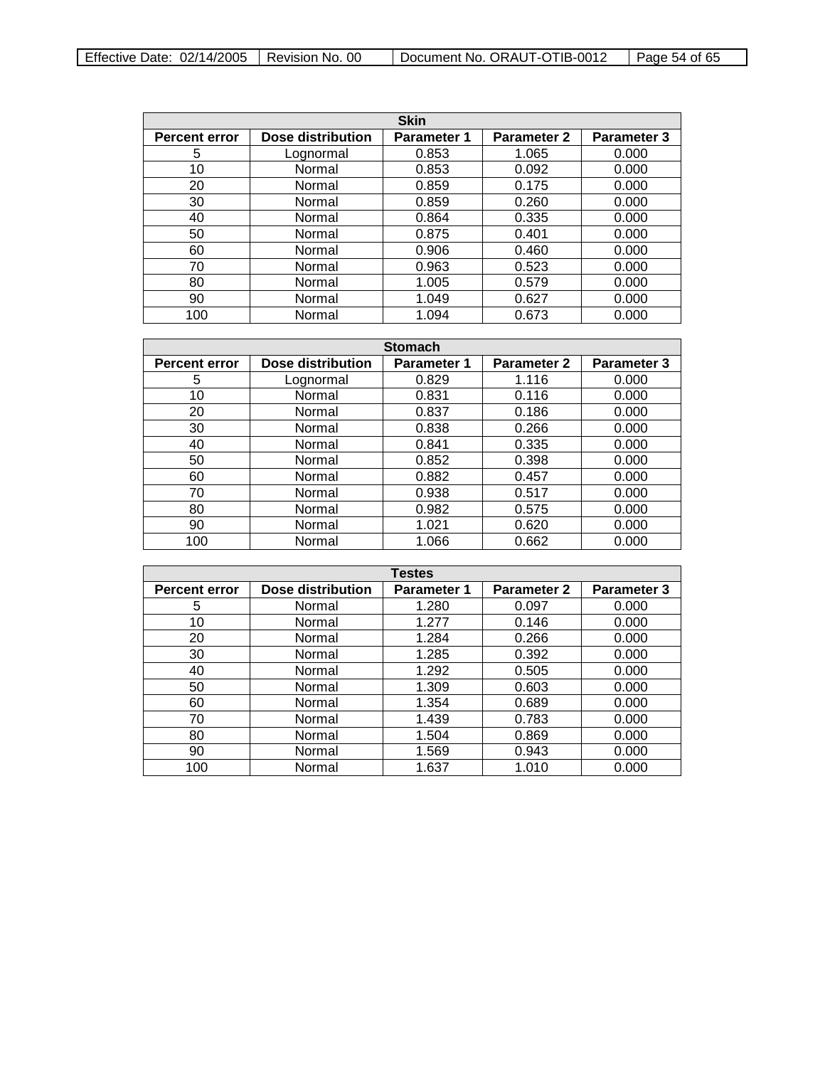| Skin | | | | |
|---|---|---|---|---|
| **Percent error** | **Dose distribution** | **Parameter 1** | **Parameter 2** | **Parameter 3** |
| 5 | Lognormal | 0.853 | 1.065 | 0.000 |
| 10 | Normal | 0.853 | 0.092 | 0.000 |
| 20 | Normal | 0.859 | 0.175 | 0.000 |
| 30 | Normal | 0.859 | 0.260 | 0.000 |
| 40 | Normal | 0.864 | 0.335 | 0.000 |
| 50 | Normal | 0.875 | 0.401 | 0.000 |
| 60 | Normal | 0.906 | 0.460 | 0.000 |
| 70 | Normal | 0.963 | 0.523 | 0.000 |
| 80 | Normal | 1.005 | 0.579 | 0.000 |
| 90 | Normal | 1.049 | 0.627 | 0.000 |
| 100 | Normal | 1.094 | 0.673 | 0.000 |

| Stomach | | | | |
|---|---|---|---|---|
| **Percent error** | **Dose distribution** | **Parameter 1** | **Parameter 2** | **Parameter 3** |
| 5 | Lognormal | 0.829 | 1.116 | 0.000 |
| 10 | Normal | 0.831 | 0.116 | 0.000 |
| 20 | Normal | 0.837 | 0.186 | 0.000 |
| 30 | Normal | 0.838 | 0.266 | 0.000 |
| 40 | Normal | 0.841 | 0.335 | 0.000 |
| 50 | Normal | 0.852 | 0.398 | 0.000 |
| 60 | Normal | 0.882 | 0.457 | 0.000 |
| 70 | Normal | 0.938 | 0.517 | 0.000 |
| 80 | Normal | 0.982 | 0.575 | 0.000 |
| 90 | Normal | 1.021 | 0.620 | 0.000 |
| 100 | Normal | 1.066 | 0.662 | 0.000 |

| Testes | | | | |
|---|---|---|---|---|
| **Percent error** | **Dose distribution** | **Parameter 1** | **Parameter 2** | **Parameter 3** |
| 5 | Normal | 1.280 | 0.097 | 0.000 |
| 10 | Normal | 1.277 | 0.146 | 0.000 |
| 20 | Normal | 1.284 | 0.266 | 0.000 |
| 30 | Normal | 1.285 | 0.392 | 0.000 |
| 40 | Normal | 1.292 | 0.505 | 0.000 |
| 50 | Normal | 1.309 | 0.603 | 0.000 |
| 60 | Normal | 1.354 | 0.689 | 0.000 |
| 70 | Normal | 1.439 | 0.783 | 0.000 |
| 80 | Normal | 1.504 | 0.869 | 0.000 |
| 90 | Normal | 1.569 | 0.943 | 0.000 |
| 100 | Normal | 1.637 | 1.010 | 0.000 |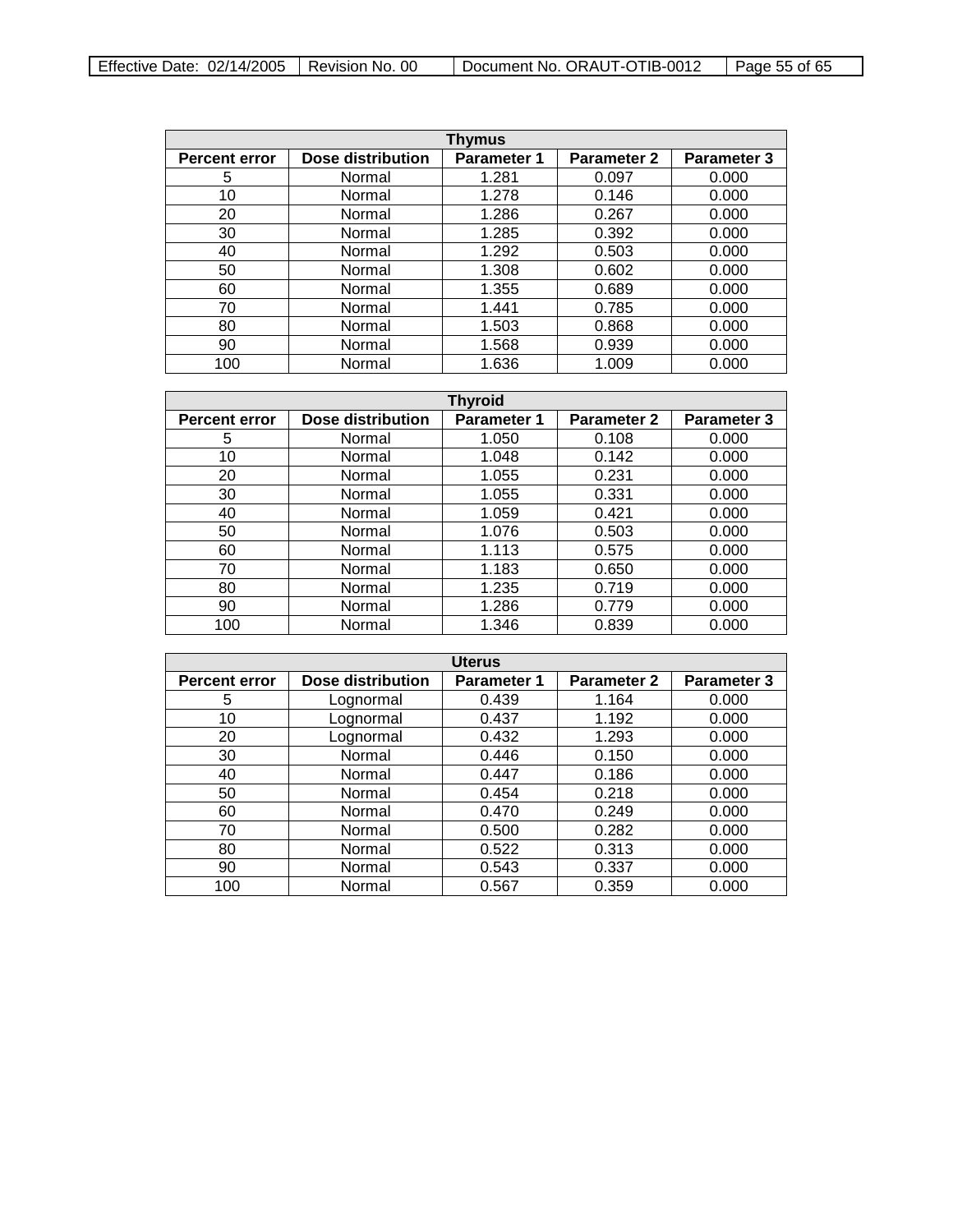| Thymus | | | | |
|---|---|---|---|---|
| **Percent error** | **Dose distribution** | **Parameter 1** | **Parameter 2** | **Parameter 3** |
| 5 | Normal | 1.281 | 0.097 | 0.000 |
| 10 | Normal | 1.278 | 0.146 | 0.000 |
| 20 | Normal | 1.286 | 0.267 | 0.000 |
| 30 | Normal | 1.285 | 0.392 | 0.000 |
| 40 | Normal | 1.292 | 0.503 | 0.000 |
| 50 | Normal | 1.308 | 0.602 | 0.000 |
| 60 | Normal | 1.355 | 0.689 | 0.000 |
| 70 | Normal | 1.441 | 0.785 | 0.000 |
| 80 | Normal | 1.503 | 0.868 | 0.000 |
| 90 | Normal | 1.568 | 0.939 | 0.000 |
| 100 | Normal | 1.636 | 1.009 | 0.000 |

| Thyroid | | | | |
|---|---|---|---|---|
| **Percent error** | **Dose distribution** | **Parameter 1** | **Parameter 2** | **Parameter 3** |
| 5 | Normal | 1.050 | 0.108 | 0.000 |
| 10 | Normal | 1.048 | 0.142 | 0.000 |
| 20 | Normal | 1.055 | 0.231 | 0.000 |
| 30 | Normal | 1.055 | 0.331 | 0.000 |
| 40 | Normal | 1.059 | 0.421 | 0.000 |
| 50 | Normal | 1.076 | 0.503 | 0.000 |
| 60 | Normal | 1.113 | 0.575 | 0.000 |
| 70 | Normal | 1.183 | 0.650 | 0.000 |
| 80 | Normal | 1.235 | 0.719 | 0.000 |
| 90 | Normal | 1.286 | 0.779 | 0.000 |
| 100 | Normal | 1.346 | 0.839 | 0.000 |

| Uterus | | | | |
|---|---|---|---|---|
| **Percent error** | **Dose distribution** | **Parameter 1** | **Parameter 2** | **Parameter 3** |
| 5 | Lognormal | 0.439 | 1.164 | 0.000 |
| 10 | Lognormal | 0.437 | 1.192 | 0.000 |
| 20 | Lognormal | 0.432 | 1.293 | 0.000 |
| 30 | Normal | 0.446 | 0.150 | 0.000 |
| 40 | Normal | 0.447 | 0.186 | 0.000 |
| 50 | Normal | 0.454 | 0.218 | 0.000 |
| 60 | Normal | 0.470 | 0.249 | 0.000 |
| 70 | Normal | 0.500 | 0.282 | 0.000 |
| 80 | Normal | 0.522 | 0.313 | 0.000 |
| 90 | Normal | 0.543 | 0.337 | 0.000 |
| 100 | Normal | 0.567 | 0.359 | 0.000 |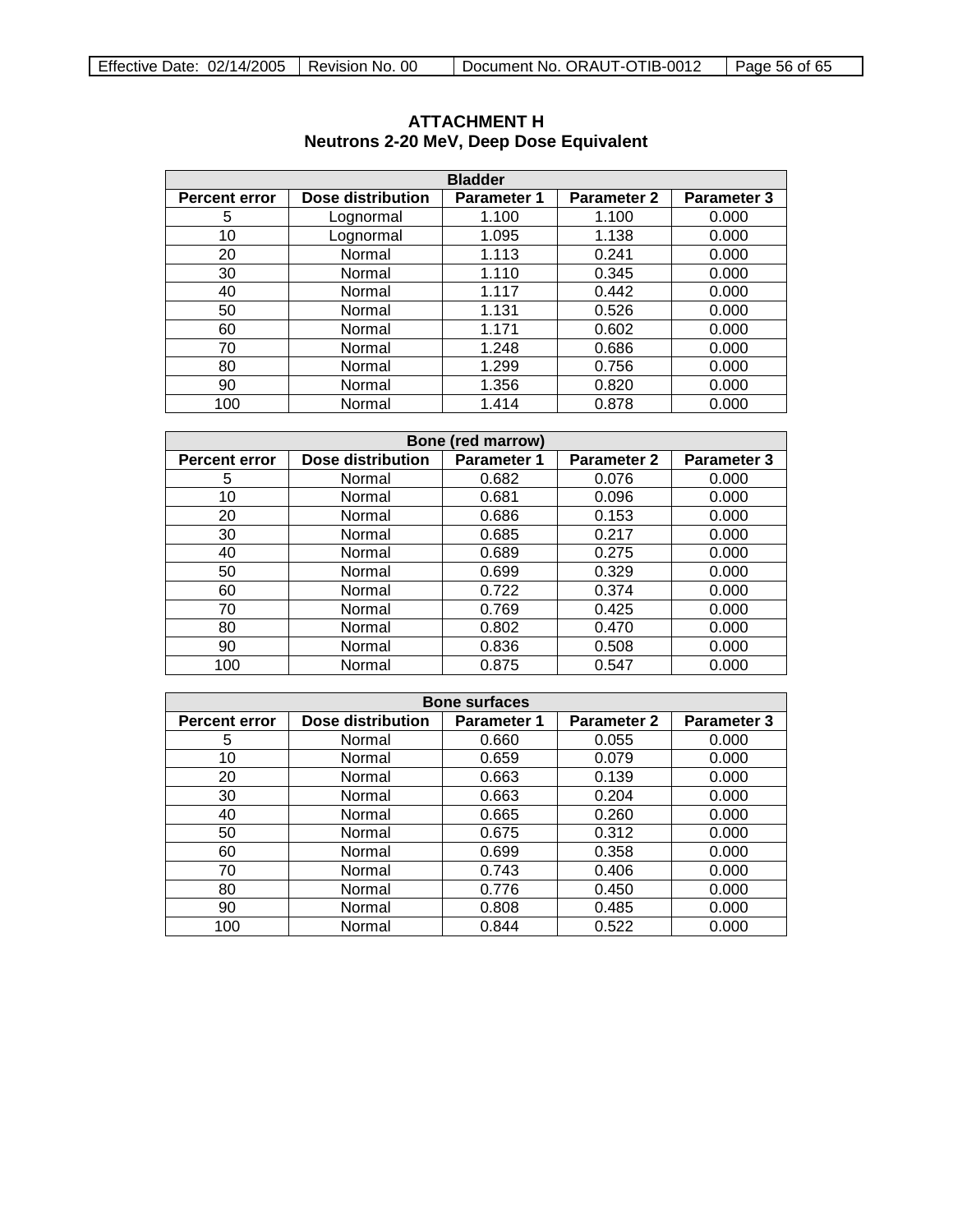# ATTACHMENT H
## Neutrons 2-20 MeV, Deep Dose Equivalent

| Bladder | | | | |
|---|---|---|---|---|
| **Percent error** | **Dose distribution** | **Parameter 1** | **Parameter 2** | **Parameter 3** |
| 5 | Lognormal | 1.100 | 1.100 | 0.000 |
| 10 | Lognormal | 1.095 | 1.138 | 0.000 |
| 20 | Normal | 1.113 | 0.241 | 0.000 |
| 30 | Normal | 1.110 | 0.345 | 0.000 |
| 40 | Normal | 1.117 | 0.442 | 0.000 |
| 50 | Normal | 1.131 | 0.526 | 0.000 |
| 60 | Normal | 1.171 | 0.602 | 0.000 |
| 70 | Normal | 1.248 | 0.686 | 0.000 |
| 80 | Normal | 1.299 | 0.756 | 0.000 |
| 90 | Normal | 1.356 | 0.820 | 0.000 |
| 100 | Normal | 1.414 | 0.878 | 0.000 |

| Bone (red marrow) | | | | |
|---|---|---|---|---|
| **Percent error** | **Dose distribution** | **Parameter 1** | **Parameter 2** | **Parameter 3** |
| 5 | Normal | 0.682 | 0.076 | 0.000 |
| 10 | Normal | 0.681 | 0.096 | 0.000 |
| 20 | Normal | 0.686 | 0.153 | 0.000 |
| 30 | Normal | 0.685 | 0.217 | 0.000 |
| 40 | Normal | 0.689 | 0.275 | 0.000 |
| 50 | Normal | 0.699 | 0.329 | 0.000 |
| 60 | Normal | 0.722 | 0.374 | 0.000 |
| 70 | Normal | 0.769 | 0.425 | 0.000 |
| 80 | Normal | 0.802 | 0.470 | 0.000 |
| 90 | Normal | 0.836 | 0.508 | 0.000 |
| 100 | Normal | 0.875 | 0.547 | 0.000 |

| Bone surfaces | | | | |
|---|---|---|---|---|
| **Percent error** | **Dose distribution** | **Parameter 1** | **Parameter 2** | **Parameter 3** |
| 5 | Normal | 0.660 | 0.055 | 0.000 |
| 10 | Normal | 0.659 | 0.079 | 0.000 |
| 20 | Normal | 0.663 | 0.139 | 0.000 |
| 30 | Normal | 0.663 | 0.204 | 0.000 |
| 40 | Normal | 0.665 | 0.260 | 0.000 |
| 50 | Normal | 0.675 | 0.312 | 0.000 |
| 60 | Normal | 0.699 | 0.358 | 0.000 |
| 70 | Normal | 0.743 | 0.406 | 0.000 |
| 80 | Normal | 0.776 | 0.450 | 0.000 |
| 90 | Normal | 0.808 | 0.485 | 0.000 |
| 100 | Normal | 0.844 | 0.522 | 0.000 |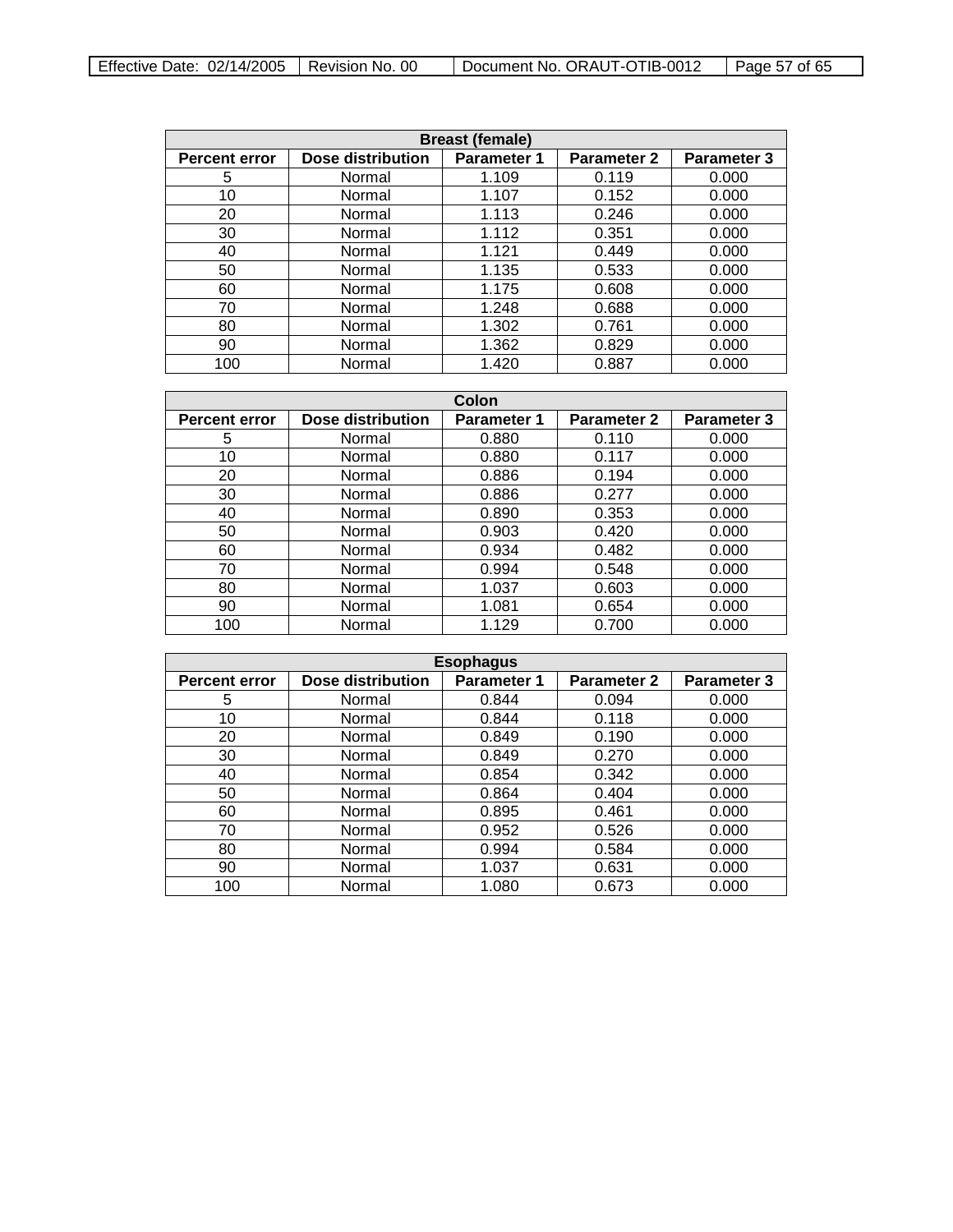| Breast (female) | | | | |
|---|---|---|---|---|
| **Percent error** | **Dose distribution** | **Parameter 1** | **Parameter 2** | **Parameter 3** |
| 5 | Normal | 1.109 | 0.119 | 0.000 |
| 10 | Normal | 1.107 | 0.152 | 0.000 |
| 20 | Normal | 1.113 | 0.246 | 0.000 |
| 30 | Normal | 1.112 | 0.351 | 0.000 |
| 40 | Normal | 1.121 | 0.449 | 0.000 |
| 50 | Normal | 1.135 | 0.533 | 0.000 |
| 60 | Normal | 1.175 | 0.608 | 0.000 |
| 70 | Normal | 1.248 | 0.688 | 0.000 |
| 80 | Normal | 1.302 | 0.761 | 0.000 |
| 90 | Normal | 1.362 | 0.829 | 0.000 |
| 100 | Normal | 1.420 | 0.887 | 0.000 |

| Colon | | | | |
|---|---|---|---|---|
| **Percent error** | **Dose distribution** | **Parameter 1** | **Parameter 2** | **Parameter 3** |
| 5 | Normal | 0.880 | 0.110 | 0.000 |
| 10 | Normal | 0.880 | 0.117 | 0.000 |
| 20 | Normal | 0.886 | 0.194 | 0.000 |
| 30 | Normal | 0.886 | 0.277 | 0.000 |
| 40 | Normal | 0.890 | 0.353 | 0.000 |
| 50 | Normal | 0.903 | 0.420 | 0.000 |
| 60 | Normal | 0.934 | 0.482 | 0.000 |
| 70 | Normal | 0.994 | 0.548 | 0.000 |
| 80 | Normal | 1.037 | 0.603 | 0.000 |
| 90 | Normal | 1.081 | 0.654 | 0.000 |
| 100 | Normal | 1.129 | 0.700 | 0.000 |

| Esophagus | | | | |
|---|---|---|---|---|
| **Percent error** | **Dose distribution** | **Parameter 1** | **Parameter 2** | **Parameter 3** |
| 5 | Normal | 0.844 | 0.094 | 0.000 |
| 10 | Normal | 0.844 | 0.118 | 0.000 |
| 20 | Normal | 0.849 | 0.190 | 0.000 |
| 30 | Normal | 0.849 | 0.270 | 0.000 |
| 40 | Normal | 0.854 | 0.342 | 0.000 |
| 50 | Normal | 0.864 | 0.404 | 0.000 |
| 60 | Normal | 0.895 | 0.461 | 0.000 |
| 70 | Normal | 0.952 | 0.526 | 0.000 |
| 80 | Normal | 0.994 | 0.584 | 0.000 |
| 90 | Normal | 1.037 | 0.631 | 0.000 |
| 100 | Normal | 1.080 | 0.673 | 0.000 |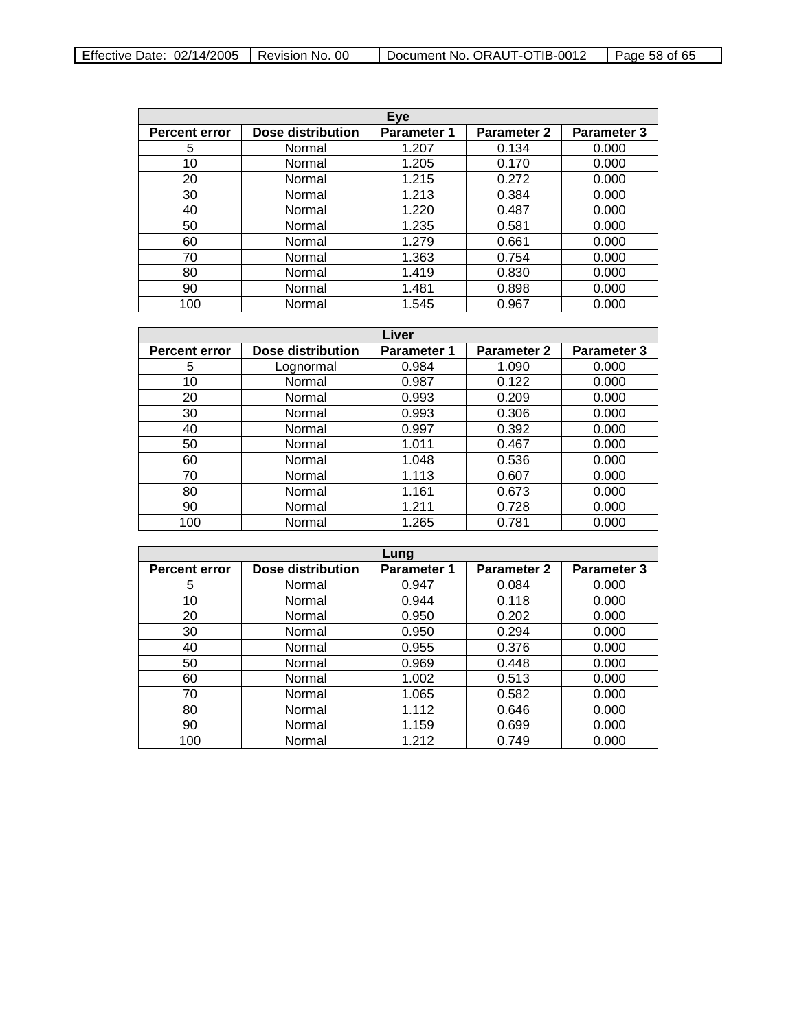| Eye | | | | |
|---|---|---|---|---|
| **Percent error** | **Dose distribution** | **Parameter 1** | **Parameter 2** | **Parameter 3** |
| 5 | Normal | 1.207 | 0.134 | 0.000 |
| 10 | Normal | 1.205 | 0.170 | 0.000 |
| 20 | Normal | 1.215 | 0.272 | 0.000 |
| 30 | Normal | 1.213 | 0.384 | 0.000 |
| 40 | Normal | 1.220 | 0.487 | 0.000 |
| 50 | Normal | 1.235 | 0.581 | 0.000 |
| 60 | Normal | 1.279 | 0.661 | 0.000 |
| 70 | Normal | 1.363 | 0.754 | 0.000 |
| 80 | Normal | 1.419 | 0.830 | 0.000 |
| 90 | Normal | 1.481 | 0.898 | 0.000 |
| 100 | Normal | 1.545 | 0.967 | 0.000 |

| Liver | | | | |
|---|---|---|---|---|
| **Percent error** | **Dose distribution** | **Parameter 1** | **Parameter 2** | **Parameter 3** |
| 5 | Lognormal | 0.984 | 1.090 | 0.000 |
| 10 | Normal | 0.987 | 0.122 | 0.000 |
| 20 | Normal | 0.993 | 0.209 | 0.000 |
| 30 | Normal | 0.993 | 0.306 | 0.000 |
| 40 | Normal | 0.997 | 0.392 | 0.000 |
| 50 | Normal | 1.011 | 0.467 | 0.000 |
| 60 | Normal | 1.048 | 0.536 | 0.000 |
| 70 | Normal | 1.113 | 0.607 | 0.000 |
| 80 | Normal | 1.161 | 0.673 | 0.000 |
| 90 | Normal | 1.211 | 0.728 | 0.000 |
| 100 | Normal | 1.265 | 0.781 | 0.000 |

| Lung | | | | |
|---|---|---|---|---|
| **Percent error** | **Dose distribution** | **Parameter 1** | **Parameter 2** | **Parameter 3** |
| 5 | Normal | 0.947 | 0.084 | 0.000 |
| 10 | Normal | 0.944 | 0.118 | 0.000 |
| 20 | Normal | 0.950 | 0.202 | 0.000 |
| 30 | Normal | 0.950 | 0.294 | 0.000 |
| 40 | Normal | 0.955 | 0.376 | 0.000 |
| 50 | Normal | 0.969 | 0.448 | 0.000 |
| 60 | Normal | 1.002 | 0.513 | 0.000 |
| 70 | Normal | 1.065 | 0.582 | 0.000 |
| 80 | Normal | 1.112 | 0.646 | 0.000 |
| 90 | Normal | 1.159 | 0.699 | 0.000 |
| 100 | Normal | 1.212 | 0.749 | 0.000 |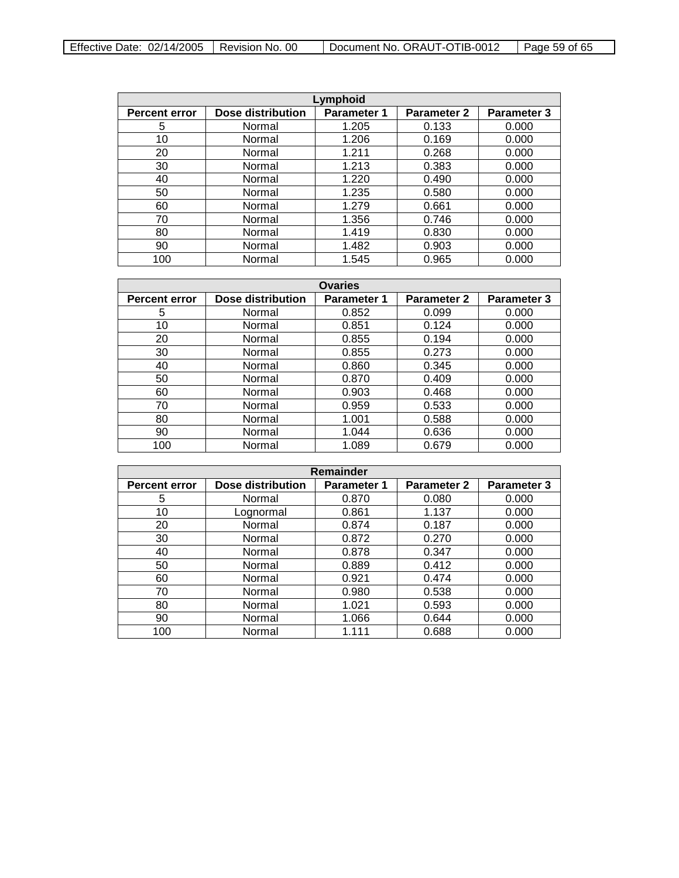| Lymphoid | | | | |
|---|---|---|---|---|
| **Percent error** | **Dose distribution** | **Parameter 1** | **Parameter 2** | **Parameter 3** |
| 5 | Normal | 1.205 | 0.133 | 0.000 |
| 10 | Normal | 1.206 | 0.169 | 0.000 |
| 20 | Normal | 1.211 | 0.268 | 0.000 |
| 30 | Normal | 1.213 | 0.383 | 0.000 |
| 40 | Normal | 1.220 | 0.490 | 0.000 |
| 50 | Normal | 1.235 | 0.580 | 0.000 |
| 60 | Normal | 1.279 | 0.661 | 0.000 |
| 70 | Normal | 1.356 | 0.746 | 0.000 |
| 80 | Normal | 1.419 | 0.830 | 0.000 |
| 90 | Normal | 1.482 | 0.903 | 0.000 |
| 100 | Normal | 1.545 | 0.965 | 0.000 |

| Ovaries | | | | |
|---|---|---|---|---|
| **Percent error** | **Dose distribution** | **Parameter 1** | **Parameter 2** | **Parameter 3** |
| 5 | Normal | 0.852 | 0.099 | 0.000 |
| 10 | Normal | 0.851 | 0.124 | 0.000 |
| 20 | Normal | 0.855 | 0.194 | 0.000 |
| 30 | Normal | 0.855 | 0.273 | 0.000 |
| 40 | Normal | 0.860 | 0.345 | 0.000 |
| 50 | Normal | 0.870 | 0.409 | 0.000 |
| 60 | Normal | 0.903 | 0.468 | 0.000 |
| 70 | Normal | 0.959 | 0.533 | 0.000 |
| 80 | Normal | 1.001 | 0.588 | 0.000 |
| 90 | Normal | 1.044 | 0.636 | 0.000 |
| 100 | Normal | 1.089 | 0.679 | 0.000 |

| Remainder | | | | |
|---|---|---|---|---|
| **Percent error** | **Dose distribution** | **Parameter 1** | **Parameter 2** | **Parameter 3** |
| 5 | Normal | 0.870 | 0.080 | 0.000 |
| 10 | Lognormal | 0.861 | 1.137 | 0.000 |
| 20 | Normal | 0.874 | 0.187 | 0.000 |
| 30 | Normal | 0.872 | 0.270 | 0.000 |
| 40 | Normal | 0.878 | 0.347 | 0.000 |
| 50 | Normal | 0.889 | 0.412 | 0.000 |
| 60 | Normal | 0.921 | 0.474 | 0.000 |
| 70 | Normal | 0.980 | 0.538 | 0.000 |
| 80 | Normal | 1.021 | 0.593 | 0.000 |
| 90 | Normal | 1.066 | 0.644 | 0.000 |
| 100 | Normal | 1.111 | 0.688 | 0.000 |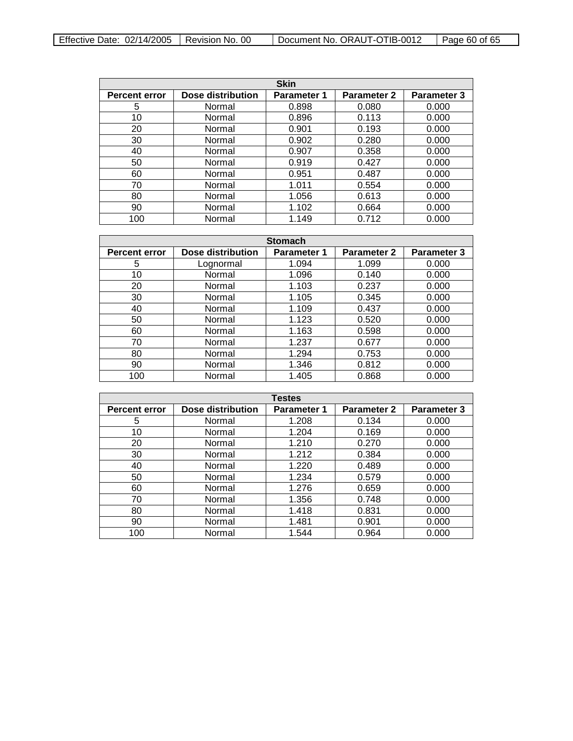| Skin | | | | |
|---|---|---|---|---|
| **Percent error** | **Dose distribution** | **Parameter 1** | **Parameter 2** | **Parameter 3** |
| 5 | Normal | 0.898 | 0.080 | 0.000 |
| 10 | Normal | 0.896 | 0.113 | 0.000 |
| 20 | Normal | 0.901 | 0.193 | 0.000 |
| 30 | Normal | 0.902 | 0.280 | 0.000 |
| 40 | Normal | 0.907 | 0.358 | 0.000 |
| 50 | Normal | 0.919 | 0.427 | 0.000 |
| 60 | Normal | 0.951 | 0.487 | 0.000 |
| 70 | Normal | 1.011 | 0.554 | 0.000 |
| 80 | Normal | 1.056 | 0.613 | 0.000 |
| 90 | Normal | 1.102 | 0.664 | 0.000 |
| 100 | Normal | 1.149 | 0.712 | 0.000 |

| Stomach | | | | |
|---|---|---|---|---|
| **Percent error** | **Dose distribution** | **Parameter 1** | **Parameter 2** | **Parameter 3** |
| 5 | Lognormal | 1.094 | 1.099 | 0.000 |
| 10 | Normal | 1.096 | 0.140 | 0.000 |
| 20 | Normal | 1.103 | 0.237 | 0.000 |
| 30 | Normal | 1.105 | 0.345 | 0.000 |
| 40 | Normal | 1.109 | 0.437 | 0.000 |
| 50 | Normal | 1.123 | 0.520 | 0.000 |
| 60 | Normal | 1.163 | 0.598 | 0.000 |
| 70 | Normal | 1.237 | 0.677 | 0.000 |
| 80 | Normal | 1.294 | 0.753 | 0.000 |
| 90 | Normal | 1.346 | 0.812 | 0.000 |
| 100 | Normal | 1.405 | 0.868 | 0.000 |

| Testes | | | | |
|---|---|---|---|---|
| **Percent error** | **Dose distribution** | **Parameter 1** | **Parameter 2** | **Parameter 3** |
| 5 | Normal | 1.208 | 0.134 | 0.000 |
| 10 | Normal | 1.204 | 0.169 | 0.000 |
| 20 | Normal | 1.210 | 0.270 | 0.000 |
| 30 | Normal | 1.212 | 0.384 | 0.000 |
| 40 | Normal | 1.220 | 0.489 | 0.000 |
| 50 | Normal | 1.234 | 0.579 | 0.000 |
| 60 | Normal | 1.276 | 0.659 | 0.000 |
| 70 | Normal | 1.356 | 0.748 | 0.000 |
| 80 | Normal | 1.418 | 0.831 | 0.000 |
| 90 | Normal | 1.481 | 0.901 | 0.000 |
| 100 | Normal | 1.544 | 0.964 | 0.000 |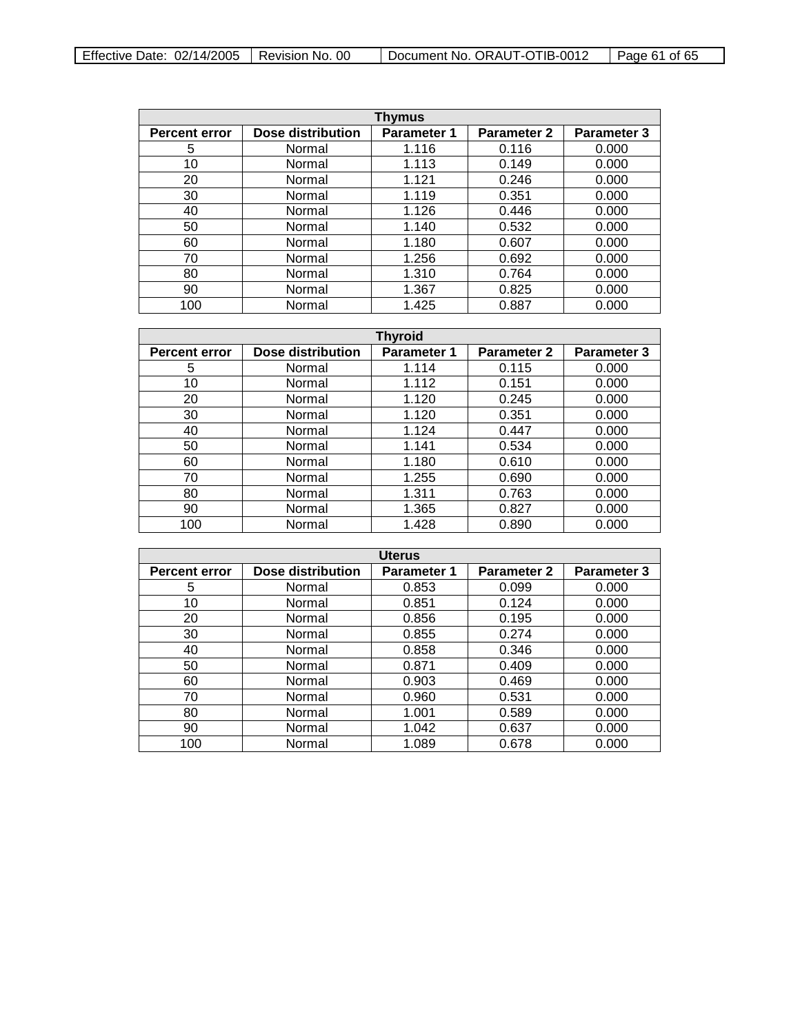| Thymus | | | | |
|---|---|---|---|---|
| **Percent error** | **Dose distribution** | **Parameter 1** | **Parameter 2** | **Parameter 3** |
| 5 | Normal | 1.116 | 0.116 | 0.000 |
| 10 | Normal | 1.113 | 0.149 | 0.000 |
| 20 | Normal | 1.121 | 0.246 | 0.000 |
| 30 | Normal | 1.119 | 0.351 | 0.000 |
| 40 | Normal | 1.126 | 0.446 | 0.000 |
| 50 | Normal | 1.140 | 0.532 | 0.000 |
| 60 | Normal | 1.180 | 0.607 | 0.000 |
| 70 | Normal | 1.256 | 0.692 | 0.000 |
| 80 | Normal | 1.310 | 0.764 | 0.000 |
| 90 | Normal | 1.367 | 0.825 | 0.000 |
| 100 | Normal | 1.425 | 0.887 | 0.000 |

| Thyroid | | | | |
|---|---|---|---|---|
| **Percent error** | **Dose distribution** | **Parameter 1** | **Parameter 2** | **Parameter 3** |
| 5 | Normal | 1.114 | 0.115 | 0.000 |
| 10 | Normal | 1.112 | 0.151 | 0.000 |
| 20 | Normal | 1.120 | 0.245 | 0.000 |
| 30 | Normal | 1.120 | 0.351 | 0.000 |
| 40 | Normal | 1.124 | 0.447 | 0.000 |
| 50 | Normal | 1.141 | 0.534 | 0.000 |
| 60 | Normal | 1.180 | 0.610 | 0.000 |
| 70 | Normal | 1.255 | 0.690 | 0.000 |
| 80 | Normal | 1.311 | 0.763 | 0.000 |
| 90 | Normal | 1.365 | 0.827 | 0.000 |
| 100 | Normal | 1.428 | 0.890 | 0.000 |

| Uterus | | | | |
|---|---|---|---|---|
| **Percent error** | **Dose distribution** | **Parameter 1** | **Parameter 2** | **Parameter 3** |
| 5 | Normal | 0.853 | 0.099 | 0.000 |
| 10 | Normal | 0.851 | 0.124 | 0.000 |
| 20 | Normal | 0.856 | 0.195 | 0.000 |
| 30 | Normal | 0.855 | 0.274 | 0.000 |
| 40 | Normal | 0.858 | 0.346 | 0.000 |
| 50 | Normal | 0.871 | 0.409 | 0.000 |
| 60 | Normal | 0.903 | 0.469 | 0.000 |
| 70 | Normal | 0.960 | 0.531 | 0.000 |
| 80 | Normal | 1.001 | 0.589 | 0.000 |
| 90 | Normal | 1.042 | 0.637 | 0.000 |
| 100 | Normal | 1.089 | 0.678 | 0.000 |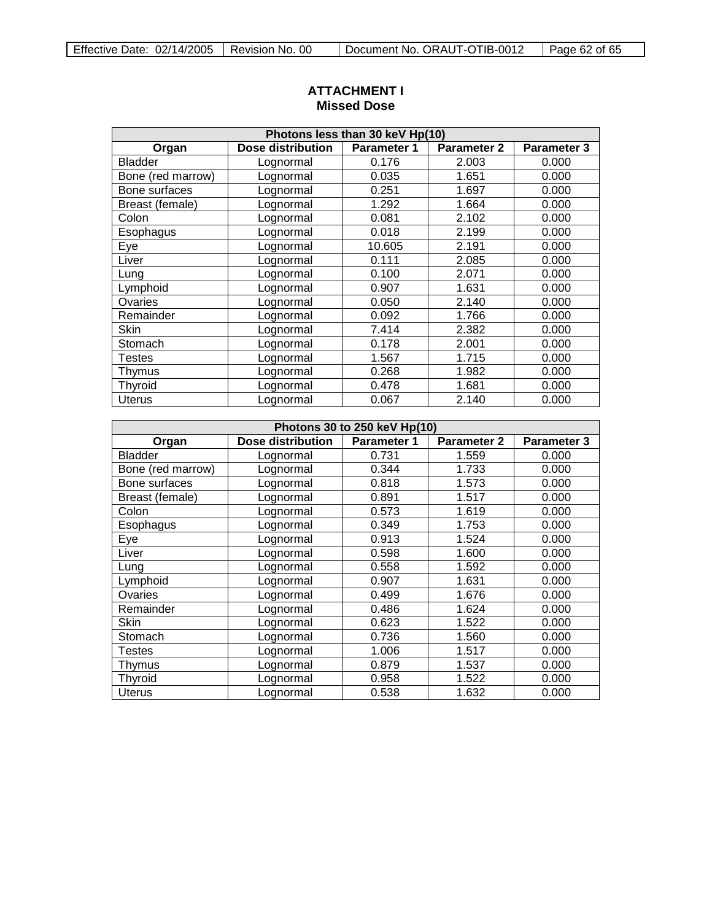## ATTACHMENT I
## Missed Dose

| Photons less than 30 keV Hp(10) | | | | |
|---|---|---|---|---|
| **Organ** | **Dose distribution** | **Parameter 1** | **Parameter 2** | **Parameter 3** |
| Bladder | Lognormal | 0.176 | 2.003 | 0.000 |
| Bone (red marrow) | Lognormal | 0.035 | 1.651 | 0.000 |
| Bone surfaces | Lognormal | 0.251 | 1.697 | 0.000 |
| Breast (female) | Lognormal | 1.292 | 1.664 | 0.000 |
| Colon | Lognormal | 0.081 | 2.102 | 0.000 |
| Esophagus | Lognormal | 0.018 | 2.199 | 0.000 |
| Eye | Lognormal | 10.605 | 2.191 | 0.000 |
| Liver | Lognormal | 0.111 | 2.085 | 0.000 |
| Lung | Lognormal | 0.100 | 2.071 | 0.000 |
| Lymphoid | Lognormal | 0.907 | 1.631 | 0.000 |
| Ovaries | Lognormal | 0.050 | 2.140 | 0.000 |
| Remainder | Lognormal | 0.092 | 1.766 | 0.000 |
| Skin | Lognormal | 7.414 | 2.382 | 0.000 |
| Stomach | Lognormal | 0.178 | 2.001 | 0.000 |
| Testes | Lognormal | 1.567 | 1.715 | 0.000 |
| Thymus | Lognormal | 0.268 | 1.982 | 0.000 |
| Thyroid | Lognormal | 0.478 | 1.681 | 0.000 |
| Uterus | Lognormal | 0.067 | 2.140 | 0.000 |

| Photons 30 to 250 keV Hp(10) | | | | |
|---|---|---|---|---|
| **Organ** | **Dose distribution** | **Parameter 1** | **Parameter 2** | **Parameter 3** |
| Bladder | Lognormal | 0.731 | 1.559 | 0.000 |
| Bone (red marrow) | Lognormal | 0.344 | 1.733 | 0.000 |
| Bone surfaces | Lognormal | 0.818 | 1.573 | 0.000 |
| Breast (female) | Lognormal | 0.891 | 1.517 | 0.000 |
| Colon | Lognormal | 0.573 | 1.619 | 0.000 |
| Esophagus | Lognormal | 0.349 | 1.753 | 0.000 |
| Eye | Lognormal | 0.913 | 1.524 | 0.000 |
| Liver | Lognormal | 0.598 | 1.600 | 0.000 |
| Lung | Lognormal | 0.558 | 1.592 | 0.000 |
| Lymphoid | Lognormal | 0.907 | 1.631 | 0.000 |
| Ovaries | Lognormal | 0.499 | 1.676 | 0.000 |
| Remainder | Lognormal | 0.486 | 1.624 | 0.000 |
| Skin | Lognormal | 0.623 | 1.522 | 0.000 |
| Stomach | Lognormal | 0.736 | 1.560 | 0.000 |
| Testes | Lognormal | 1.006 | 1.517 | 0.000 |
| Thymus | Lognormal | 0.879 | 1.537 | 0.000 |
| Thyroid | Lognormal | 0.958 | 1.522 | 0.000 |
| Uterus | Lognormal | 0.538 | 1.632 | 0.000 |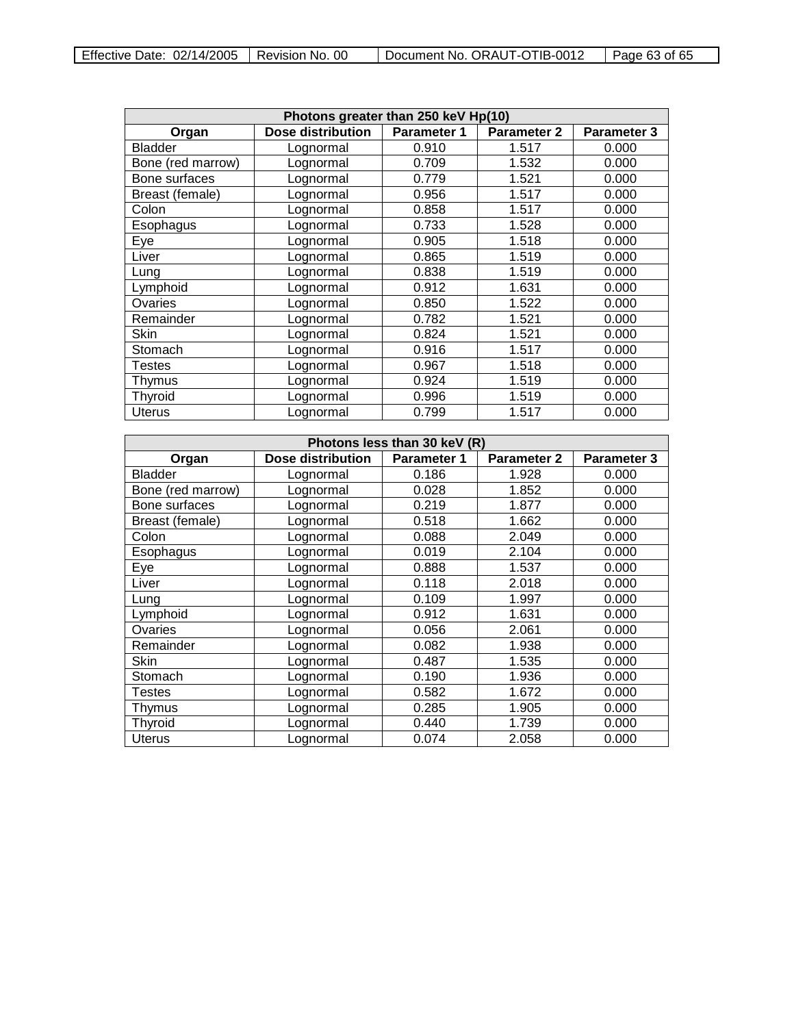| Photons greater than 250 keV Hp(10) | | | | |
|---|---|---|---|---|
| **Organ** | **Dose distribution** | **Parameter 1** | **Parameter 2** | **Parameter 3** |
| Bladder | Lognormal | 0.910 | 1.517 | 0.000 |
| Bone (red marrow) | Lognormal | 0.709 | 1.532 | 0.000 |
| Bone surfaces | Lognormal | 0.779 | 1.521 | 0.000 |
| Breast (female) | Lognormal | 0.956 | 1.517 | 0.000 |
| Colon | Lognormal | 0.858 | 1.517 | 0.000 |
| Esophagus | Lognormal | 0.733 | 1.528 | 0.000 |
| Eye | Lognormal | 0.905 | 1.518 | 0.000 |
| Liver | Lognormal | 0.865 | 1.519 | 0.000 |
| Lung | Lognormal | 0.838 | 1.519 | 0.000 |
| Lymphoid | Lognormal | 0.912 | 1.631 | 0.000 |
| Ovaries | Lognormal | 0.850 | 1.522 | 0.000 |
| Remainder | Lognormal | 0.782 | 1.521 | 0.000 |
| Skin | Lognormal | 0.824 | 1.521 | 0.000 |
| Stomach | Lognormal | 0.916 | 1.517 | 0.000 |
| Testes | Lognormal | 0.967 | 1.518 | 0.000 |
| Thymus | Lognormal | 0.924 | 1.519 | 0.000 |
| Thyroid | Lognormal | 0.996 | 1.519 | 0.000 |
| Uterus | Lognormal | 0.799 | 1.517 | 0.000 |

| Photons less than 30 keV (R) | | | | |
|---|---|---|---|---|
| **Organ** | **Dose distribution** | **Parameter 1** | **Parameter 2** | **Parameter 3** |
| Bladder | Lognormal | 0.186 | 1.928 | 0.000 |
| Bone (red marrow) | Lognormal | 0.028 | 1.852 | 0.000 |
| Bone surfaces | Lognormal | 0.219 | 1.877 | 0.000 |
| Breast (female) | Lognormal | 0.518 | 1.662 | 0.000 |
| Colon | Lognormal | 0.088 | 2.049 | 0.000 |
| Esophagus | Lognormal | 0.019 | 2.104 | 0.000 |
| Eye | Lognormal | 0.888 | 1.537 | 0.000 |
| Liver | Lognormal | 0.118 | 2.018 | 0.000 |
| Lung | Lognormal | 0.109 | 1.997 | 0.000 |
| Lymphoid | Lognormal | 0.912 | 1.631 | 0.000 |
| Ovaries | Lognormal | 0.056 | 2.061 | 0.000 |
| Remainder | Lognormal | 0.082 | 1.938 | 0.000 |
| Skin | Lognormal | 0.487 | 1.535 | 0.000 |
| Stomach | Lognormal | 0.190 | 1.936 | 0.000 |
| Testes | Lognormal | 0.582 | 1.672 | 0.000 |
| Thymus | Lognormal | 0.285 | 1.905 | 0.000 |
| Thyroid | Lognormal | 0.440 | 1.739 | 0.000 |
| Uterus | Lognormal | 0.074 | 2.058 | 0.000 |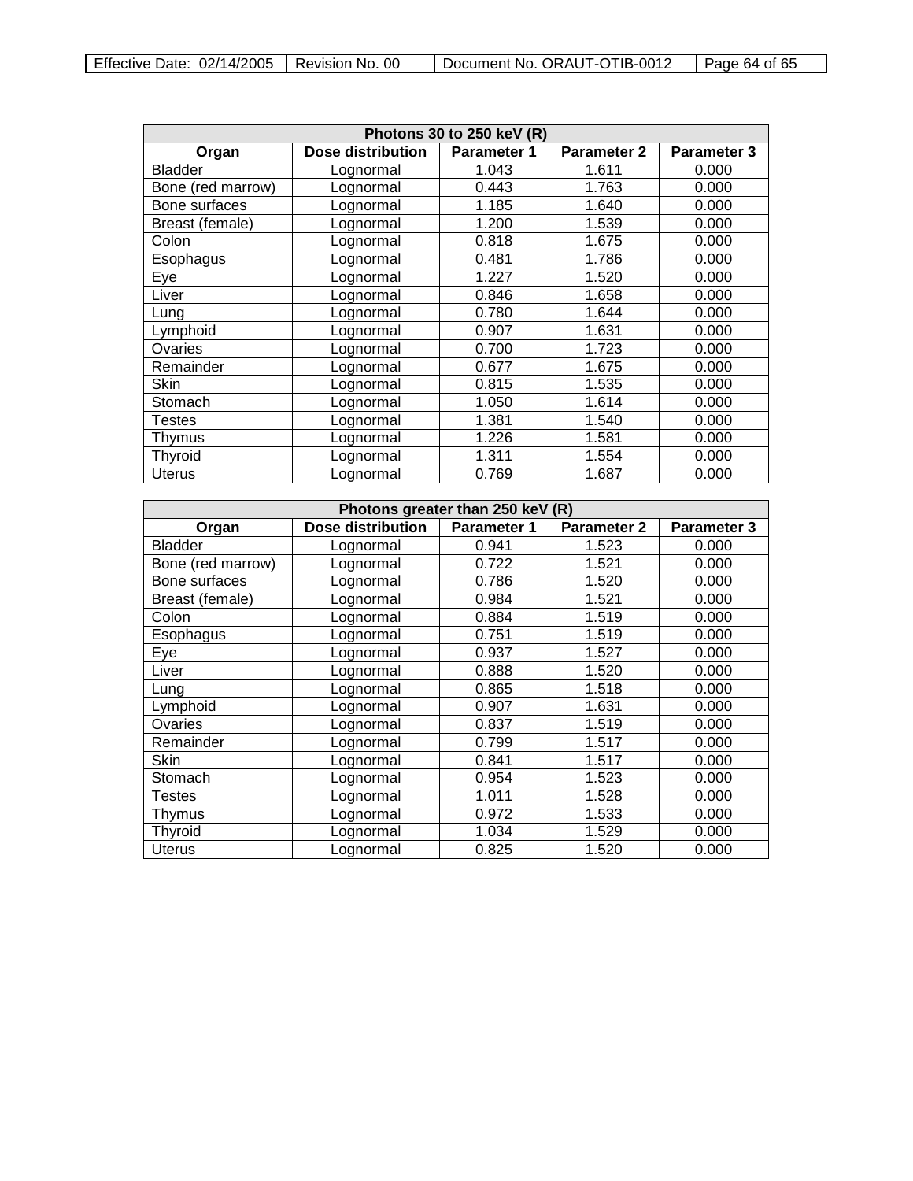| Photons 30 to 250 keV (R) | | | | |
|---|---|---|---|---|
| **Organ** | **Dose distribution** | **Parameter 1** | **Parameter 2** | **Parameter 3** |
| Bladder | Lognormal | 1.043 | 1.611 | 0.000 |
| Bone (red marrow) | Lognormal | 0.443 | 1.763 | 0.000 |
| Bone surfaces | Lognormal | 1.185 | 1.640 | 0.000 |
| Breast (female) | Lognormal | 1.200 | 1.539 | 0.000 |
| Colon | Lognormal | 0.818 | 1.675 | 0.000 |
| Esophagus | Lognormal | 0.481 | 1.786 | 0.000 |
| Eye | Lognormal | 1.227 | 1.520 | 0.000 |
| Liver | Lognormal | 0.846 | 1.658 | 0.000 |
| Lung | Lognormal | 0.780 | 1.644 | 0.000 |
| Lymphoid | Lognormal | 0.907 | 1.631 | 0.000 |
| Ovaries | Lognormal | 0.700 | 1.723 | 0.000 |
| Remainder | Lognormal | 0.677 | 1.675 | 0.000 |
| Skin | Lognormal | 0.815 | 1.535 | 0.000 |
| Stomach | Lognormal | 1.050 | 1.614 | 0.000 |
| Testes | Lognormal | 1.381 | 1.540 | 0.000 |
| Thymus | Lognormal | 1.226 | 1.581 | 0.000 |
| Thyroid | Lognormal | 1.311 | 1.554 | 0.000 |
| Uterus | Lognormal | 0.769 | 1.687 | 0.000 |

| Photons greater than 250 keV (R) | | | | |
|---|---|---|---|---|
| **Organ** | **Dose distribution** | **Parameter 1** | **Parameter 2** | **Parameter 3** |
| Bladder | Lognormal | 0.941 | 1.523 | 0.000 |
| Bone (red marrow) | Lognormal | 0.722 | 1.521 | 0.000 |
| Bone surfaces | Lognormal | 0.786 | 1.520 | 0.000 |
| Breast (female) | Lognormal | 0.984 | 1.521 | 0.000 |
| Colon | Lognormal | 0.884 | 1.519 | 0.000 |
| Esophagus | Lognormal | 0.751 | 1.519 | 0.000 |
| Eye | Lognormal | 0.937 | 1.527 | 0.000 |
| Liver | Lognormal | 0.888 | 1.520 | 0.000 |
| Lung | Lognormal | 0.865 | 1.518 | 0.000 |
| Lymphoid | Lognormal | 0.907 | 1.631 | 0.000 |
| Ovaries | Lognormal | 0.837 | 1.519 | 0.000 |
| Remainder | Lognormal | 0.799 | 1.517 | 0.000 |
| Skin | Lognormal | 0.841 | 1.517 | 0.000 |
| Stomach | Lognormal | 0.954 | 1.523 | 0.000 |
| Testes | Lognormal | 1.011 | 1.528 | 0.000 |
| Thymus | Lognormal | 0.972 | 1.533 | 0.000 |
| Thyroid | Lognormal | 1.034 | 1.529 | 0.000 |
| Uterus | Lognormal | 0.825 | 1.520 | 0.000 |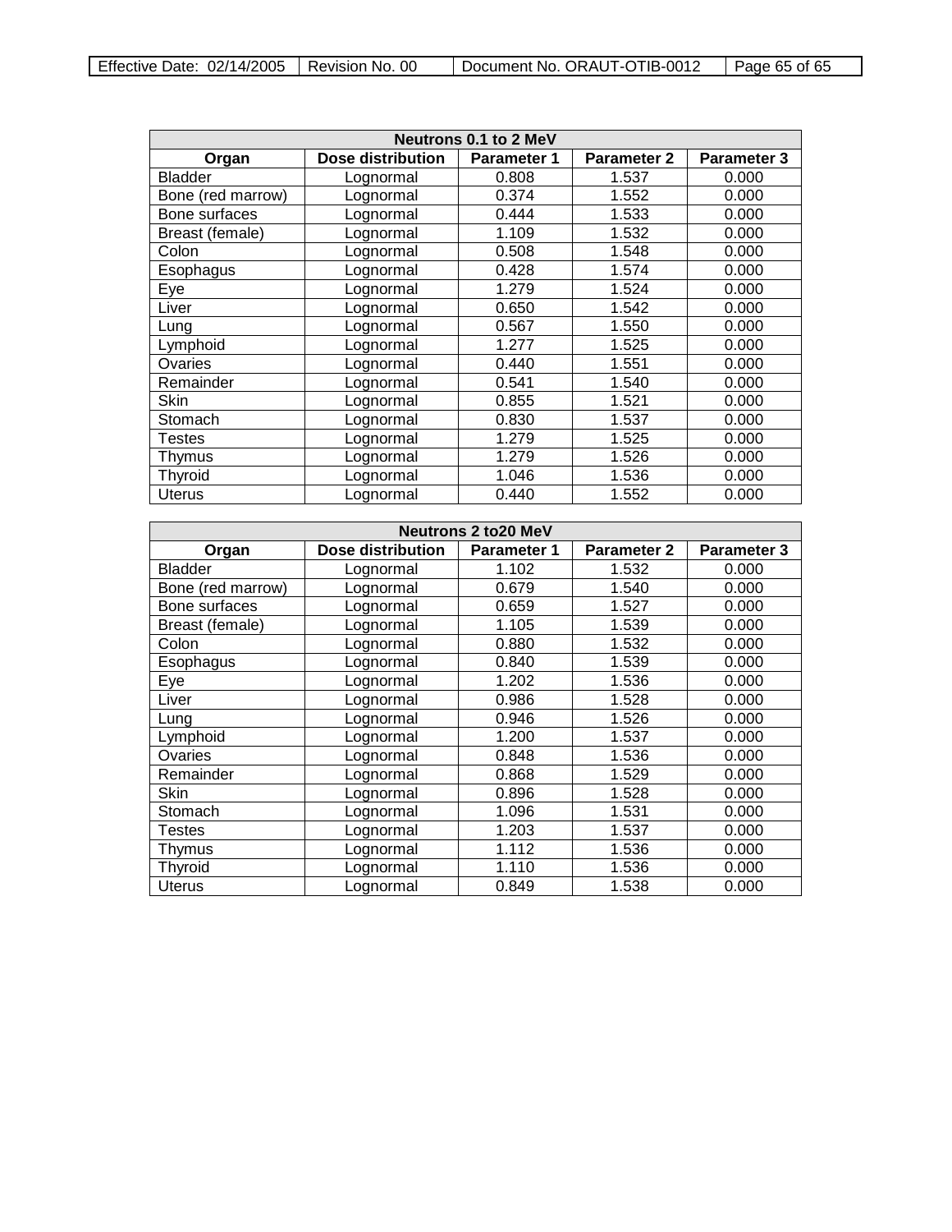| Neutrons 0.1 to 2 MeV | | | | |
|---|---|---|---|---|
| **Organ** | **Dose distribution** | **Parameter 1** | **Parameter 2** | **Parameter 3** |
| Bladder | Lognormal | 0.808 | 1.537 | 0.000 |
| Bone (red marrow) | Lognormal | 0.374 | 1.552 | 0.000 |
| Bone surfaces | Lognormal | 0.444 | 1.533 | 0.000 |
| Breast (female) | Lognormal | 1.109 | 1.532 | 0.000 |
| Colon | Lognormal | 0.508 | 1.548 | 0.000 |
| Esophagus | Lognormal | 0.428 | 1.574 | 0.000 |
| Eye | Lognormal | 1.279 | 1.524 | 0.000 |
| Liver | Lognormal | 0.650 | 1.542 | 0.000 |
| Lung | Lognormal | 0.567 | 1.550 | 0.000 |
| Lymphoid | Lognormal | 1.277 | 1.525 | 0.000 |
| Ovaries | Lognormal | 0.440 | 1.551 | 0.000 |
| Remainder | Lognormal | 0.541 | 1.540 | 0.000 |
| Skin | Lognormal | 0.855 | 1.521 | 0.000 |
| Stomach | Lognormal | 0.830 | 1.537 | 0.000 |
| Testes | Lognormal | 1.279 | 1.525 | 0.000 |
| Thymus | Lognormal | 1.279 | 1.526 | 0.000 |
| Thyroid | Lognormal | 1.046 | 1.536 | 0.000 |
| Uterus | Lognormal | 0.440 | 1.552 | 0.000 |

| Neutrons 2 to20 MeV | | | | |
|---|---|---|---|---|
| **Organ** | **Dose distribution** | **Parameter 1** | **Parameter 2** | **Parameter 3** |
| Bladder | Lognormal | 1.102 | 1.532 | 0.000 |
| Bone (red marrow) | Lognormal | 0.679 | 1.540 | 0.000 |
| Bone surfaces | Lognormal | 0.659 | 1.527 | 0.000 |
| Breast (female) | Lognormal | 1.105 | 1.539 | 0.000 |
| Colon | Lognormal | 0.880 | 1.532 | 0.000 |
| Esophagus | Lognormal | 0.840 | 1.539 | 0.000 |
| Eye | Lognormal | 1.202 | 1.536 | 0.000 |
| Liver | Lognormal | 0.986 | 1.528 | 0.000 |
| Lung | Lognormal | 0.946 | 1.526 | 0.000 |
| Lymphoid | Lognormal | 1.200 | 1.537 | 0.000 |
| Ovaries | Lognormal | 0.848 | 1.536 | 0.000 |
| Remainder | Lognormal | 0.868 | 1.529 | 0.000 |
| Skin | Lognormal | 0.896 | 1.528 | 0.000 |
| Stomach | Lognormal | 1.096 | 1.531 | 0.000 |
| Testes | Lognormal | 1.203 | 1.537 | 0.000 |
| Thymus | Lognormal | 1.112 | 1.536 | 0.000 |
| Thyroid | Lognormal | 1.110 | 1.536 | 0.000 |
| Uterus | Lognormal | 0.849 | 1.538 | 0.000 |